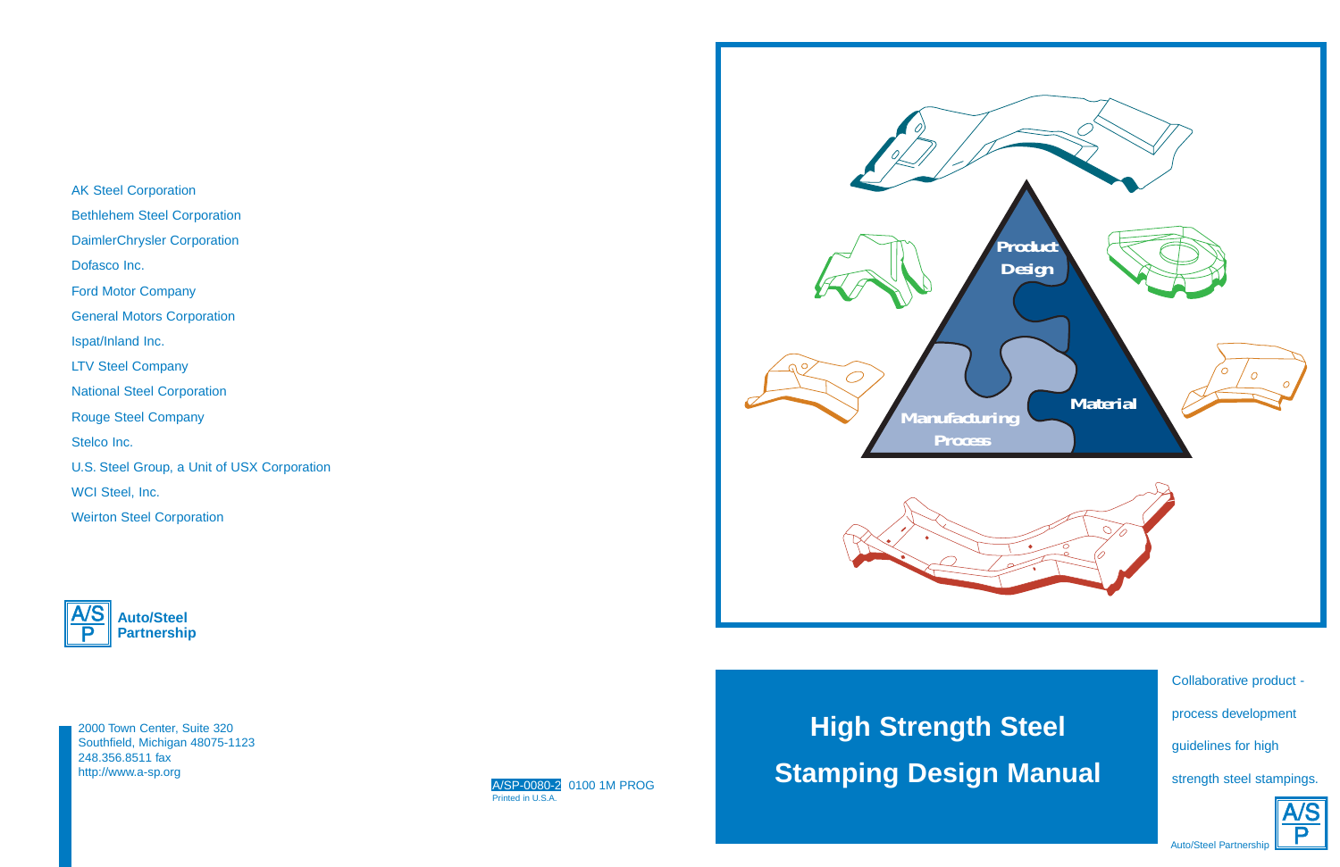# High Strength Steel Stamping Design Manual

Collaborative product - process development guidelines for high strength steel stampings.

Auto/Steel Partnership

Product Design

Material

Manufacturing Process

AK Steel Corporation

Bethlehem Steel Corporation

DaimlerChrysler Corporation

Dofasco Inc.

Ford Motor Company

General Motors Corporation

Ispat/Inland Inc.

LTV Steel Company

National Steel Corporation

Rouge Steel Company

Stelco Inc.

U.S. Steel Group, a Unit of USX Corporation

WCI Steel, Inc.

Weirton Steel Corporation

**Auto/Steel Partnership**

2000 Town Center, Suite 320
Southfield, Michigan 48075-1123
248.356.8511 fax
http://www.a-sp.org

A/SP-0080-2 0100 1M PROG
Printed in U.S.A.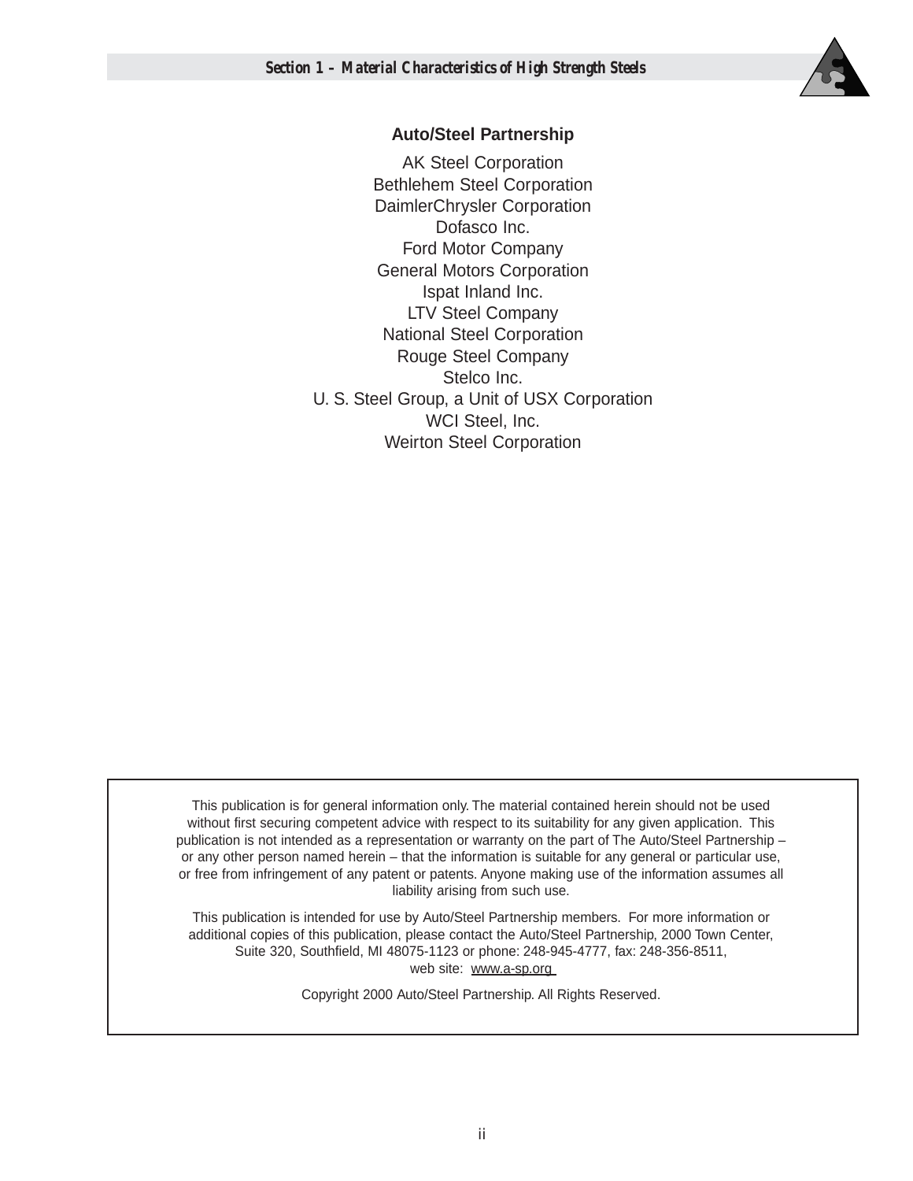## Auto/Steel Partnership

AK Steel Corporation
Bethlehem Steel Corporation
DaimlerChrysler Corporation
Dofasco Inc.
Ford Motor Company
General Motors Corporation
Ispat Inland Inc.
LTV Steel Company
National Steel Corporation
Rouge Steel Company
Stelco Inc.
U. S. Steel Group, a Unit of USX Corporation
WCI Steel, Inc.
Weirton Steel Corporation

This publication is for general information only. The material contained herein should not be used without first securing competent advice with respect to its suitability for any given application. This publication is not intended as a representation or warranty on the part of The Auto/Steel Partnership – or any other person named herein – that the information is suitable for any general or particular use, or free from infringement of any patent or patents. Anyone making use of the information assumes all liability arising from such use.

This publication is intended for use by Auto/Steel Partnership members. For more information or additional copies of this publication, please contact the Auto/Steel Partnership, 2000 Town Center, Suite 320, Southfield, MI 48075-1123 or phone: 248-945-4777, fax: 248-356-8511, web site: www.a-sp.org

Copyright 2000 Auto/Steel Partnership. All Rights Reserved.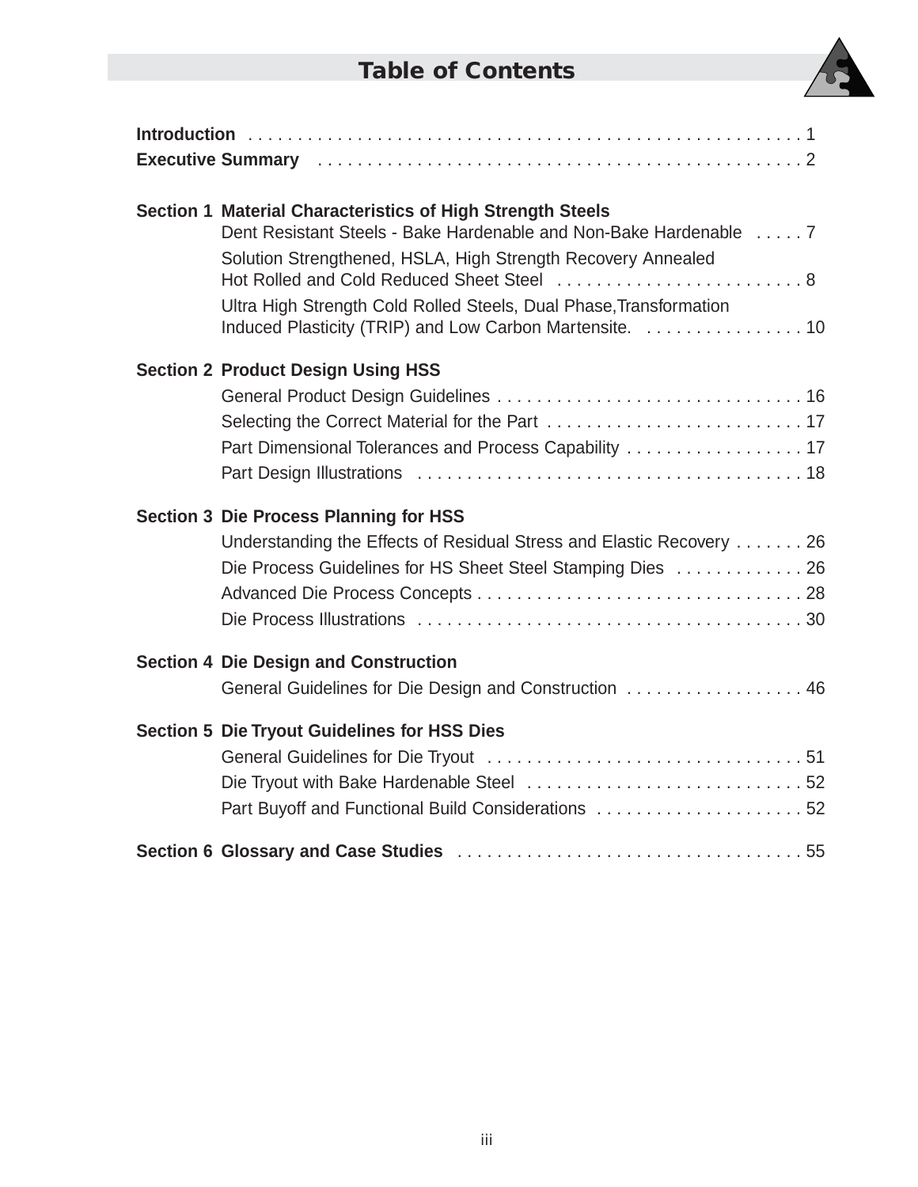# Table of Contents

**Introduction** . . . . . . . . . . . . . . . . . . . . . . . . . . . . . . . . . . . . . . . . . . . . . . . . . . . . 1

**Executive Summary** . . . . . . . . . . . . . . . . . . . . . . . . . . . . . . . . . . . . . . . . . . . . . . . . 2

**Section 1 Material Characteristics of High Strength Steels**

- Dent Resistant Steels - Bake Hardenable and Non-Bake Hardenable . . . . . 7
- Solution Strengthened, HSLA, High Strength Recovery Annealed Hot Rolled and Cold Reduced Sheet Steel . . . . . . . . . . . . . . . . . . . . . . . . . 8
- Ultra High Strength Cold Rolled Steels, Dual Phase,Transformation Induced Plasticity (TRIP) and Low Carbon Martensite. . . . . . . . . . . . . . . . . 10

**Section 2 Product Design Using HSS**

- General Product Design Guidelines . . . . . . . . . . . . . . . . . . . . . . . . . . . . . . . . 16
- Selecting the Correct Material for the Part . . . . . . . . . . . . . . . . . . . . . . . . . . 17
- Part Dimensional Tolerances and Process Capability . . . . . . . . . . . . . . . . . . 17
- Part Design Illustrations . . . . . . . . . . . . . . . . . . . . . . . . . . . . . . . . . . . . . . . 18

**Section 3 Die Process Planning for HSS**

- Understanding the Effects of Residual Stress and Elastic Recovery . . . . . . . 26
- Die Process Guidelines for HS Sheet Steel Stamping Dies . . . . . . . . . . . . . 26
- Advanced Die Process Concepts . . . . . . . . . . . . . . . . . . . . . . . . . . . . . . . . . 28
- Die Process Illustrations . . . . . . . . . . . . . . . . . . . . . . . . . . . . . . . . . . . . . . . 30

**Section 4 Die Design and Construction**

- General Guidelines for Die Design and Construction . . . . . . . . . . . . . . . . . . 46

**Section 5 Die Tryout Guidelines for HSS Dies**

- General Guidelines for Die Tryout . . . . . . . . . . . . . . . . . . . . . . . . . . . . . . . . 51
- Die Tryout with Bake Hardenable Steel . . . . . . . . . . . . . . . . . . . . . . . . . . . . 52
- Part Buyoff and Functional Build Considerations . . . . . . . . . . . . . . . . . . . . . 52

**Section 6 Glossary and Case Studies** . . . . . . . . . . . . . . . . . . . . . . . . . . . . . . . . . . . 55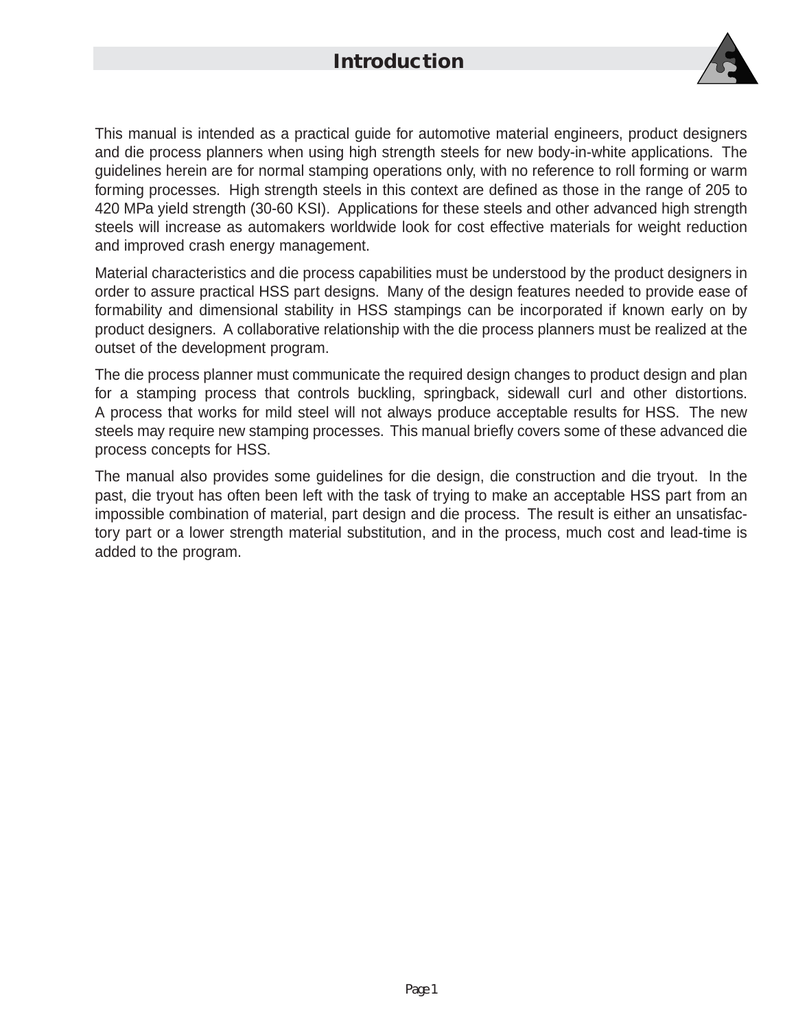# Introduction

This manual is intended as a practical guide for automotive material engineers, product designers and die process planners when using high strength steels for new body-in-white applications. The guidelines herein are for normal stamping operations only, with no reference to roll forming or warm forming processes. High strength steels in this context are defined as those in the range of 205 to 420 MPa yield strength (30-60 KSI). Applications for these steels and other advanced high strength steels will increase as automakers worldwide look for cost effective materials for weight reduction and improved crash energy management.

Material characteristics and die process capabilities must be understood by the product designers in order to assure practical HSS part designs. Many of the design features needed to provide ease of formability and dimensional stability in HSS stampings can be incorporated if known early on by product designers. A collaborative relationship with the die process planners must be realized at the outset of the development program.

The die process planner must communicate the required design changes to product design and plan for a stamping process that controls buckling, springback, sidewall curl and other distortions. A process that works for mild steel will not always produce acceptable results for HSS. The new steels may require new stamping processes. This manual briefly covers some of these advanced die process concepts for HSS.

The manual also provides some guidelines for die design, die construction and die tryout. In the past, die tryout has often been left with the task of trying to make an acceptable HSS part from an impossible combination of material, part design and die process. The result is either an unsatisfactory part or a lower strength material substitution, and in the process, much cost and lead-time is added to the program.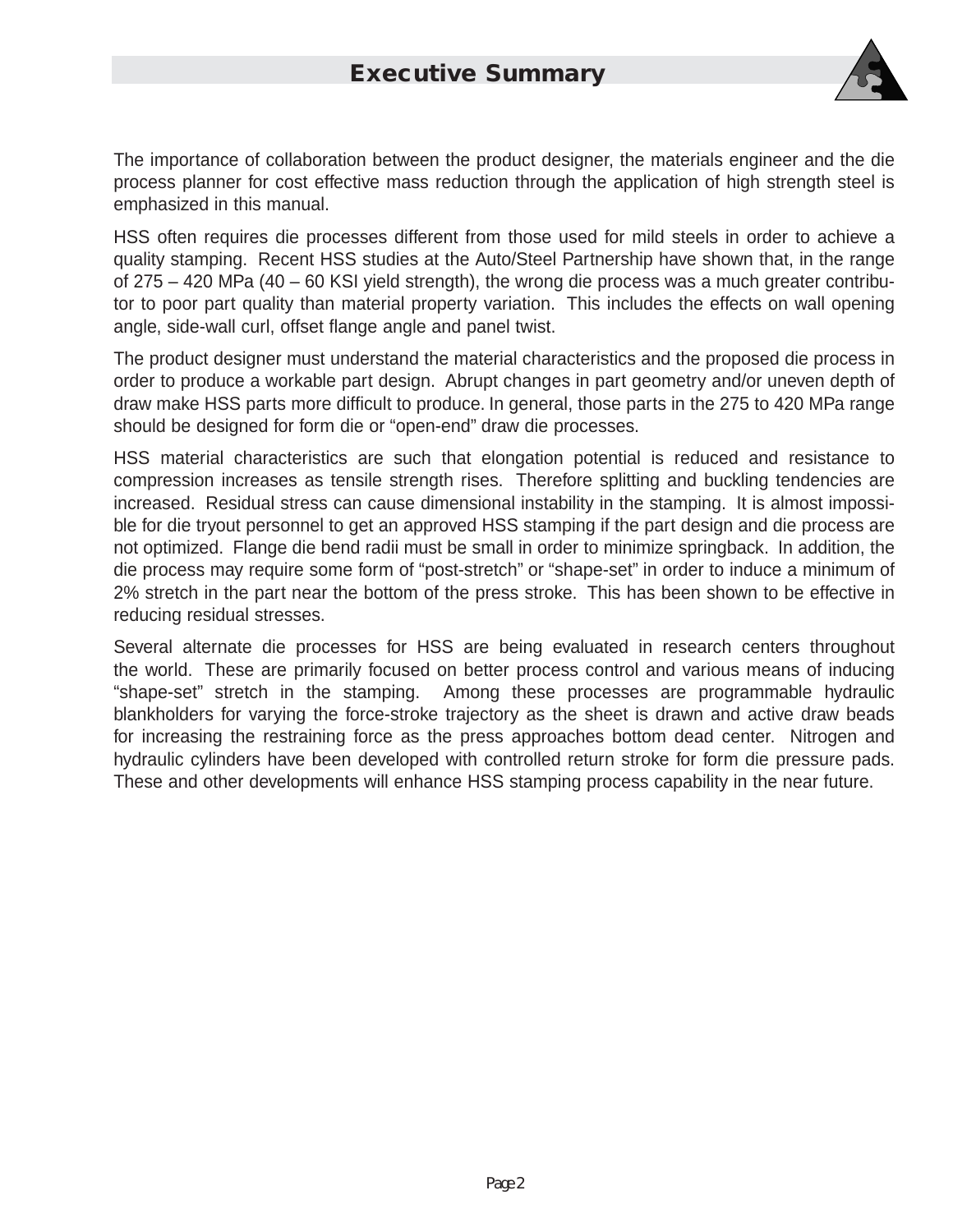# Executive Summary

The importance of collaboration between the product designer, the materials engineer and the die process planner for cost effective mass reduction through the application of high strength steel is emphasized in this manual.

HSS often requires die processes different from those used for mild steels in order to achieve a quality stamping. Recent HSS studies at the Auto/Steel Partnership have shown that, in the range of 275 – 420 MPa (40 – 60 KSI yield strength), the wrong die process was a much greater contributor to poor part quality than material property variation. This includes the effects on wall opening angle, side-wall curl, offset flange angle and panel twist.

The product designer must understand the material characteristics and the proposed die process in order to produce a workable part design. Abrupt changes in part geometry and/or uneven depth of draw make HSS parts more difficult to produce. In general, those parts in the 275 to 420 MPa range should be designed for form die or "open-end" draw die processes.

HSS material characteristics are such that elongation potential is reduced and resistance to compression increases as tensile strength rises. Therefore splitting and buckling tendencies are increased. Residual stress can cause dimensional instability in the stamping. It is almost impossible for die tryout personnel to get an approved HSS stamping if the part design and die process are not optimized. Flange die bend radii must be small in order to minimize springback. In addition, the die process may require some form of "post-stretch" or "shape-set" in order to induce a minimum of 2% stretch in the part near the bottom of the press stroke. This has been shown to be effective in reducing residual stresses.

Several alternate die processes for HSS are being evaluated in research centers throughout the world. These are primarily focused on better process control and various means of inducing "shape-set" stretch in the stamping. Among these processes are programmable hydraulic blankholders for varying the force-stroke trajectory as the sheet is drawn and active draw beads for increasing the restraining force as the press approaches bottom dead center. Nitrogen and hydraulic cylinders have been developed with controlled return stroke for form die pressure pads. These and other developments will enhance HSS stamping process capability in the near future.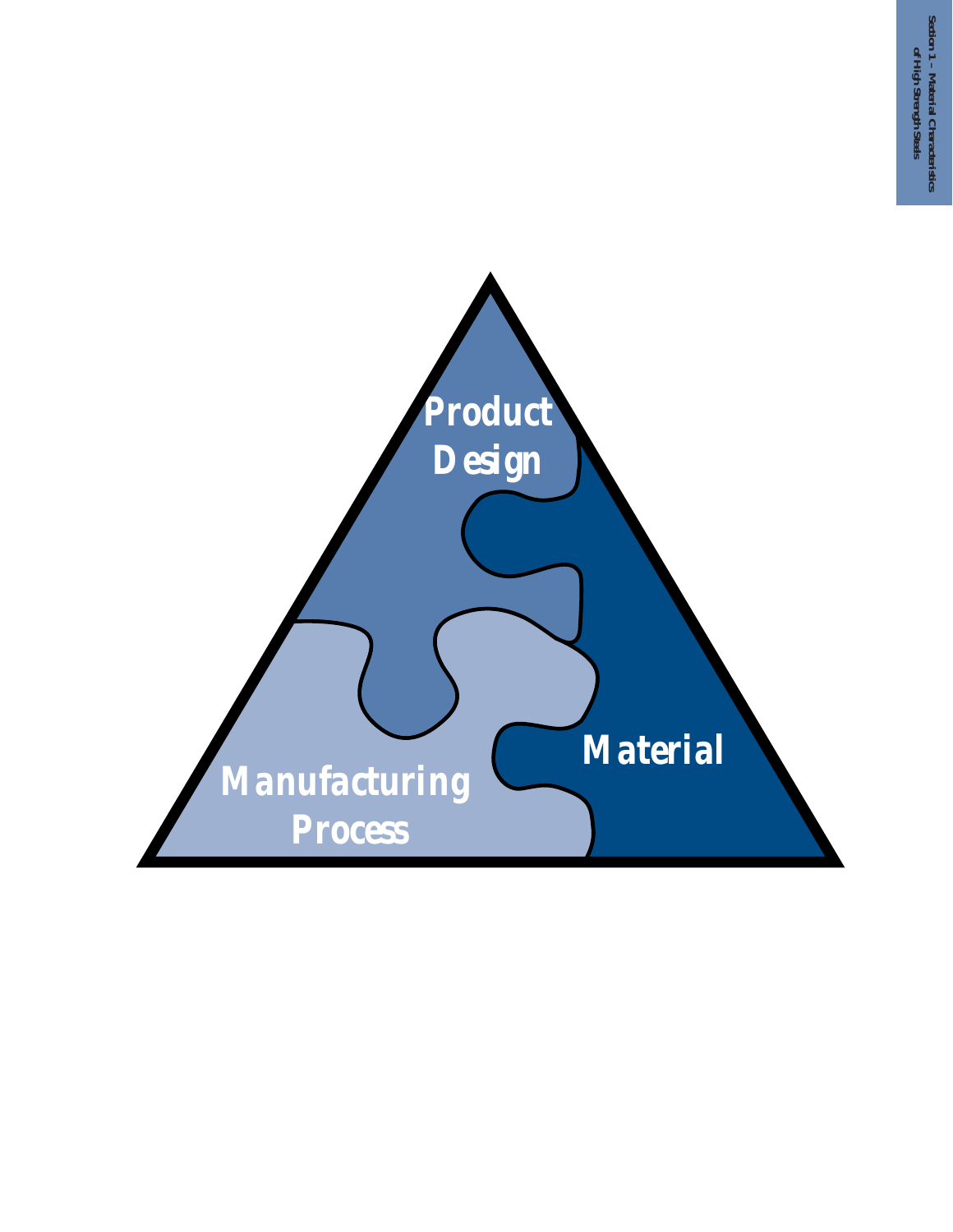Product Design

Material

Manufacturing Process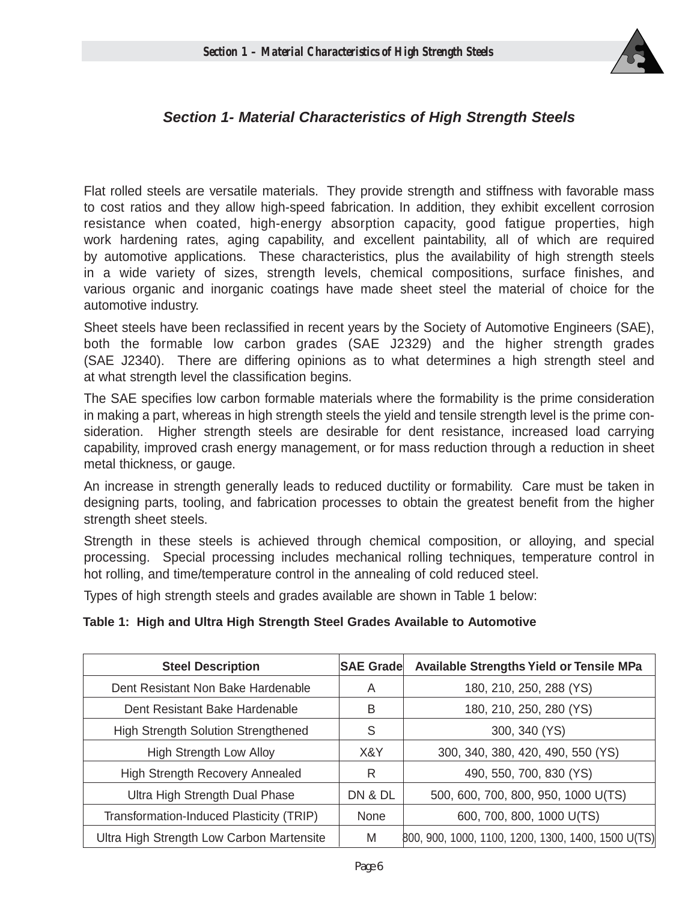## *Section 1- Material Characteristics of High Strength Steels*

Flat rolled steels are versatile materials. They provide strength and stiffness with favorable mass to cost ratios and they allow high-speed fabrication. In addition, they exhibit excellent corrosion resistance when coated, high-energy absorption capacity, good fatigue properties, high work hardening rates, aging capability, and excellent paintability, all of which are required by automotive applications. These characteristics, plus the availability of high strength steels in a wide variety of sizes, strength levels, chemical compositions, surface finishes, and various organic and inorganic coatings have made sheet steel the material of choice for the automotive industry.

Sheet steels have been reclassified in recent years by the Society of Automotive Engineers (SAE), both the formable low carbon grades (SAE J2329) and the higher strength grades (SAE J2340). There are differing opinions as to what determines a high strength steel and at what strength level the classification begins.

The SAE specifies low carbon formable materials where the formability is the prime consideration in making a part, whereas in high strength steels the yield and tensile strength level is the prime consideration. Higher strength steels are desirable for dent resistance, increased load carrying capability, improved crash energy management, or for mass reduction through a reduction in sheet metal thickness, or gauge.

An increase in strength generally leads to reduced ductility or formability. Care must be taken in designing parts, tooling, and fabrication processes to obtain the greatest benefit from the higher strength sheet steels.

Strength in these steels is achieved through chemical composition, or alloying, and special processing. Special processing includes mechanical rolling techniques, temperature control in hot rolling, and time/temperature control in the annealing of cold reduced steel.

Types of high strength steels and grades available are shown in Table 1 below:

**Table 1: High and Ultra High Strength Steel Grades Available to Automotive**

| Steel Description | SAE Grade | Available Strengths Yield or Tensile MPa |
|---|---|---|
| Dent Resistant Non Bake Hardenable | A | 180, 210, 250, 288 (YS) |
| Dent Resistant Bake Hardenable | B | 180, 210, 250, 280 (YS) |
| High Strength Solution Strengthened | S | 300, 340 (YS) |
| High Strength Low Alloy | X&Y | 300, 340, 380, 420, 490, 550 (YS) |
| High Strength Recovery Annealed | R | 490, 550, 700, 830 (YS) |
| Ultra High Strength Dual Phase | DN & DL | 500, 600, 700, 800, 950, 1000 U(TS) |
| Transformation-Induced Plasticity (TRIP) | None | 600, 700, 800, 1000 U(TS) |
| Ultra High Strength Low Carbon Martensite | M | 800, 900, 1000, 1100, 1200, 1300, 1400, 1500 U(TS) |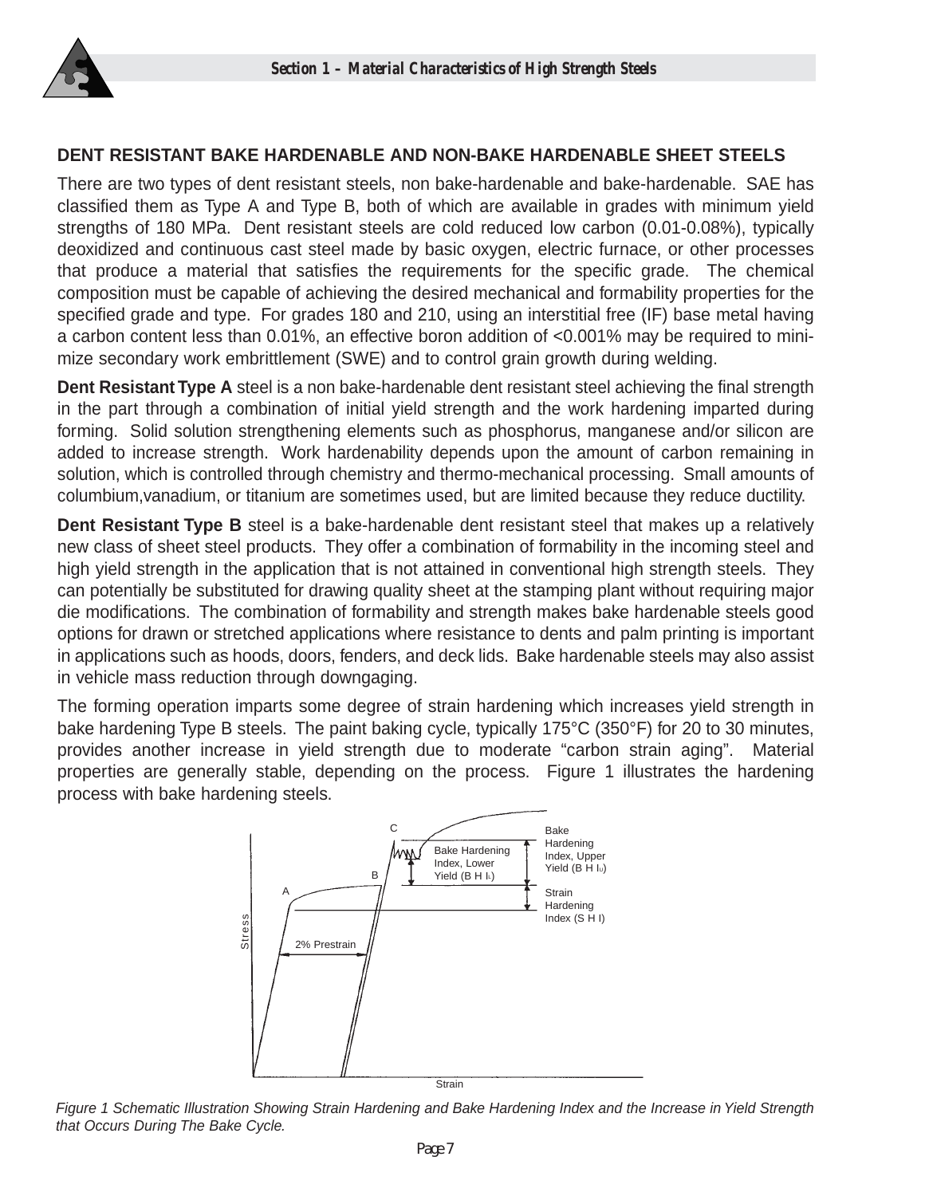## DENT RESISTANT BAKE HARDENABLE AND NON-BAKE HARDENABLE SHEET STEELS

There are two types of dent resistant steels, non bake-hardenable and bake-hardenable. SAE has classified them as Type A and Type B, both of which are available in grades with minimum yield strengths of 180 MPa. Dent resistant steels are cold reduced low carbon (0.01-0.08%), typically deoxidized and continuous cast steel made by basic oxygen, electric furnace, or other processes that produce a material that satisfies the requirements for the specific grade. The chemical composition must be capable of achieving the desired mechanical and formability properties for the specified grade and type. For grades 180 and 210, using an interstitial free (IF) base metal having a carbon content less than 0.01%, an effective boron addition of <0.001% may be required to minimize secondary work embrittlement (SWE) and to control grain growth during welding.

**Dent Resistant Type A** steel is a non bake-hardenable dent resistant steel achieving the final strength in the part through a combination of initial yield strength and the work hardening imparted during forming. Solid solution strengthening elements such as phosphorus, manganese and/or silicon are added to increase strength. Work hardenability depends upon the amount of carbon remaining in solution, which is controlled through chemistry and thermo-mechanical processing. Small amounts of columbium,vanadium, or titanium are sometimes used, but are limited because they reduce ductility.

**Dent Resistant Type B** steel is a bake-hardenable dent resistant steel that makes up a relatively new class of sheet steel products. They offer a combination of formability in the incoming steel and high yield strength in the application that is not attained in conventional high strength steels. They can potentially be substituted for drawing quality sheet at the stamping plant without requiring major die modifications. The combination of formability and strength makes bake hardenable steels good options for drawn or stretched applications where resistance to dents and palm printing is important in applications such as hoods, doors, fenders, and deck lids. Bake hardenable steels may also assist in vehicle mass reduction through downgaging.

The forming operation imparts some degree of strain hardening which increases yield strength in bake hardening Type B steels. The paint baking cycle, typically 175°C (350°F) for 20 to 30 minutes, provides another increase in yield strength due to moderate "carbon strain aging". Material properties are generally stable, depending on the process. Figure 1 illustrates the hardening process with bake hardening steels.

*Figure 1 Schematic Illustration Showing Strain Hardening and Bake Hardening Index and the Increase in Yield Strength that Occurs During The Bake Cycle.*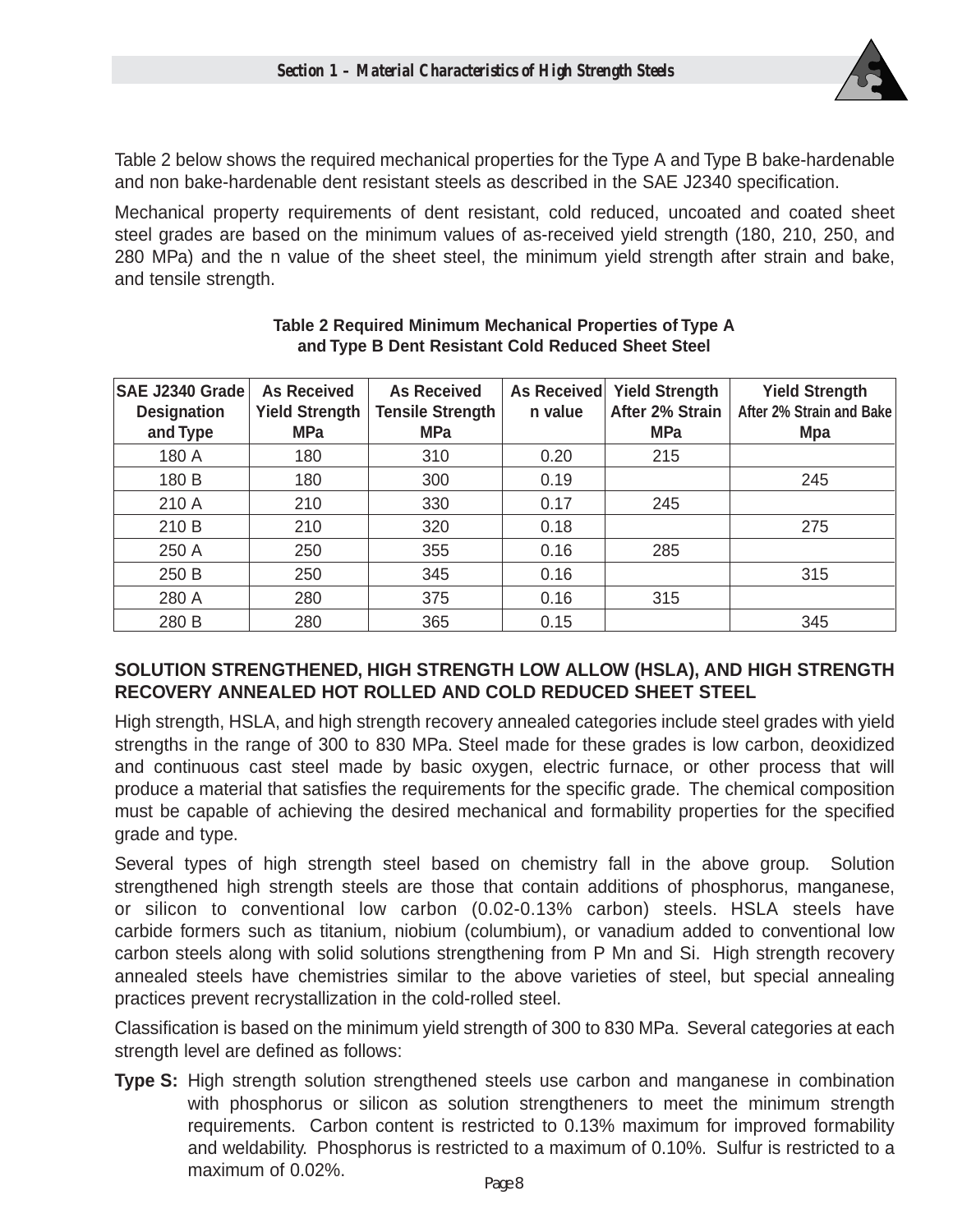Table 2 below shows the required mechanical properties for the Type A and Type B bake-hardenable and non bake-hardenable dent resistant steels as described in the SAE J2340 specification.

Mechanical property requirements of dent resistant, cold reduced, uncoated and coated sheet steel grades are based on the minimum values of as-received yield strength (180, 210, 250, and 280 MPa) and the n value of the sheet steel, the minimum yield strength after strain and bake, and tensile strength.

**Table 2 Required Minimum Mechanical Properties of Type A and Type B Dent Resistant Cold Reduced Sheet Steel**

| SAE J2340 Grade Designation and Type | As Received Yield Strength MPa | As Received Tensile Strength MPa | As Received n value | Yield Strength After 2% Strain MPa | Yield Strength After 2% Strain and Bake Mpa |
|---|---|---|---|---|---|
| 180 A | 180 | 310 | 0.20 | 215 | |
| 180 B | 180 | 300 | 0.19 | | 245 |
| 210 A | 210 | 330 | 0.17 | 245 | |
| 210 B | 210 | 320 | 0.18 | | 275 |
| 250 A | 250 | 355 | 0.16 | 285 | |
| 250 B | 250 | 345 | 0.16 | | 315 |
| 280 A | 280 | 375 | 0.16 | 315 | |
| 280 B | 280 | 365 | 0.15 | | 345 |

## SOLUTION STRENGTHENED, HIGH STRENGTH LOW ALLOW (HSLA), AND HIGH STRENGTH RECOVERY ANNEALED HOT ROLLED AND COLD REDUCED SHEET STEEL

High strength, HSLA, and high strength recovery annealed categories include steel grades with yield strengths in the range of 300 to 830 MPa. Steel made for these grades is low carbon, deoxidized and continuous cast steel made by basic oxygen, electric furnace, or other process that will produce a material that satisfies the requirements for the specific grade. The chemical composition must be capable of achieving the desired mechanical and formability properties for the specified grade and type.

Several types of high strength steel based on chemistry fall in the above group. Solution strengthened high strength steels are those that contain additions of phosphorus, manganese, or silicon to conventional low carbon (0.02-0.13% carbon) steels. HSLA steels have carbide formers such as titanium, niobium (columbium), or vanadium added to conventional low carbon steels along with solid solutions strengthening from P Mn and Si. High strength recovery annealed steels have chemistries similar to the above varieties of steel, but special annealing practices prevent recrystallization in the cold-rolled steel.

Classification is based on the minimum yield strength of 300 to 830 MPa. Several categories at each strength level are defined as follows:

**Type S:** High strength solution strengthened steels use carbon and manganese in combination with phosphorus or silicon as solution strengtheners to meet the minimum strength requirements. Carbon content is restricted to 0.13% maximum for improved formability and weldability. Phosphorus is restricted to a maximum of 0.10%. Sulfur is restricted to a maximum of 0.02%.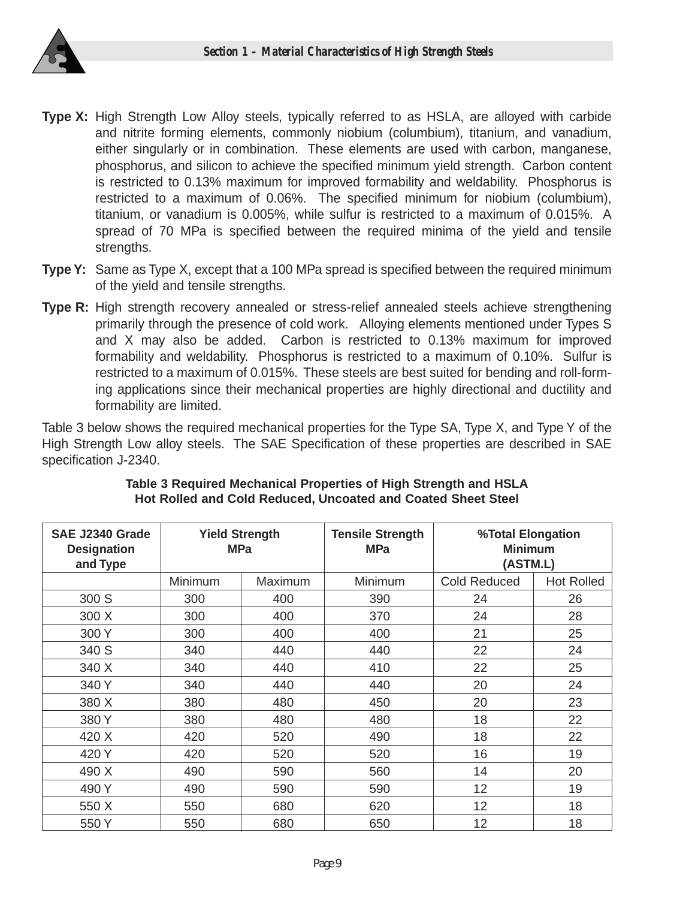**Type X:** High Strength Low Alloy steels, typically referred to as HSLA, are alloyed with carbide and nitrite forming elements, commonly niobium (columbium), titanium, and vanadium, either singularly or in combination. These elements are used with carbon, manganese, phosphorus, and silicon to achieve the specified minimum yield strength. Carbon content is restricted to 0.13% maximum for improved formability and weldability. Phosphorus is restricted to a maximum of 0.06%. The specified minimum for niobium (columbium), titanium, or vanadium is 0.005%, while sulfur is restricted to a maximum of 0.015%. A spread of 70 MPa is specified between the required minima of the yield and tensile strengths.

**Type Y:** Same as Type X, except that a 100 MPa spread is specified between the required minimum of the yield and tensile strengths.

**Type R:** High strength recovery annealed or stress-relief annealed steels achieve strengthening primarily through the presence of cold work. Alloying elements mentioned under Types S and X may also be added. Carbon is restricted to 0.13% maximum for improved formability and weldability. Phosphorus is restricted to a maximum of 0.10%. Sulfur is restricted to a maximum of 0.015%. These steels are best suited for bending and roll-forming applications since their mechanical properties are highly directional and ductility and formability are limited.

Table 3 below shows the required mechanical properties for the Type SA, Type X, and Type Y of the High Strength Low alloy steels. The SAE Specification of these properties are described in SAE specification J-2340.

**Table 3 Required Mechanical Properties of High Strength and HSLA Hot Rolled and Cold Reduced, Uncoated and Coated Sheet Steel**

| SAE J2340 Grade Designation and Type | Yield Strength MPa | | Tensile Strength MPa | %Total Elongation Minimum (ASTM.L) | |
|---|---|---|---|---|---|
| | Minimum | Maximum | Minimum | Cold Reduced | Hot Rolled |
| 300 S | 300 | 400 | 390 | 24 | 26 |
| 300 X | 300 | 400 | 370 | 24 | 28 |
| 300 Y | 300 | 400 | 400 | 21 | 25 |
| 340 S | 340 | 440 | 440 | 22 | 24 |
| 340 X | 340 | 440 | 410 | 22 | 25 |
| 340 Y | 340 | 440 | 440 | 20 | 24 |
| 380 X | 380 | 480 | 450 | 20 | 23 |
| 380 Y | 380 | 480 | 480 | 18 | 22 |
| 420 X | 420 | 520 | 490 | 18 | 22 |
| 420 Y | 420 | 520 | 520 | 16 | 19 |
| 490 X | 490 | 590 | 560 | 14 | 20 |
| 490 Y | 490 | 590 | 590 | 12 | 19 |
| 550 X | 550 | 680 | 620 | 12 | 18 |
| 550 Y | 550 | 680 | 650 | 12 | 18 |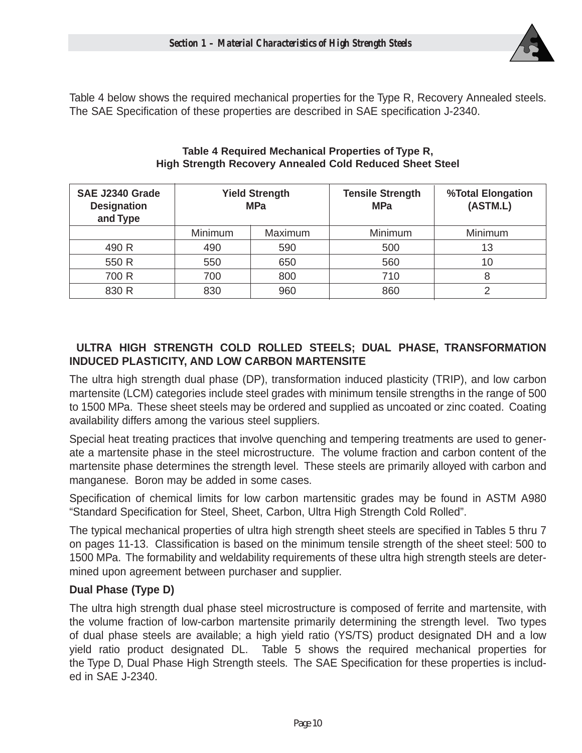Table 4 below shows the required mechanical properties for the Type R, Recovery Annealed steels. The SAE Specification of these properties are described in SAE specification J-2340.

**Table 4 Required Mechanical Properties of Type R, High Strength Recovery Annealed Cold Reduced Sheet Steel**

| SAE J2340 Grade Designation and Type | Yield Strength MPa | | Tensile Strength MPa | %Total Elongation (ASTM.L) |
|---|---|---|---|---|
| | Minimum | Maximum | Minimum | Minimum |
| 490 R | 490 | 590 | 500 | 13 |
| 550 R | 550 | 650 | 560 | 10 |
| 700 R | 700 | 800 | 710 | 8 |
| 830 R | 830 | 960 | 860 | 2 |

**ULTRA HIGH STRENGTH COLD ROLLED STEELS; DUAL PHASE, TRANSFORMATION INDUCED PLASTICITY, AND LOW CARBON MARTENSITE**

The ultra high strength dual phase (DP), transformation induced plasticity (TRIP), and low carbon martensite (LCM) categories include steel grades with minimum tensile strengths in the range of 500 to 1500 MPa. These sheet steels may be ordered and supplied as uncoated or zinc coated. Coating availability differs among the various steel suppliers.

Special heat treating practices that involve quenching and tempering treatments are used to generate a martensite phase in the steel microstructure. The volume fraction and carbon content of the martensite phase determines the strength level. These steels are primarily alloyed with carbon and manganese. Boron may be added in some cases.

Specification of chemical limits for low carbon martensitic grades may be found in ASTM A980 "Standard Specification for Steel, Sheet, Carbon, Ultra High Strength Cold Rolled".

The typical mechanical properties of ultra high strength sheet steels are specified in Tables 5 thru 7 on pages 11-13. Classification is based on the minimum tensile strength of the sheet steel: 500 to 1500 MPa. The formability and weldability requirements of these ultra high strength steels are determined upon agreement between purchaser and supplier.

**Dual Phase (Type D)**

The ultra high strength dual phase steel microstructure is composed of ferrite and martensite, with the volume fraction of low-carbon martensite primarily determining the strength level. Two types of dual phase steels are available; a high yield ratio (YS/TS) product designated DH and a low yield ratio product designated DL. Table 5 shows the required mechanical properties for the Type D, Dual Phase High Strength steels. The SAE Specification for these properties is included in SAE J-2340.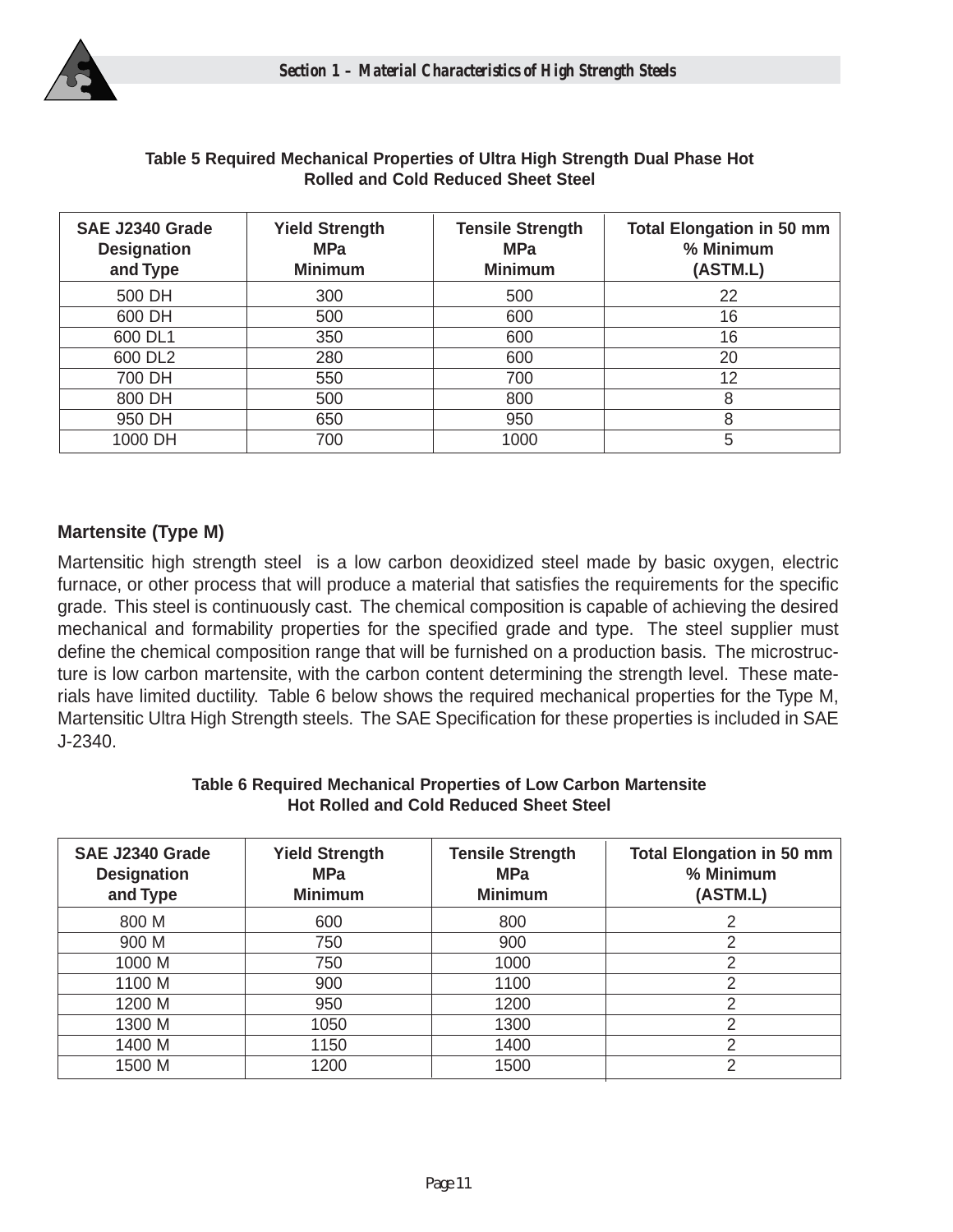**Table 5 Required Mechanical Properties of Ultra High Strength Dual Phase Hot Rolled and Cold Reduced Sheet Steel**

| SAE J2340 Grade Designation and Type | Yield Strength MPa Minimum | Tensile Strength MPa Minimum | Total Elongation in 50 mm % Minimum (ASTM.L) |
|---|---|---|---|
| 500 DH | 300 | 500 | 22 |
| 600 DH | 500 | 600 | 16 |
| 600 DL1 | 350 | 600 | 16 |
| 600 DL2 | 280 | 600 | 20 |
| 700 DH | 550 | 700 | 12 |
| 800 DH | 500 | 800 | 8 |
| 950 DH | 650 | 950 | 8 |
| 1000 DH | 700 | 1000 | 5 |

### Martensite (Type M)

Martensitic high strength steel is a low carbon deoxidized steel made by basic oxygen, electric furnace, or other process that will produce a material that satisfies the requirements for the specific grade. This steel is continuously cast. The chemical composition is capable of achieving the desired mechanical and formability properties for the specified grade and type. The steel supplier must define the chemical composition range that will be furnished on a production basis. The microstructure is low carbon martensite, with the carbon content determining the strength level. These materials have limited ductility. Table 6 below shows the required mechanical properties for the Type M, Martensitic Ultra High Strength steels. The SAE Specification for these properties is included in SAE J-2340.

**Table 6 Required Mechanical Properties of Low Carbon Martensite Hot Rolled and Cold Reduced Sheet Steel**

| SAE J2340 Grade Designation and Type | Yield Strength MPa Minimum | Tensile Strength MPa Minimum | Total Elongation in 50 mm % Minimum (ASTM.L) |
|---|---|---|---|
| 800 M | 600 | 800 | 2 |
| 900 M | 750 | 900 | 2 |
| 1000 M | 750 | 1000 | 2 |
| 1100 M | 900 | 1100 | 2 |
| 1200 M | 950 | 1200 | 2 |
| 1300 M | 1050 | 1300 | 2 |
| 1400 M | 1150 | 1400 | 2 |
| 1500 M | 1200 | 1500 | 2 |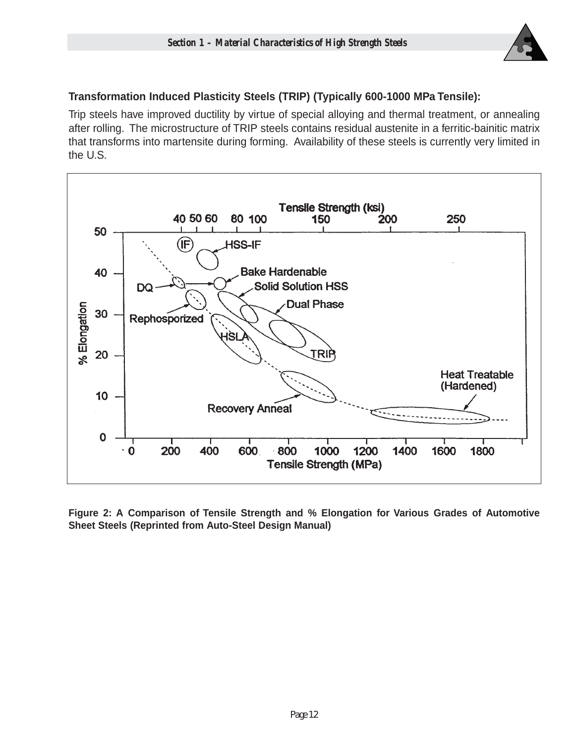### Transformation Induced Plasticity Steels (TRIP) (Typically 600-1000 MPa Tensile):

Trip steels have improved ductility by virtue of special alloying and thermal treatment, or annealing after rolling. The microstructure of TRIP steels contains residual austenite in a ferritic-bainitic matrix that transforms into martensite during forming. Availability of these steels is currently very limited in the U.S.

**Figure 2: A Comparison of Tensile Strength and % Elongation for Various Grades of Automotive Sheet Steels (Reprinted from Auto-Steel Design Manual)**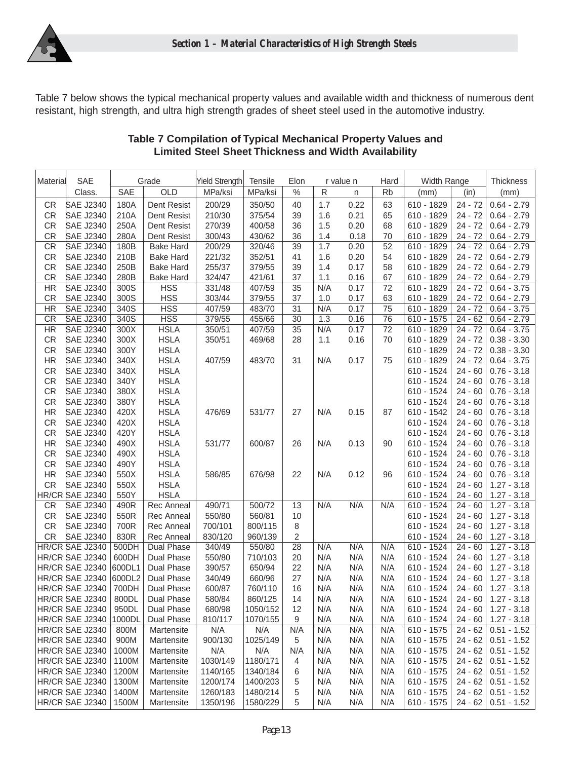Table 7 below shows the typical mechanical property values and available width and thickness of numerous dent resistant, high strength, and ultra high strength grades of sheet steel used in the automotive industry.

**Table 7 Compilation of Typical Mechanical Property Values and Limited Steel Sheet Thickness and Width Availability**

| Material | SAE | Grade | | Yield Strength | Tensile | Elon | r value | n | Hard | Width Range | | Thickness |
|---|---|---|---|---|---|---|---|---|---|---|---|---|
| | Class. | SAE | OLD | MPa/ksi | MPa/ksi | % | R | n | Rb | (mm) | (in) | (mm) |
| CR | SAE J2340 | 180A | Dent Resist | 200/29 | 350/50 | 40 | 1.7 | 0.22 | 63 | 610 - 1829 | 24 - 72 | 0.64 - 2.79 |
| CR | SAE J2340 | 210A | Dent Resist | 210/30 | 375/54 | 39 | 1.6 | 0.21 | 65 | 610 - 1829 | 24 - 72 | 0.64 - 2.79 |
| CR | SAE J2340 | 250A | Dent Resist | 270/39 | 400/58 | 36 | 1.5 | 0.20 | 68 | 610 - 1829 | 24 - 72 | 0.64 - 2.79 |
| CR | SAE J2340 | 280A | Dent Resist | 300/43 | 430/62 | 36 | 1.4 | 0.18 | 70 | 610 - 1829 | 24 - 72 | 0.64 - 2.79 |
| CR | SAE J2340 | 180B | Bake Hard | 200/29 | 320/46 | 39 | 1.7 | 0.20 | 52 | 610 - 1829 | 24 - 72 | 0.64 - 2.79 |
| CR | SAE J2340 | 210B | Bake Hard | 221/32 | 352/51 | 41 | 1.6 | 0.20 | 54 | 610 - 1829 | 24 - 72 | 0.64 - 2.79 |
| CR | SAE J2340 | 250B | Bake Hard | 255/37 | 379/55 | 39 | 1.4 | 0.17 | 58 | 610 - 1829 | 24 - 72 | 0.64 - 2.79 |
| CR | SAE J2340 | 280B | Bake Hard | 324/47 | 421/61 | 37 | 1.1 | 0.16 | 67 | 610 - 1829 | 24 - 72 | 0.64 - 2.79 |
| HR | SAE J2340 | 300S | HSS | 331/48 | 407/59 | 35 | N/A | 0.17 | 72 | 610 - 1829 | 24 - 72 | 0.64 - 3.75 |
| CR | SAE J2340 | 300S | HSS | 303/44 | 379/55 | 37 | 1.0 | 0.17 | 63 | 610 - 1829 | 24 - 72 | 0.64 - 2.79 |
| HR | SAE J2340 | 340S | HSS | 407/59 | 483/70 | 31 | N/A | 0.17 | 75 | 610 - 1829 | 24 - 72 | 0.64 - 3.75 |
| CR | SAE J2340 | 340S | HSS | 379/55 | 455/66 | 30 | 1.3 | 0.16 | 76 | 610 - 1575 | 24 - 62 | 0.64 - 2.79 |
| HR | SAE J2340 | 300X | HSLA | 350/51 | 407/59 | 35 | N/A | 0.17 | 72 | 610 - 1829 | 24 - 72 | 0.64 - 3.75 |
| CR | SAE J2340 | 300X | HSLA | 350/51 | 469/68 | 28 | 1.1 | 0.16 | 70 | 610 - 1829 | 24 - 72 | 0.38 - 3.30 |
| CR | SAE J2340 | 300Y | HSLA | | | | | | | 610 - 1829 | 24 - 72 | 0.38 - 3.30 |
| HR | SAE J2340 | 340X | HSLA | 407/59 | 483/70 | 31 | N/A | 0.17 | 75 | 610 - 1829 | 24 - 72 | 0.64 - 3.75 |
| CR | SAE J2340 | 340X | HSLA | | | | | | | 610 - 1524 | 24 - 60 | 0.76 - 3.18 |
| CR | SAE J2340 | 340Y | HSLA | | | | | | | 610 - 1524 | 24 - 60 | 0.76 - 3.18 |
| CR | SAE J2340 | 380X | HSLA | | | | | | | 610 - 1524 | 24 - 60 | 0.76 - 3.18 |
| CR | SAE J2340 | 380Y | HSLA | | | | | | | 610 - 1524 | 24 - 60 | 0.76 - 3.18 |
| HR | SAE J2340 | 420X | HSLA | 476/69 | 531/77 | 27 | N/A | 0.15 | 87 | 610 - 1542 | 24 - 60 | 0.76 - 3.18 |
| CR | SAE J2340 | 420X | HSLA | | | | | | | 610 - 1524 | 24 - 60 | 0.76 - 3.18 |
| CR | SAE J2340 | 420Y | HSLA | | | | | | | 610 - 1524 | 24 - 60 | 0.76 - 3.18 |
| HR | SAE J2340 | 490X | HSLA | 531/77 | 600/87 | 26 | N/A | 0.13 | 90 | 610 - 1524 | 24 - 60 | 0.76 - 3.18 |
| CR | SAE J2340 | 490X | HSLA | | | | | | | 610 - 1524 | 24 - 60 | 0.76 - 3.18 |
| CR | SAE J2340 | 490Y | HSLA | | | | | | | 610 - 1524 | 24 - 60 | 0.76 - 3.18 |
| HR | SAE J2340 | 550X | HSLA | 586/85 | 676/98 | 22 | N/A | 0.12 | 96 | 610 - 1524 | 24 - 60 | 0.76 - 3.18 |
| CR | SAE J2340 | 550X | HSLA | | | | | | | 610 - 1524 | 24 - 60 | 1.27 - 3.18 |
| HR/CR | SAE J2340 | 550Y | HSLA | | | | | | | 610 - 1524 | 24 - 60 | 1.27 - 3.18 |
| CR | SAE J2340 | 490R | Rec Anneal | 490/71 | 500/72 | 13 | N/A | N/A | N/A | 610 - 1524 | 24 - 60 | 1.27 - 3.18 |
| CR | SAE J2340 | 550R | Rec Anneal | 550/80 | 560/81 | 10 | | | | 610 - 1524 | 24 - 60 | 1.27 - 3.18 |
| CR | SAE J2340 | 700R | Rec Anneal | 700/101 | 800/115 | 8 | | | | 610 - 1524 | 24 - 60 | 1.27 - 3.18 |
| CR | SAE J2340 | 830R | Rec Anneal | 830/120 | 960/139 | 2 | | | | 610 - 1524 | 24 - 60 | 1.27 - 3.18 |
| HR/CR | SAE J2340 | 500DH | Dual Phase | 340/49 | 550/80 | 28 | N/A | N/A | N/A | 610 - 1524 | 24 - 60 | 1.27 - 3.18 |
| HR/CR | SAE J2340 | 600DH | Dual Phase | 550/80 | 710/103 | 20 | N/A | N/A | N/A | 610 - 1524 | 24 - 60 | 1.27 - 3.18 |
| HR/CR | SAE J2340 | 600DL1 | Dual Phase | 390/57 | 650/94 | 22 | N/A | N/A | N/A | 610 - 1524 | 24 - 60 | 1.27 - 3.18 |
| HR/CR | SAE J2340 | 600DL2 | Dual Phase | 340/49 | 660/96 | 27 | N/A | N/A | N/A | 610 - 1524 | 24 - 60 | 1.27 - 3.18 |
| HR/CR | SAE J2340 | 700DH | Dual Phase | 600/87 | 760/110 | 16 | N/A | N/A | N/A | 610 - 1524 | 24 - 60 | 1.27 - 3.18 |
| HR/CR | SAE J2340 | 800DL | Dual Phase | 580/84 | 860/125 | 14 | N/A | N/A | N/A | 610 - 1524 | 24 - 60 | 1.27 - 3.18 |
| HR/CR | SAE J2340 | 950DL | Dual Phase | 680/98 | 1050/152 | 12 | N/A | N/A | N/A | 610 - 1524 | 24 - 60 | 1.27 - 3.18 |
| HR/CR | SAE J2340 | 1000DL | Dual Phase | 810/117 | 1070/155 | 9 | N/A | N/A | N/A | 610 - 1524 | 24 - 60 | 1.27 - 3.18 |
| HR/CR | SAE J2340 | 800M | Martensite | N/A | N/A | N/A | N/A | N/A | N/A | 610 - 1575 | 24 - 62 | 0.51 - 1.52 |
| HR/CR | SAE J2340 | 900M | Martensite | 900/130 | 1025/149 | 5 | N/A | N/A | N/A | 610 - 1575 | 24 - 62 | 0.51 - 1.52 |
| HR/CR | SAE J2340 | 1000M | Martensite | N/A | N/A | N/A | N/A | N/A | N/A | 610 - 1575 | 24 - 62 | 0.51 - 1.52 |
| HR/CR | SAE J2340 | 1100M | Martensite | 1030/149 | 1180/171 | 4 | N/A | N/A | N/A | 610 - 1575 | 24 - 62 | 0.51 - 1.52 |
| HR/CR | SAE J2340 | 1200M | Martensite | 1140/165 | 1340/184 | 6 | N/A | N/A | N/A | 610 - 1575 | 24 - 62 | 0.51 - 1.52 |
| HR/CR | SAE J2340 | 1300M | Martensite | 1200/174 | 1400/203 | 5 | N/A | N/A | N/A | 610 - 1575 | 24 - 62 | 0.51 - 1.52 |
| HR/CR | SAE J2340 | 1400M | Martensite | 1260/183 | 1480/214 | 5 | N/A | N/A | N/A | 610 - 1575 | 24 - 62 | 0.51 - 1.52 |
| HR/CR | SAE J2340 | 1500M | Martensite | 1350/196 | 1580/229 | 5 | N/A | N/A | N/A | 610 - 1575 | 24 - 62 | 0.51 - 1.52 |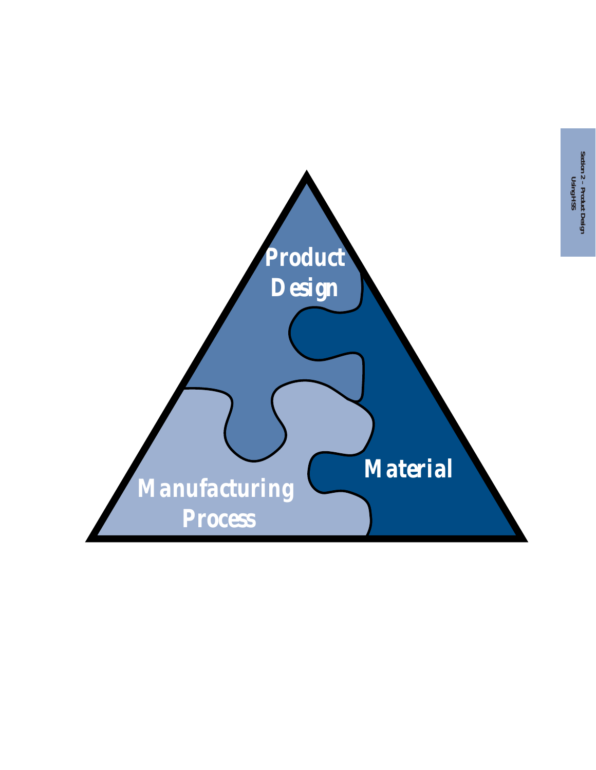Product Design

Material

Manufacturing Process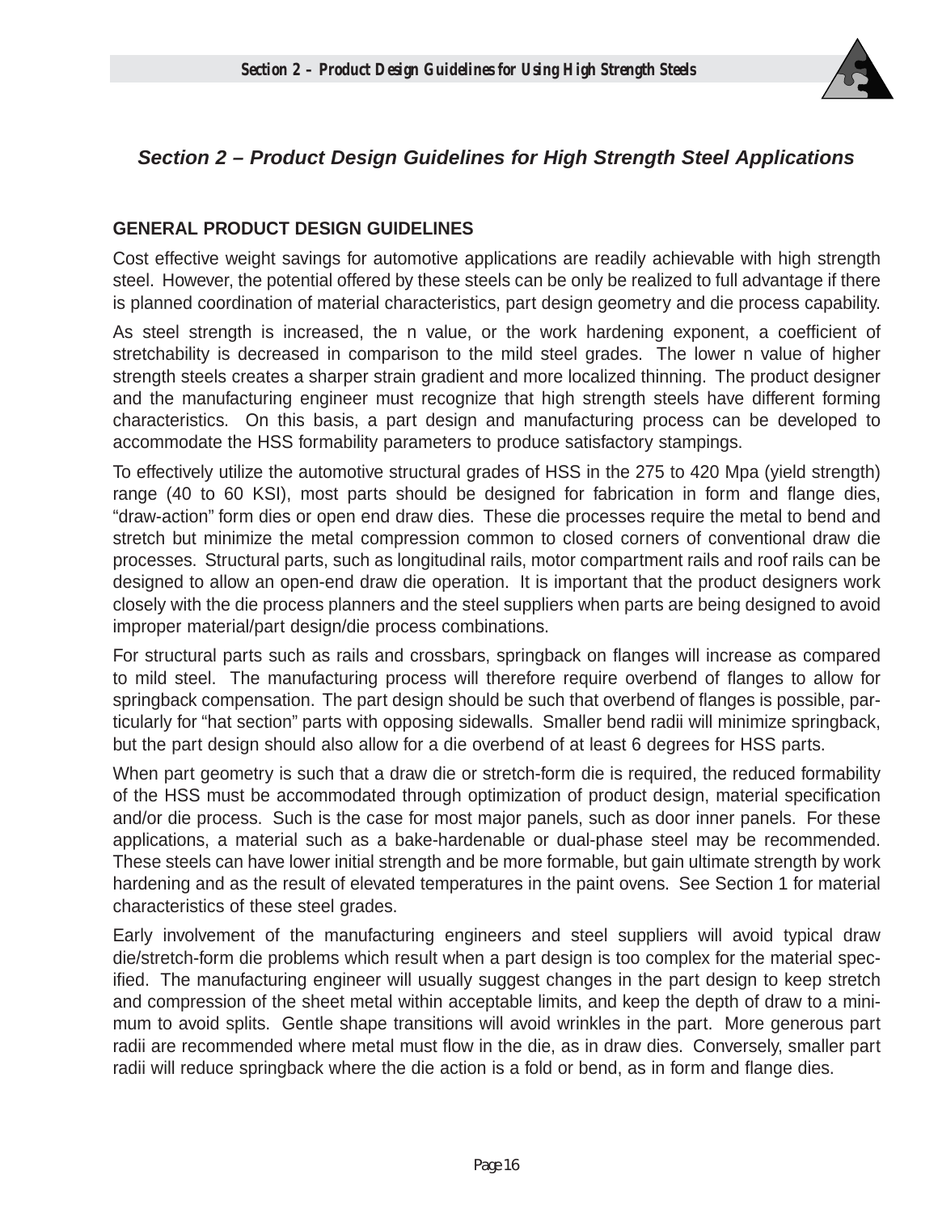## Section 2 – Product Design Guidelines for High Strength Steel Applications

### GENERAL PRODUCT DESIGN GUIDELINES

Cost effective weight savings for automotive applications are readily achievable with high strength steel. However, the potential offered by these steels can be only be realized to full advantage if there is planned coordination of material characteristics, part design geometry and die process capability.

As steel strength is increased, the n value, or the work hardening exponent, a coefficient of stretchability is decreased in comparison to the mild steel grades. The lower n value of higher strength steels creates a sharper strain gradient and more localized thinning. The product designer and the manufacturing engineer must recognize that high strength steels have different forming characteristics. On this basis, a part design and manufacturing process can be developed to accommodate the HSS formability parameters to produce satisfactory stampings.

To effectively utilize the automotive structural grades of HSS in the 275 to 420 Mpa (yield strength) range (40 to 60 KSI), most parts should be designed for fabrication in form and flange dies, "draw-action" form dies or open end draw dies. These die processes require the metal to bend and stretch but minimize the metal compression common to closed corners of conventional draw die processes. Structural parts, such as longitudinal rails, motor compartment rails and roof rails can be designed to allow an open-end draw die operation. It is important that the product designers work closely with the die process planners and the steel suppliers when parts are being designed to avoid improper material/part design/die process combinations.

For structural parts such as rails and crossbars, springback on flanges will increase as compared to mild steel. The manufacturing process will therefore require overbend of flanges to allow for springback compensation. The part design should be such that overbend of flanges is possible, particularly for "hat section" parts with opposing sidewalls. Smaller bend radii will minimize springback, but the part design should also allow for a die overbend of at least 6 degrees for HSS parts.

When part geometry is such that a draw die or stretch-form die is required, the reduced formability of the HSS must be accommodated through optimization of product design, material specification and/or die process. Such is the case for most major panels, such as door inner panels. For these applications, a material such as a bake-hardenable or dual-phase steel may be recommended. These steels can have lower initial strength and be more formable, but gain ultimate strength by work hardening and as the result of elevated temperatures in the paint ovens. See Section 1 for material characteristics of these steel grades.

Early involvement of the manufacturing engineers and steel suppliers will avoid typical draw die/stretch-form die problems which result when a part design is too complex for the material specified. The manufacturing engineer will usually suggest changes in the part design to keep stretch and compression of the sheet metal within acceptable limits, and keep the depth of draw to a minimum to avoid splits. Gentle shape transitions will avoid wrinkles in the part. More generous part radii are recommended where metal must flow in the die, as in draw dies. Conversely, smaller part radii will reduce springback where the die action is a fold or bend, as in form and flange dies.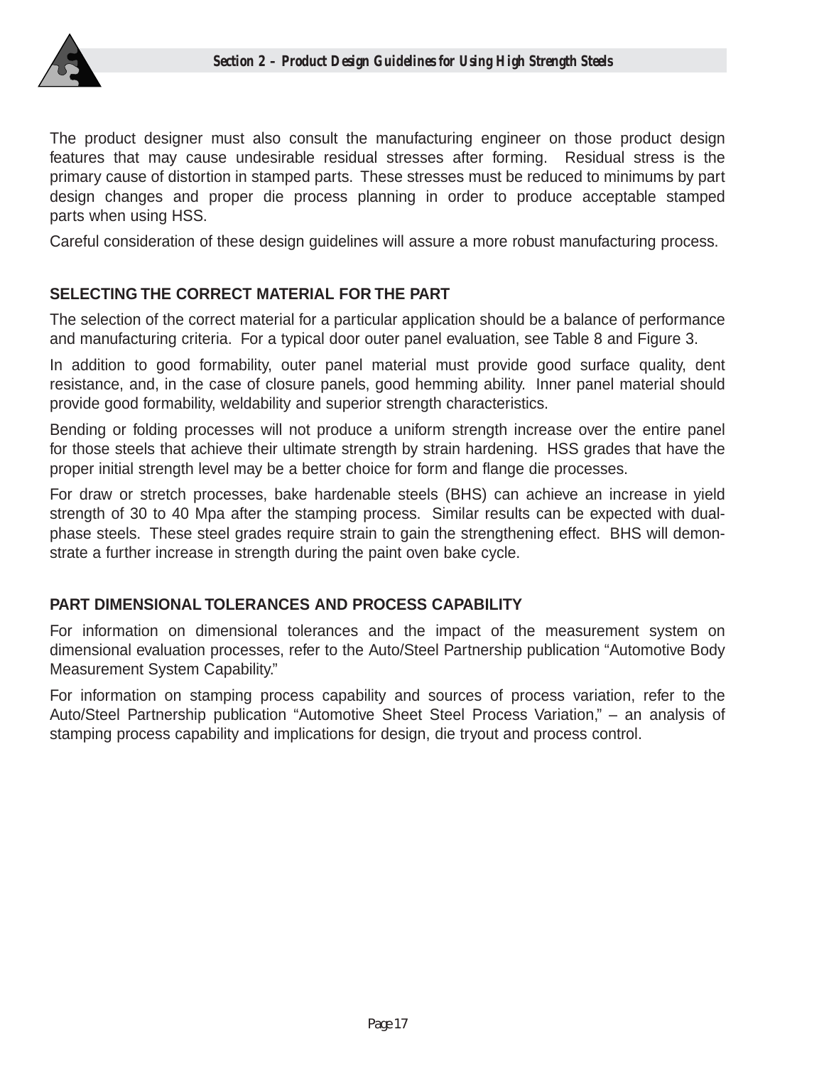The product designer must also consult the manufacturing engineer on those product design features that may cause undesirable residual stresses after forming. Residual stress is the primary cause of distortion in stamped parts. These stresses must be reduced to minimums by part design changes and proper die process planning in order to produce acceptable stamped parts when using HSS.

Careful consideration of these design guidelines will assure a more robust manufacturing process.

## SELECTING THE CORRECT MATERIAL FOR THE PART

The selection of the correct material for a particular application should be a balance of performance and manufacturing criteria. For a typical door outer panel evaluation, see Table 8 and Figure 3.

In addition to good formability, outer panel material must provide good surface quality, dent resistance, and, in the case of closure panels, good hemming ability. Inner panel material should provide good formability, weldability and superior strength characteristics.

Bending or folding processes will not produce a uniform strength increase over the entire panel for those steels that achieve their ultimate strength by strain hardening. HSS grades that have the proper initial strength level may be a better choice for form and flange die processes.

For draw or stretch processes, bake hardenable steels (BHS) can achieve an increase in yield strength of 30 to 40 Mpa after the stamping process. Similar results can be expected with dual-phase steels. These steel grades require strain to gain the strengthening effect. BHS will demonstrate a further increase in strength during the paint oven bake cycle.

## PART DIMENSIONAL TOLERANCES AND PROCESS CAPABILITY

For information on dimensional tolerances and the impact of the measurement system on dimensional evaluation processes, refer to the Auto/Steel Partnership publication "Automotive Body Measurement System Capability."

For information on stamping process capability and sources of process variation, refer to the Auto/Steel Partnership publication "Automotive Sheet Steel Process Variation," – an analysis of stamping process capability and implications for design, die tryout and process control.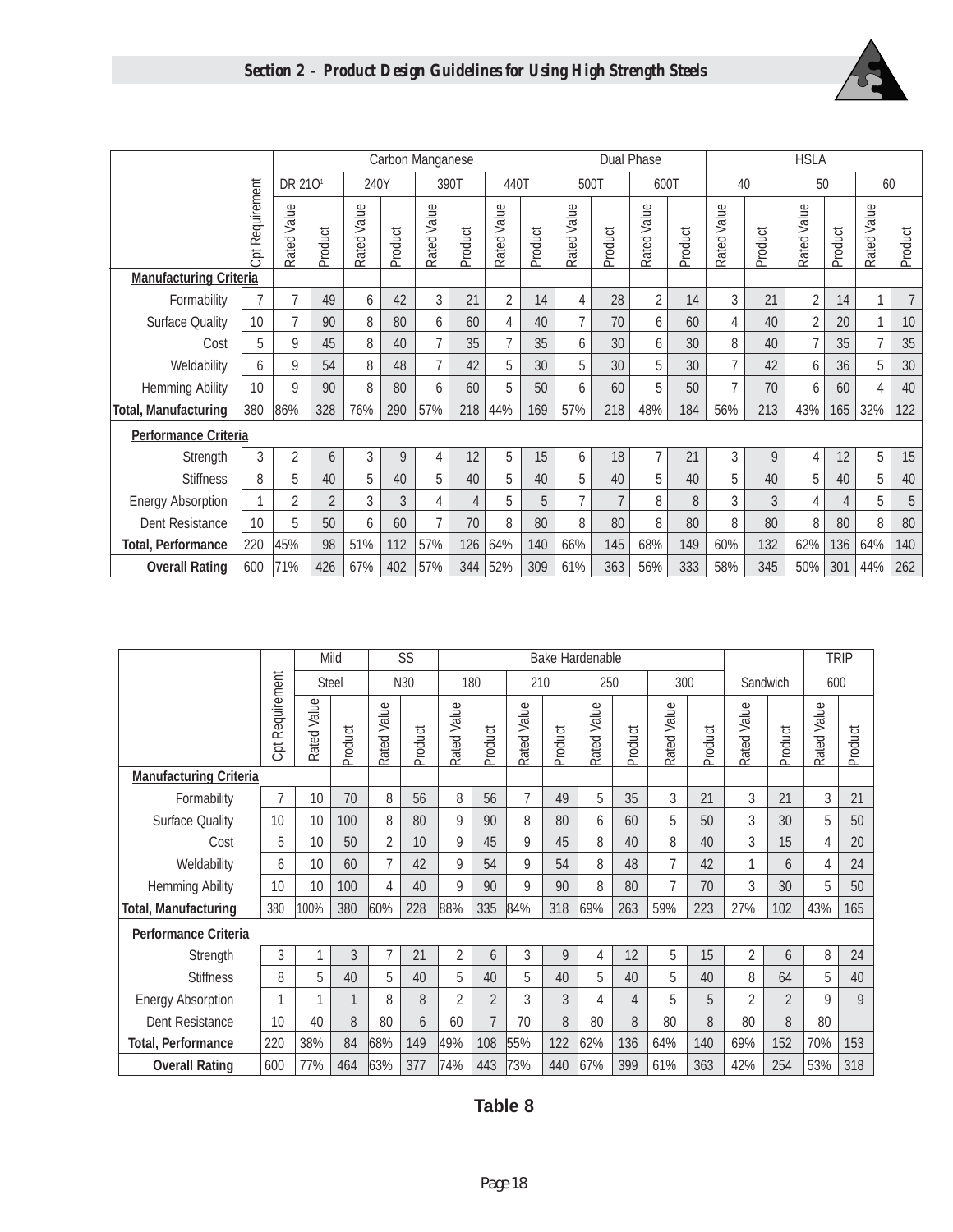| | | Carbon Manganese | | | | | | | | Dual Phase | | | | HSLA | | | | | |
|---|---|---|---|---|---|---|---|---|---|---|---|---|---|---|---|---|---|---|---|
| | | DR 210[1] | | 240Y | | 390T | | 440T | | 500T | | 600T | | 40 | | 50 | | 60 | |
| | Cpt Requirement | Rated Value | Product | Rated Value | Product | Rated Value | Product | Rated Value | Product | Rated Value | Product | Rated Value | Product | Rated Value | Product | Rated Value | Product | Rated Value | Product |
| **Manufacturing Criteria** | | | | | | | | | | | | | | | | | | | |
| Formability | 7 | 7 | 49 | 6 | 42 | 3 | 21 | 2 | 14 | 4 | 28 | 2 | 14 | 3 | 21 | 2 | 14 | 1 | 7 |
| Surface Quality | 10 | 7 | 90 | 8 | 80 | 6 | 60 | 4 | 40 | 7 | 70 | 6 | 60 | 4 | 40 | 2 | 20 | 1 | 10 |
| Cost | 5 | 9 | 45 | 8 | 40 | 7 | 35 | 7 | 35 | 6 | 30 | 6 | 30 | 8 | 40 | 7 | 35 | 7 | 35 |
| Weldability | 6 | 9 | 54 | 8 | 48 | 7 | 42 | 5 | 30 | 5 | 30 | 5 | 30 | 7 | 42 | 6 | 36 | 5 | 30 |
| Hemming Ability | 10 | 9 | 90 | 8 | 80 | 6 | 60 | 5 | 50 | 6 | 60 | 5 | 50 | 7 | 70 | 6 | 60 | 4 | 40 |
| **Total, Manufacturing** | 380 | 86% | 328 | 76% | 290 | 57% | 218 | 44% | 169 | 57% | 218 | 48% | 184 | 56% | 213 | 43% | 165 | 32% | 122 |
| **Performance Criteria** | | | | | | | | | | | | | | | | | | | |
| Strength | 3 | 2 | 6 | 3 | 9 | 4 | 12 | 5 | 15 | 6 | 18 | 7 | 21 | 3 | 9 | 4 | 12 | 5 | 15 |
| Stiffness | 8 | 5 | 40 | 5 | 40 | 5 | 40 | 5 | 40 | 5 | 40 | 5 | 40 | 5 | 40 | 5 | 40 | 5 | 40 |
| Energy Absorption | 1 | 2 | 2 | 3 | 3 | 4 | 4 | 5 | 5 | 7 | 7 | 8 | 8 | 3 | 3 | 4 | 4 | 5 | 5 |
| Dent Resistance | 10 | 5 | 50 | 6 | 60 | 7 | 70 | 8 | 80 | 8 | 80 | 8 | 80 | 8 | 80 | 8 | 80 | 8 | 80 |
| **Total, Performance** | 220 | 45% | 98 | 51% | 112 | 57% | 126 | 64% | 140 | 66% | 145 | 68% | 149 | 60% | 132 | 62% | 136 | 64% | 140 |
| **Overall Rating** | 600 | 71% | 426 | 67% | 402 | 57% | 344 | 52% | 309 | 61% | 363 | 56% | 333 | 58% | 345 | 50% | 301 | 44% | 262 |

| | | Mild | | SS | | Bake Hardenable | | | | | | | | | | TRIP | |
|---|---|---|---|---|---|---|---|---|---|---|---|---|---|---|---|---|---|
| | | Steel | | N30 | | 180 | | 210 | | 250 | | 300 | | Sandwich | | 600 | |
| | Cpt Requirement | Rated Value | Product | Rated Value | Product | Rated Value | Product | Rated Value | Product | Rated Value | Product | Rated Value | Product | Rated Value | Product | Rated Value | Product |
| **Manufacturing Criteria** | | | | | | | | | | | | | | | | | |
| Formability | 7 | 10 | 70 | 8 | 56 | 8 | 56 | 7 | 49 | 5 | 35 | 3 | 21 | 3 | 21 | 3 | 21 |
| Surface Quality | 10 | 10 | 100 | 8 | 80 | 9 | 90 | 8 | 80 | 6 | 60 | 5 | 50 | 3 | 30 | 5 | 50 |
| Cost | 5 | 10 | 50 | 2 | 10 | 9 | 45 | 9 | 45 | 8 | 40 | 8 | 40 | 3 | 15 | 4 | 20 |
| Weldability | 6 | 10 | 60 | 7 | 42 | 9 | 54 | 9 | 54 | 8 | 48 | 7 | 42 | 1 | 6 | 4 | 24 |
| Hemming Ability | 10 | 10 | 100 | 4 | 40 | 9 | 90 | 9 | 90 | 8 | 80 | 7 | 70 | 3 | 30 | 5 | 50 |
| **Total, Manufacturing** | 380 | 100% | 380 | 60% | 228 | 88% | 335 | 84% | 318 | 69% | 263 | 59% | 223 | 27% | 102 | 43% | 165 |
| **Performance Criteria** | | | | | | | | | | | | | | | | | |
| Strength | 3 | 1 | 3 | 7 | 21 | 2 | 6 | 3 | 9 | 4 | 12 | 5 | 15 | 2 | 6 | 8 | 24 |
| Stiffness | 8 | 5 | 40 | 5 | 40 | 5 | 40 | 5 | 40 | 5 | 40 | 5 | 40 | 8 | 64 | 5 | 40 |
| Energy Absorption | 1 | 1 | 1 | 8 | 8 | 2 | 2 | 3 | 3 | 4 | 4 | 5 | 5 | 2 | 2 | 9 | 9 |
| Dent Resistance | 10 | 40 | 8 | 80 | 6 | 60 | 7 | 70 | 8 | 80 | 8 | 80 | 8 | 80 | 8 | 80 | |
| **Total, Performance** | 220 | 38% | 84 | 68% | 149 | 49% | 108 | 55% | 122 | 62% | 136 | 64% | 140 | 69% | 152 | 70% | 153 |
| **Overall Rating** | 600 | 77% | 464 | 63% | 377 | 74% | 443 | 73% | 440 | 67% | 399 | 61% | 363 | 42% | 254 | 53% | 318 |

**Table 8**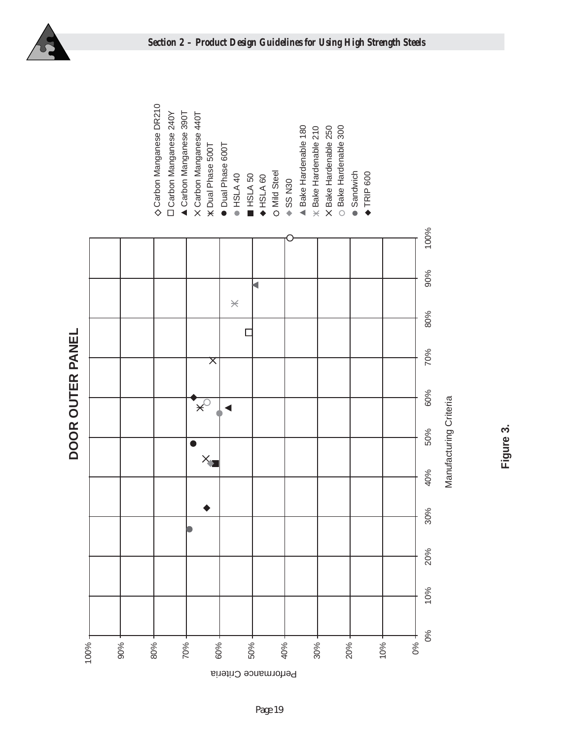## DOOR OUTER PANEL

Performance Criteria (0%–100%) vs. Manufacturing Criteria (0%–100%)

Legend:

- ◇ Carbon Manganese DR210
- □ Carbon Manganese 240Y
- ▲ Carbon Manganese 390T
- × Carbon Manganese 440T
- ⚹ Dual Phase 500T
- ● Dual Phase 600T
- ● HSLA 40
- ■ HSLA 50
- ◆ HSLA 60
- ○ Mild Steel
- ◆ SS N30
- ▲ Bake Hardenable 180
- ⚹ Bake Hardenable 210
- × Bake Hardenable 250
- ○ Bake Hardenable 300
- ● Sandwich
- ◆ TRIP 600

**Figure 3.**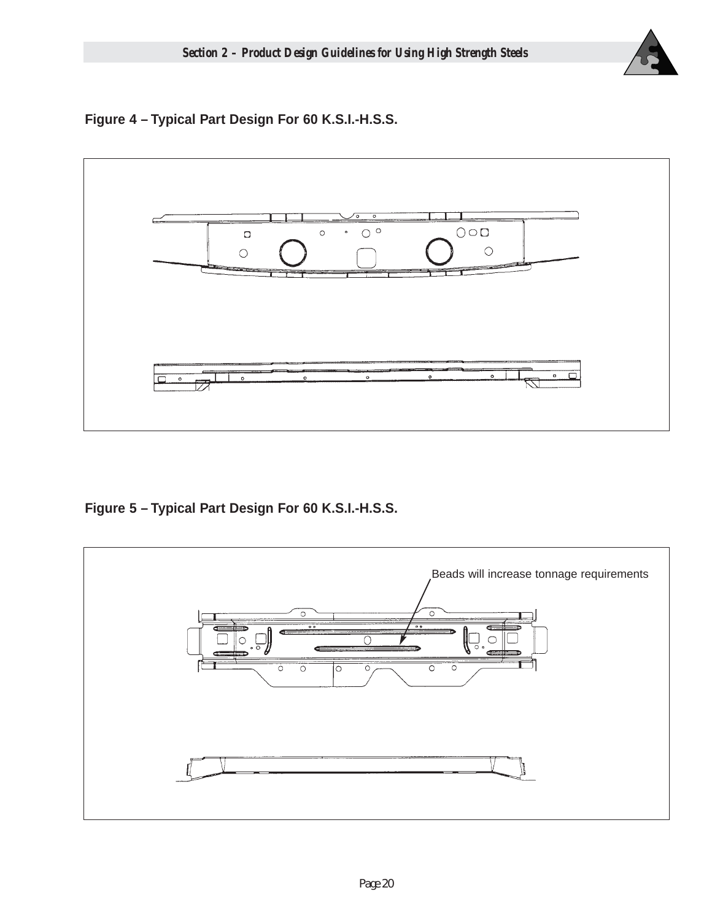Figure 4 – Typical Part Design For 60 K.S.I.-H.S.S.

Figure 5 – Typical Part Design For 60 K.S.I.-H.S.S.

Beads will increase tonnage requirements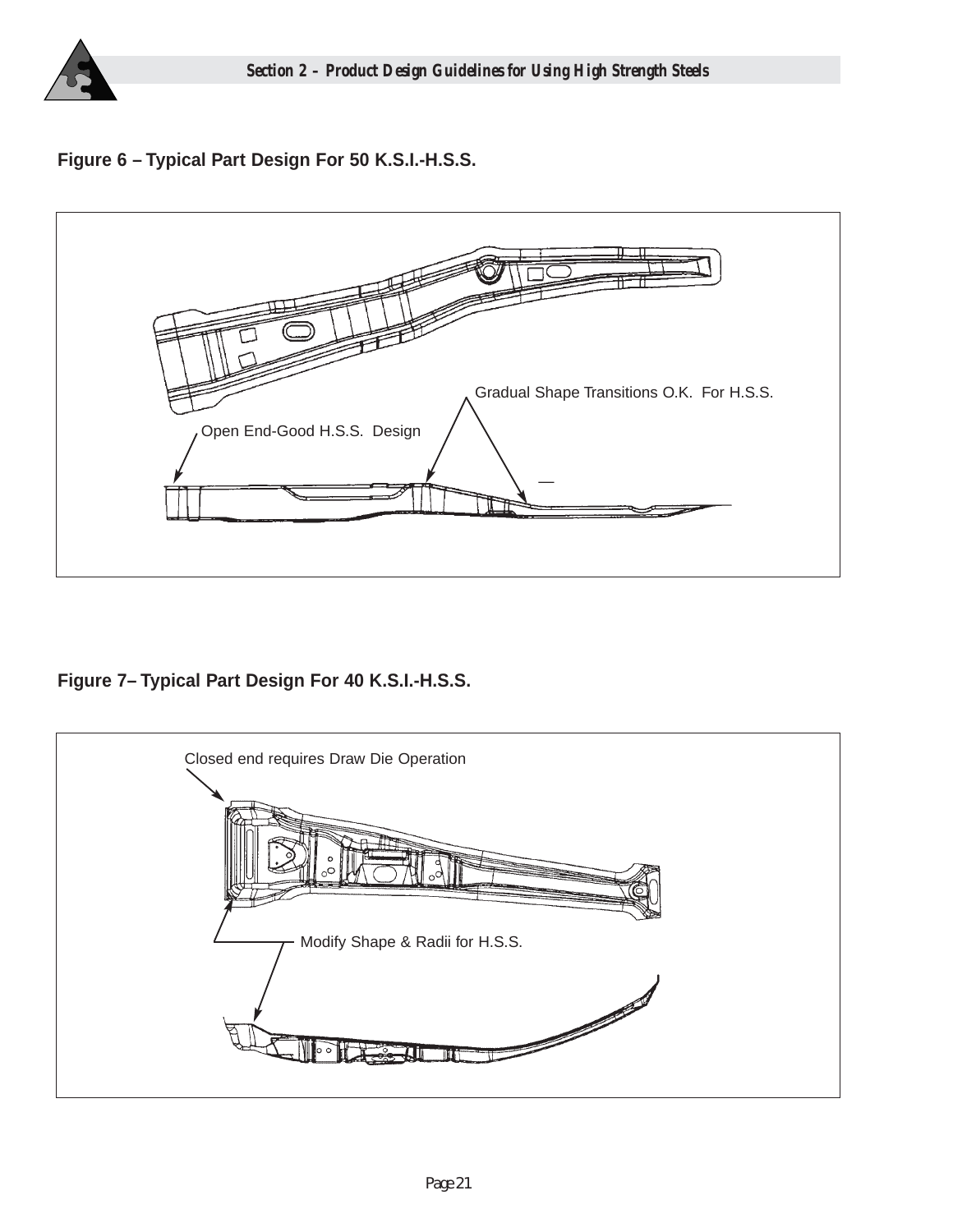**Figure 6 – Typical Part Design For 50 K.S.I.-H.S.S.**

Gradual Shape Transitions O.K. For H.S.S.

Open End-Good H.S.S. Design

**Figure 7– Typical Part Design For 40 K.S.I.-H.S.S.**

Closed end requires Draw Die Operation

Modify Shape & Radii for H.S.S.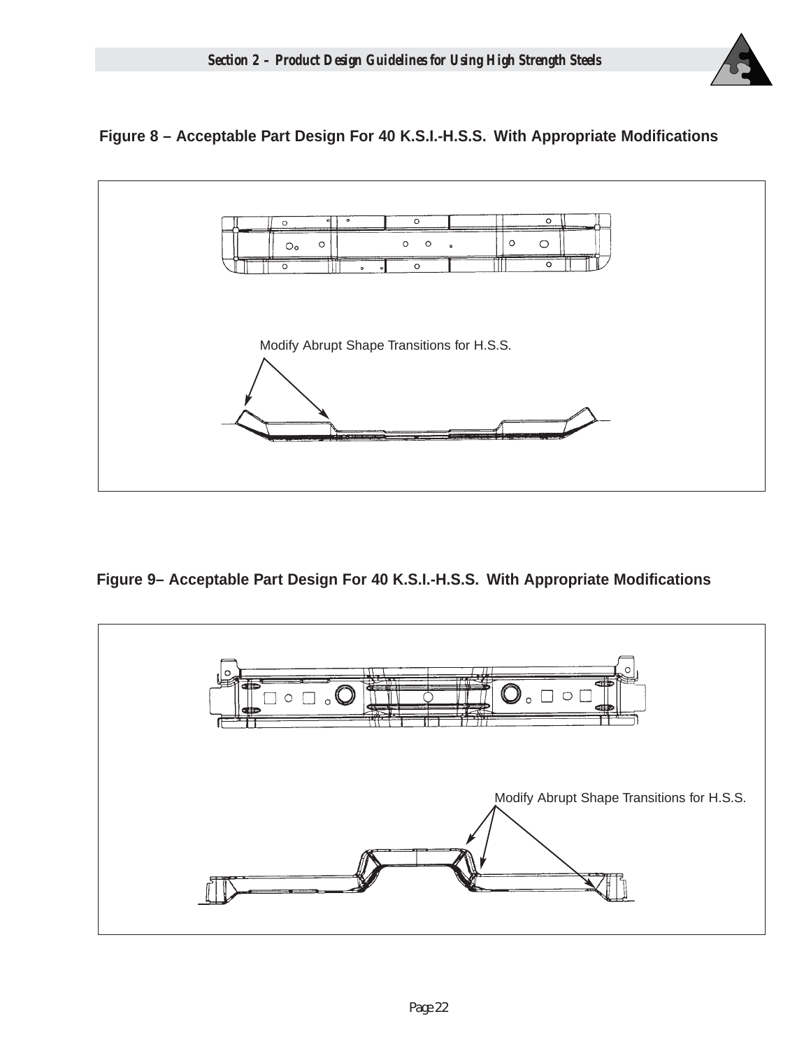**Figure 8 – Acceptable Part Design For 40 K.S.I.-H.S.S. With Appropriate Modifications**

Modify Abrupt Shape Transitions for H.S.S.

**Figure 9– Acceptable Part Design For 40 K.S.I.-H.S.S. With Appropriate Modifications**

Modify Abrupt Shape Transitions for H.S.S.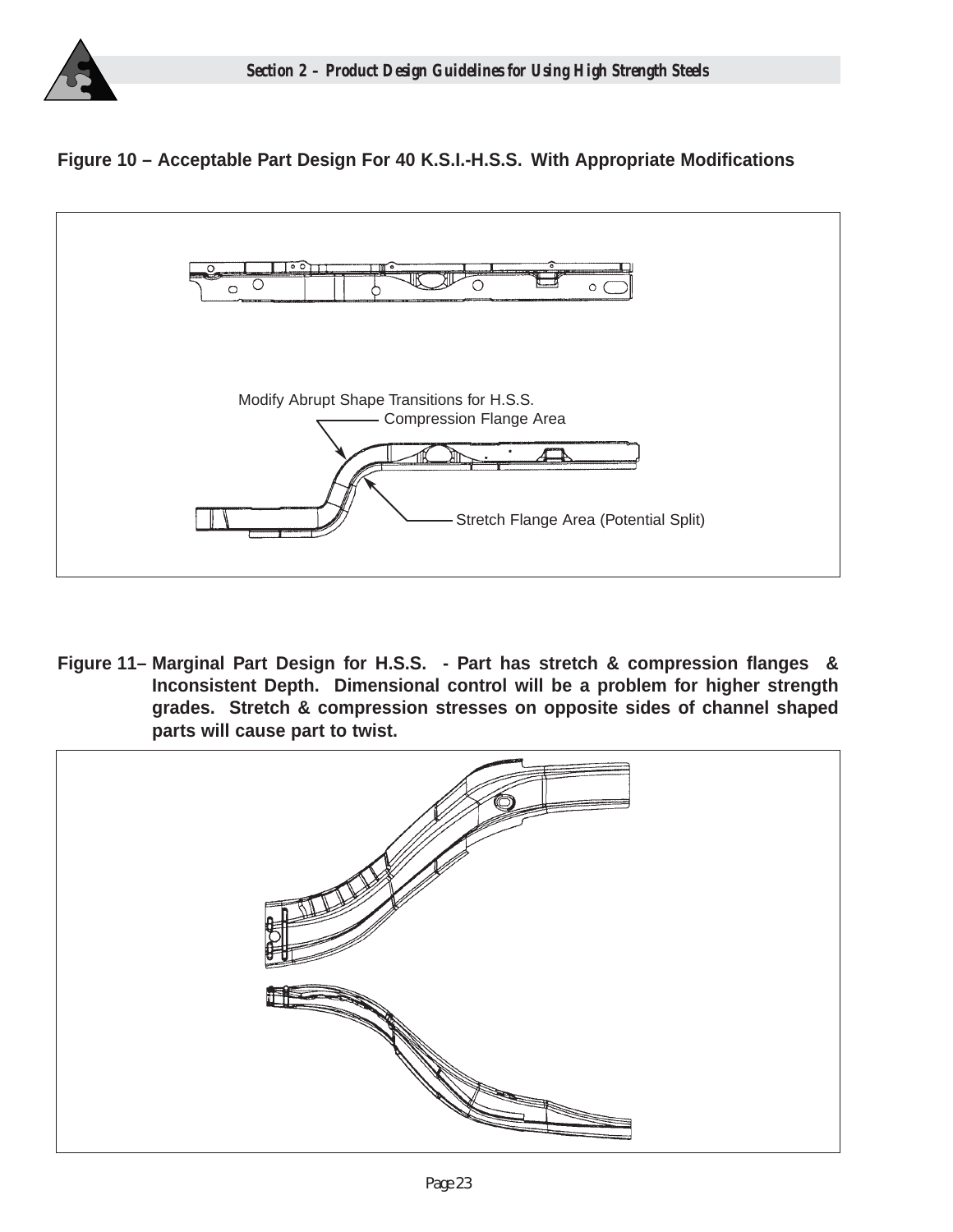**Figure 10 – Acceptable Part Design For 40 K.S.I.-H.S.S. With Appropriate Modifications**

Modify Abrupt Shape Transitions for H.S.S.
Compression Flange Area

Stretch Flange Area (Potential Split)

**Figure 11– Marginal Part Design for H.S.S. - Part has stretch & compression flanges & Inconsistent Depth. Dimensional control will be a problem for higher strength grades. Stretch & compression stresses on opposite sides of channel shaped parts will cause part to twist.**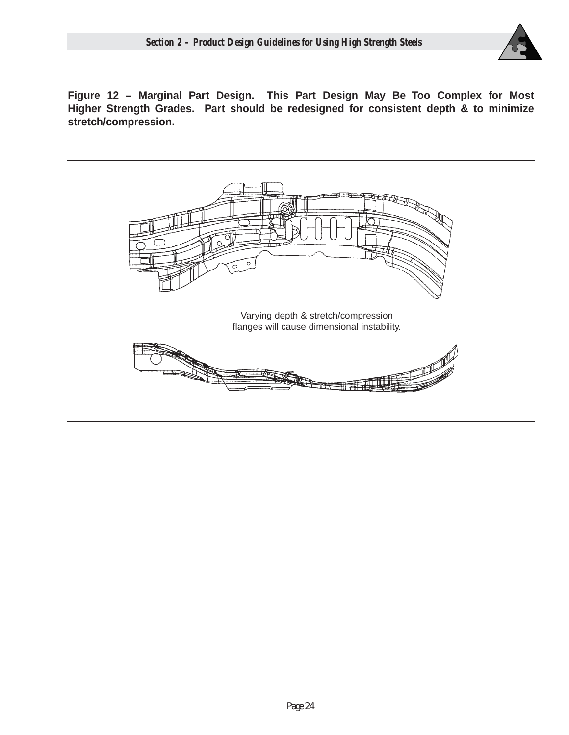**Figure 12 – Marginal Part Design. This Part Design May Be Too Complex for Most Higher Strength Grades. Part should be redesigned for consistent depth & to minimize stretch/compression.**

Varying depth & stretch/compression flanges will cause dimensional instability.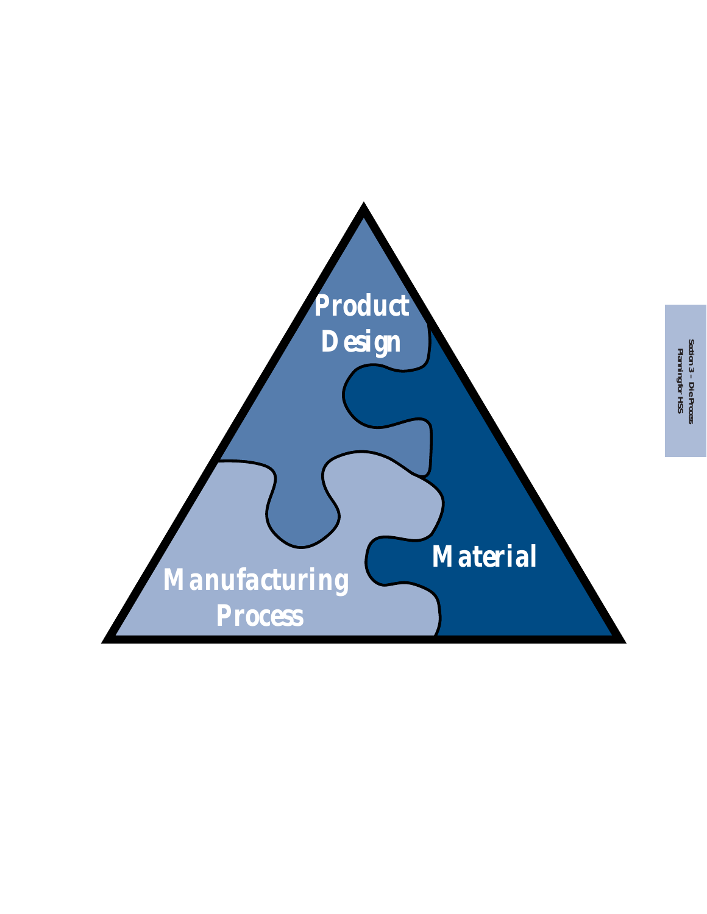Product Design

Material

Manufacturing Process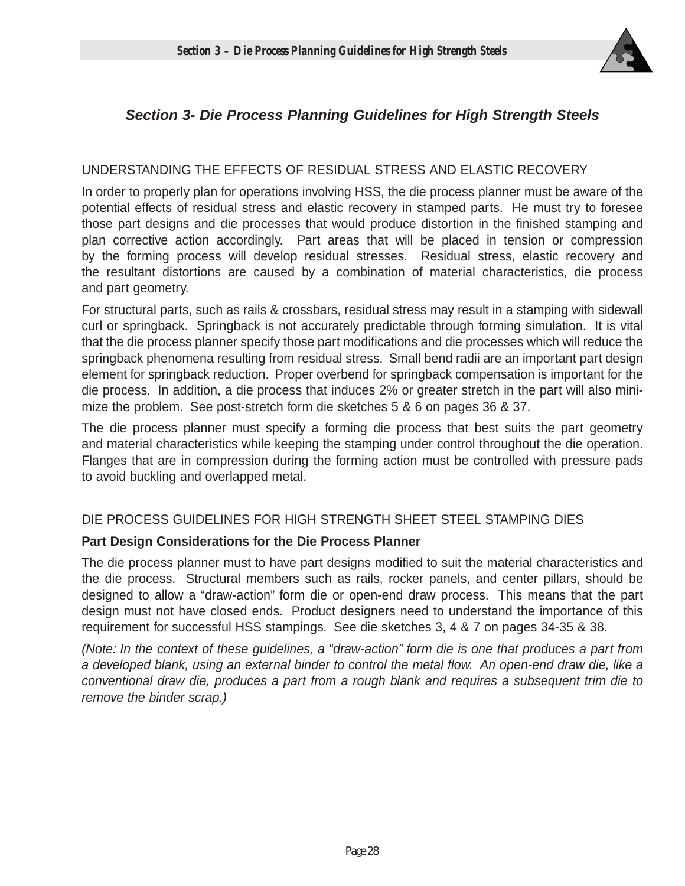# Section 3- Die Process Planning Guidelines for High Strength Steels

## UNDERSTANDING THE EFFECTS OF RESIDUAL STRESS AND ELASTIC RECOVERY

In order to properly plan for operations involving HSS, the die process planner must be aware of the potential effects of residual stress and elastic recovery in stamped parts. He must try to foresee those part designs and die processes that would produce distortion in the finished stamping and plan corrective action accordingly. Part areas that will be placed in tension or compression by the forming process will develop residual stresses. Residual stress, elastic recovery and the resultant distortions are caused by a combination of material characteristics, die process and part geometry.

For structural parts, such as rails & crossbars, residual stress may result in a stamping with sidewall curl or springback. Springback is not accurately predictable through forming simulation. It is vital that the die process planner specify those part modifications and die processes which will reduce the springback phenomena resulting from residual stress. Small bend radii are an important part design element for springback reduction. Proper overbend for springback compensation is important for the die process. In addition, a die process that induces 2% or greater stretch in the part will also minimize the problem. See post-stretch form die sketches 5 & 6 on pages 36 & 37.

The die process planner must specify a forming die process that best suits the part geometry and material characteristics while keeping the stamping under control throughout the die operation. Flanges that are in compression during the forming action must be controlled with pressure pads to avoid buckling and overlapped metal.

## DIE PROCESS GUIDELINES FOR HIGH STRENGTH SHEET STEEL STAMPING DIES

### Part Design Considerations for the Die Process Planner

The die process planner must to have part designs modified to suit the material characteristics and the die process. Structural members such as rails, rocker panels, and center pillars, should be designed to allow a "draw-action" form die or open-end draw process. This means that the part design must not have closed ends. Product designers need to understand the importance of this requirement for successful HSS stampings. See die sketches 3, 4 & 7 on pages 34-35 & 38.

*(Note: In the context of these guidelines, a "draw-action" form die is one that produces a part from a developed blank, using an external binder to control the metal flow. An open-end draw die, like a conventional draw die, produces a part from a rough blank and requires a subsequent trim die to remove the binder scrap.)*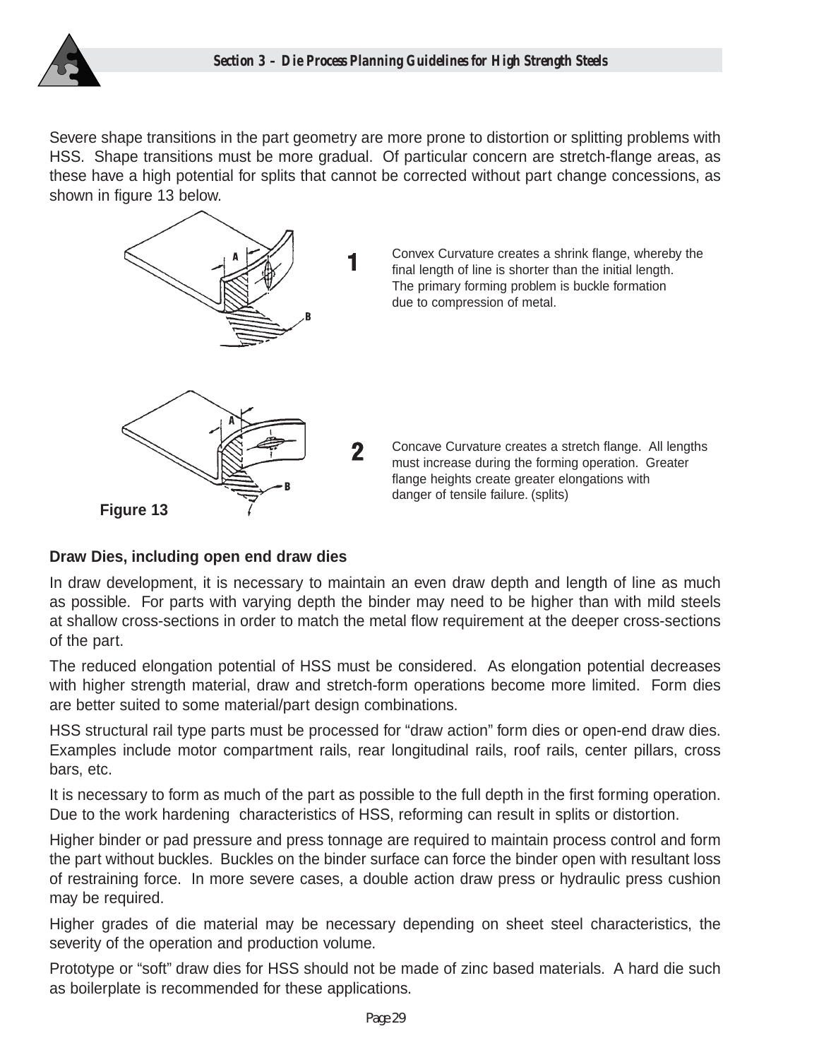Severe shape transitions in the part geometry are more prone to distortion or splitting problems with HSS. Shape transitions must be more gradual. Of particular concern are stretch-flange areas, as these have a high potential for splits that cannot be corrected without part change concessions, as shown in figure 13 below.

**1** Convex Curvature creates a shrink flange, whereby the final length of line is shorter than the initial length. The primary forming problem is buckle formation due to compression of metal.

**2** Concave Curvature creates a stretch flange. All lengths must increase during the forming operation. Greater flange heights create greater elongations with danger of tensile failure. (splits)

**Figure 13**

**Draw Dies, including open end draw dies**

In draw development, it is necessary to maintain an even draw depth and length of line as much as possible. For parts with varying depth the binder may need to be higher than with mild steels at shallow cross-sections in order to match the metal flow requirement at the deeper cross-sections of the part.

The reduced elongation potential of HSS must be considered. As elongation potential decreases with higher strength material, draw and stretch-form operations become more limited. Form dies are better suited to some material/part design combinations.

HSS structural rail type parts must be processed for “draw action” form dies or open-end draw dies. Examples include motor compartment rails, rear longitudinal rails, roof rails, center pillars, cross bars, etc.

It is necessary to form as much of the part as possible to the full depth in the first forming operation. Due to the work hardening characteristics of HSS, reforming can result in splits or distortion.

Higher binder or pad pressure and press tonnage are required to maintain process control and form the part without buckles. Buckles on the binder surface can force the binder open with resultant loss of restraining force. In more severe cases, a double action draw press or hydraulic press cushion may be required.

Higher grades of die material may be necessary depending on sheet steel characteristics, the severity of the operation and production volume.

Prototype or “soft” draw dies for HSS should not be made of zinc based materials. A hard die such as boilerplate is recommended for these applications.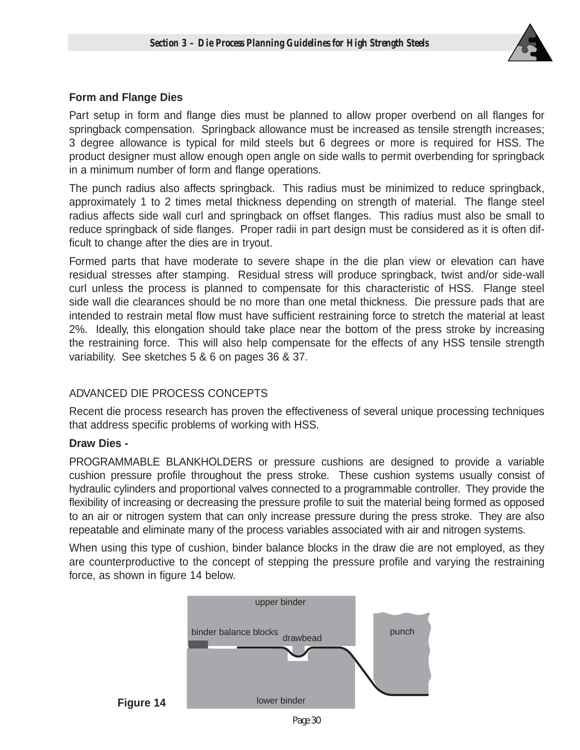### Form and Flange Dies

Part setup in form and flange dies must be planned to allow proper overbend on all flanges for springback compensation. Springback allowance must be increased as tensile strength increases; 3 degree allowance is typical for mild steels but 6 degrees or more is required for HSS. The product designer must allow enough open angle on side walls to permit overbending for springback in a minimum number of form and flange operations.

The punch radius also affects springback. This radius must be minimized to reduce springback, approximately 1 to 2 times metal thickness depending on strength of material. The flange steel radius affects side wall curl and springback on offset flanges. This radius must also be small to reduce springback of side flanges. Proper radii in part design must be considered as it is often difficult to change after the dies are in tryout.

Formed parts that have moderate to severe shape in the die plan view or elevation can have residual stresses after stamping. Residual stress will produce springback, twist and/or side-wall curl unless the process is planned to compensate for this characteristic of HSS. Flange steel side wall die clearances should be no more than one metal thickness. Die pressure pads that are intended to restrain metal flow must have sufficient restraining force to stretch the material at least 2%. Ideally, this elongation should take place near the bottom of the press stroke by increasing the restraining force. This will also help compensate for the effects of any HSS tensile strength variability. See sketches 5 & 6 on pages 36 & 37.

## ADVANCED DIE PROCESS CONCEPTS

Recent die process research has proven the effectiveness of several unique processing techniques that address specific problems of working with HSS.

### Draw Dies -

PROGRAMMABLE BLANKHOLDERS or pressure cushions are designed to provide a variable cushion pressure profile throughout the press stroke. These cushion systems usually consist of hydraulic cylinders and proportional valves connected to a programmable controller. They provide the flexibility of increasing or decreasing the pressure profile to suit the material being formed as opposed to an air or nitrogen system that can only increase pressure during the press stroke. They are also repeatable and eliminate many of the process variables associated with air and nitrogen systems.

When using this type of cushion, binder balance blocks in the draw die are not employed, as they are counterproductive to the concept of stepping the pressure profile and varying the restraining force, as shown in figure 14 below.

upper binder

binder balance blocks

drawbead

punch

lower binder

**Figure 14**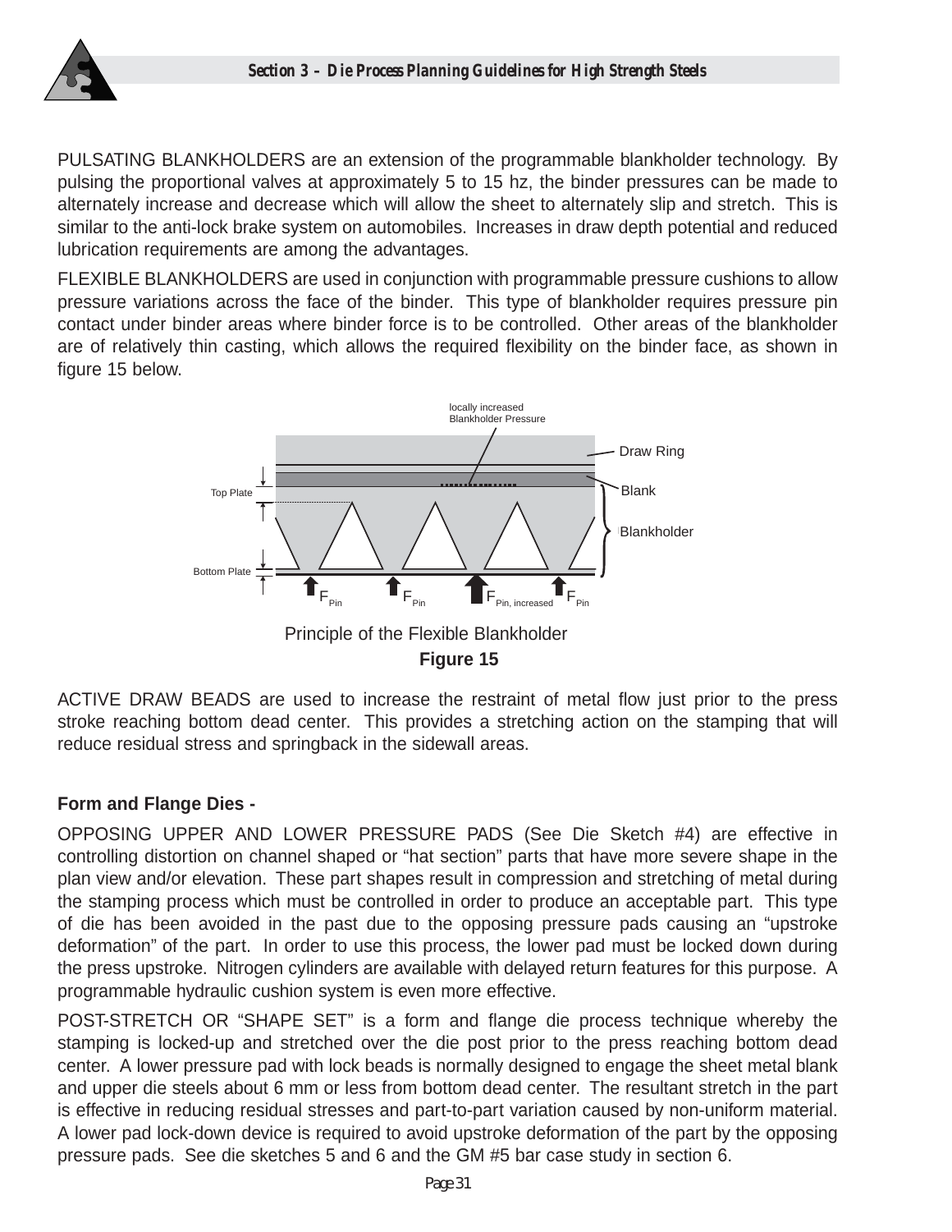PULSATING BLANKHOLDERS are an extension of the programmable blankholder technology. By pulsing the proportional valves at approximately 5 to 15 hz, the binder pressures can be made to alternately increase and decrease which will allow the sheet to alternately slip and stretch. This is similar to the anti-lock brake system on automobiles. Increases in draw depth potential and reduced lubrication requirements are among the advantages.

FLEXIBLE BLANKHOLDERS are used in conjunction with programmable pressure cushions to allow pressure variations across the face of the binder. This type of blankholder requires pressure pin contact under binder areas where binder force is to be controlled. Other areas of the blankholder are of relatively thin casting, which allows the required flexibility on the binder face, as shown in figure 15 below.

locally increased Blankholder Pressure

Draw Ring

Blank

Blankholder

Top Plate

Bottom Plate

$F_{Pin}$ $F_{Pin}$ $F_{Pin,\ increased}$ $F_{Pin}$

Principle of the Flexible Blankholder

**Figure 15**

ACTIVE DRAW BEADS are used to increase the restraint of metal flow just prior to the press stroke reaching bottom dead center. This provides a stretching action on the stamping that will reduce residual stress and springback in the sidewall areas.

**Form and Flange Dies -**

OPPOSING UPPER AND LOWER PRESSURE PADS (See Die Sketch #4) are effective in controlling distortion on channel shaped or "hat section" parts that have more severe shape in the plan view and/or elevation. These part shapes result in compression and stretching of metal during the stamping process which must be controlled in order to produce an acceptable part. This type of die has been avoided in the past due to the opposing pressure pads causing an "upstroke deformation" of the part. In order to use this process, the lower pad must be locked down during the press upstroke. Nitrogen cylinders are available with delayed return features for this purpose. A programmable hydraulic cushion system is even more effective.

POST-STRETCH OR "SHAPE SET" is a form and flange die process technique whereby the stamping is locked-up and stretched over the die post prior to the press reaching bottom dead center. A lower pressure pad with lock beads is normally designed to engage the sheet metal blank and upper die steels about 6 mm or less from bottom dead center. The resultant stretch in the part is effective in reducing residual stresses and part-to-part variation caused by non-uniform material. A lower pad lock-down device is required to avoid upstroke deformation of the part by the opposing pressure pads. See die sketches 5 and 6 and the GM #5 bar case study in section 6.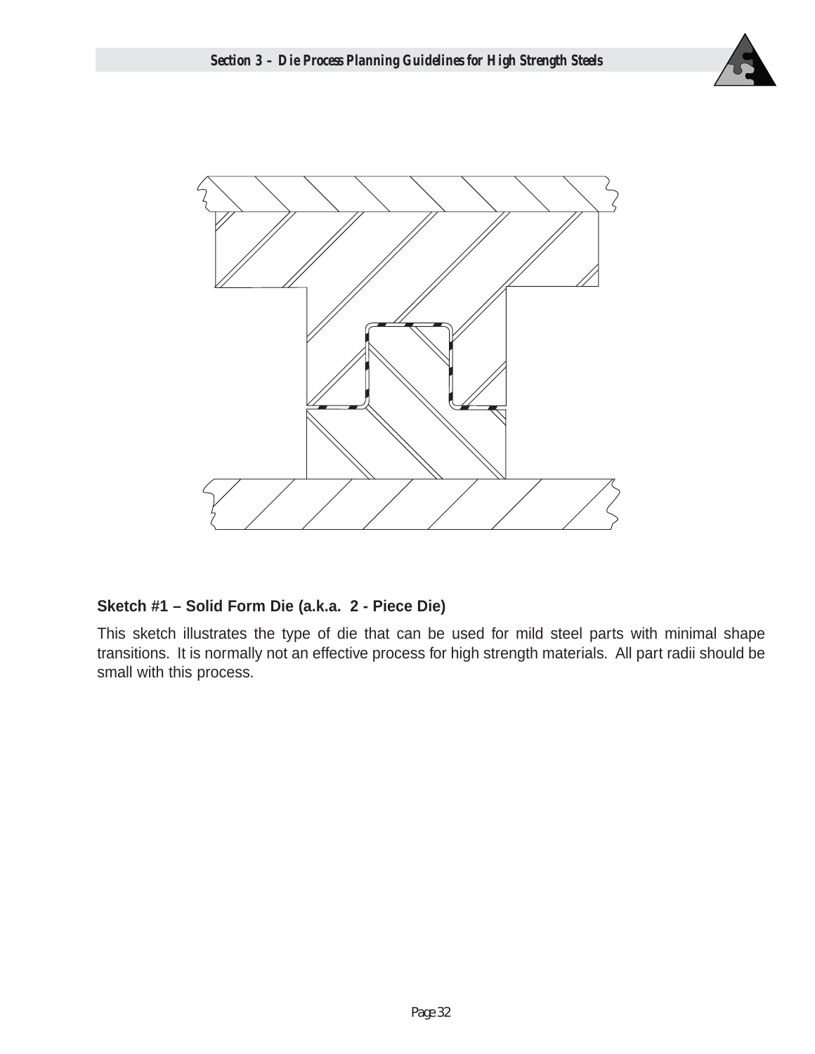**Sketch #1 – Solid Form Die (a.k.a. 2 - Piece Die)**

This sketch illustrates the type of die that can be used for mild steel parts with minimal shape transitions. It is normally not an effective process for high strength materials. All part radii should be small with this process.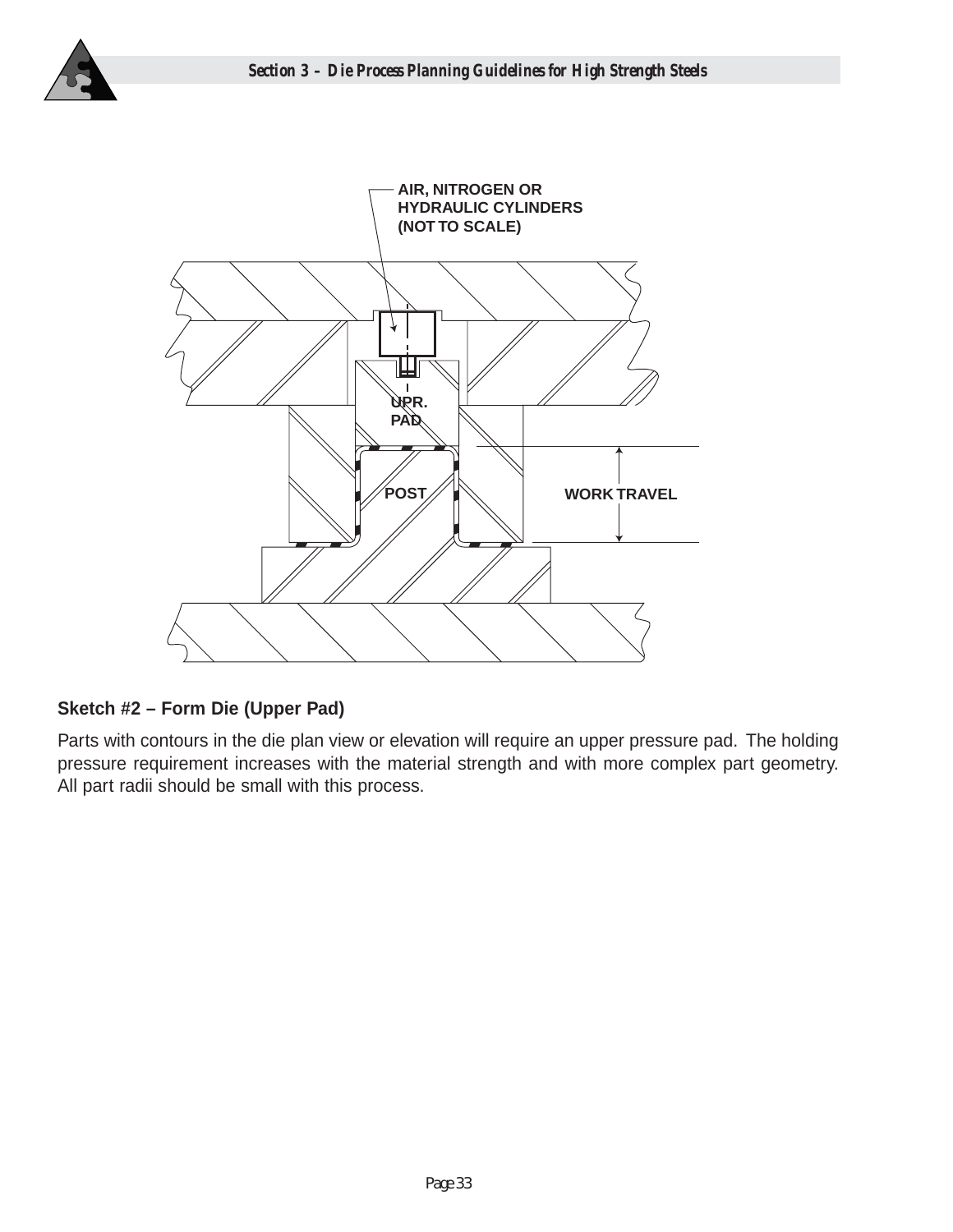AIR, NITROGEN OR HYDRAULIC CYLINDERS (NOT TO SCALE)

UPR. PAD

POST

WORK TRAVEL

**Sketch #2 – Form Die (Upper Pad)**

Parts with contours in the die plan view or elevation will require an upper pressure pad. The holding pressure requirement increases with the material strength and with more complex part geometry. All part radii should be small with this process.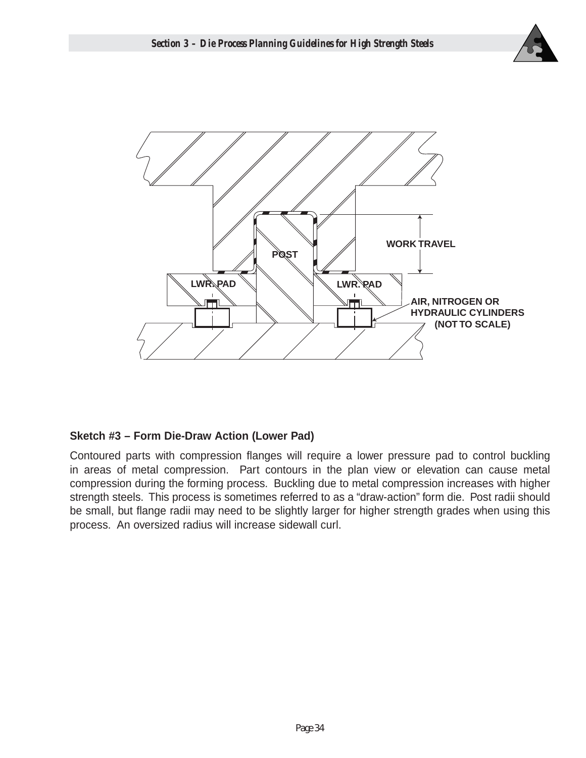**Sketch #3 – Form Die-Draw Action (Lower Pad)**

Contoured parts with compression flanges will require a lower pressure pad to control buckling in areas of metal compression. Part contours in the plan view or elevation can cause metal compression during the forming process. Buckling due to metal compression increases with higher strength steels. This process is sometimes referred to as a "draw-action" form die. Post radii should be small, but flange radii may need to be slightly larger for higher strength grades when using this process. An oversized radius will increase sidewall curl.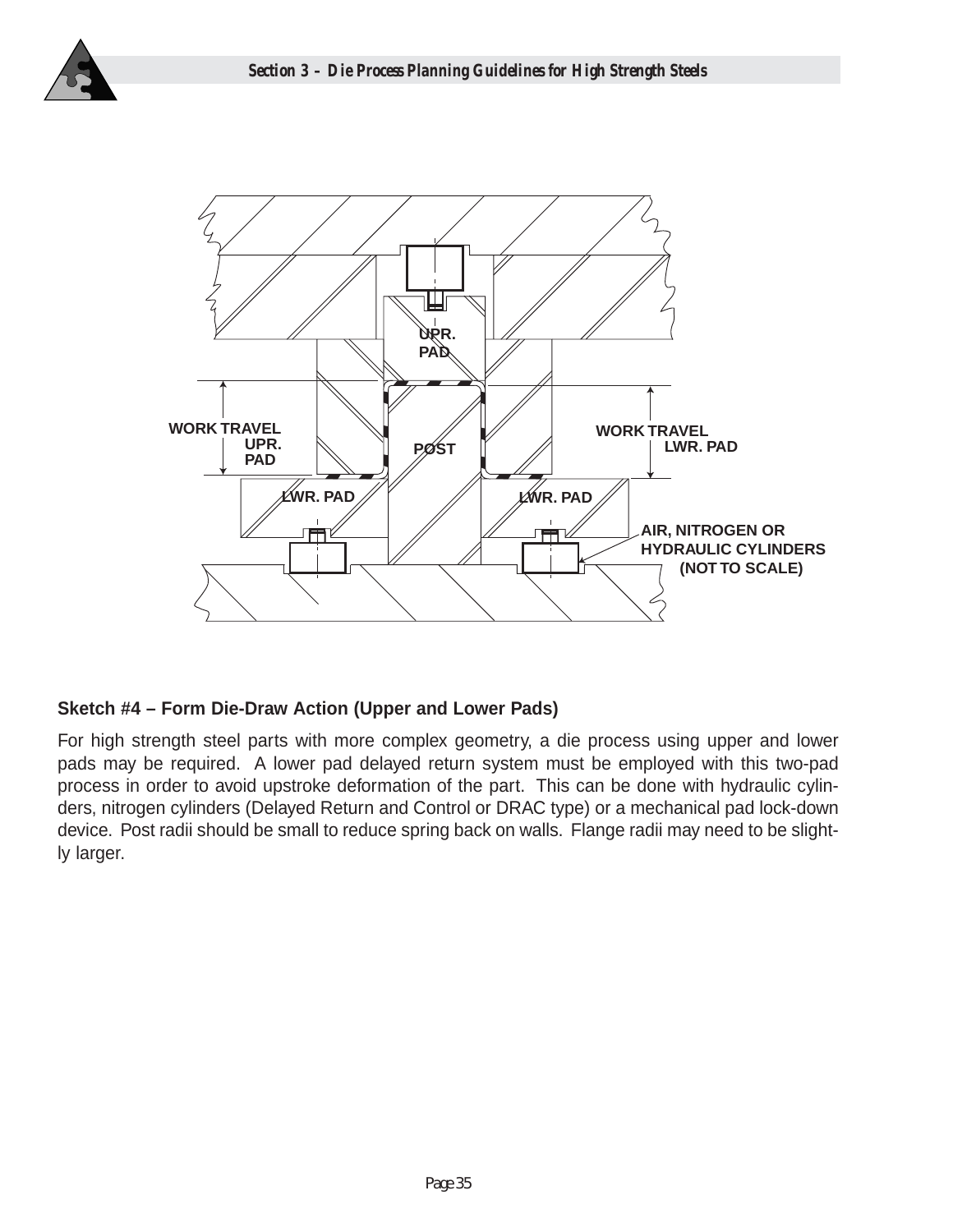**Sketch #4 – Form Die-Draw Action (Upper and Lower Pads)**

For high strength steel parts with more complex geometry, a die process using upper and lower pads may be required. A lower pad delayed return system must be employed with this two-pad process in order to avoid upstroke deformation of the part. This can be done with hydraulic cylinders, nitrogen cylinders (Delayed Return and Control or DRAC type) or a mechanical pad lock-down device. Post radii should be small to reduce spring back on walls. Flange radii may need to be slightly larger.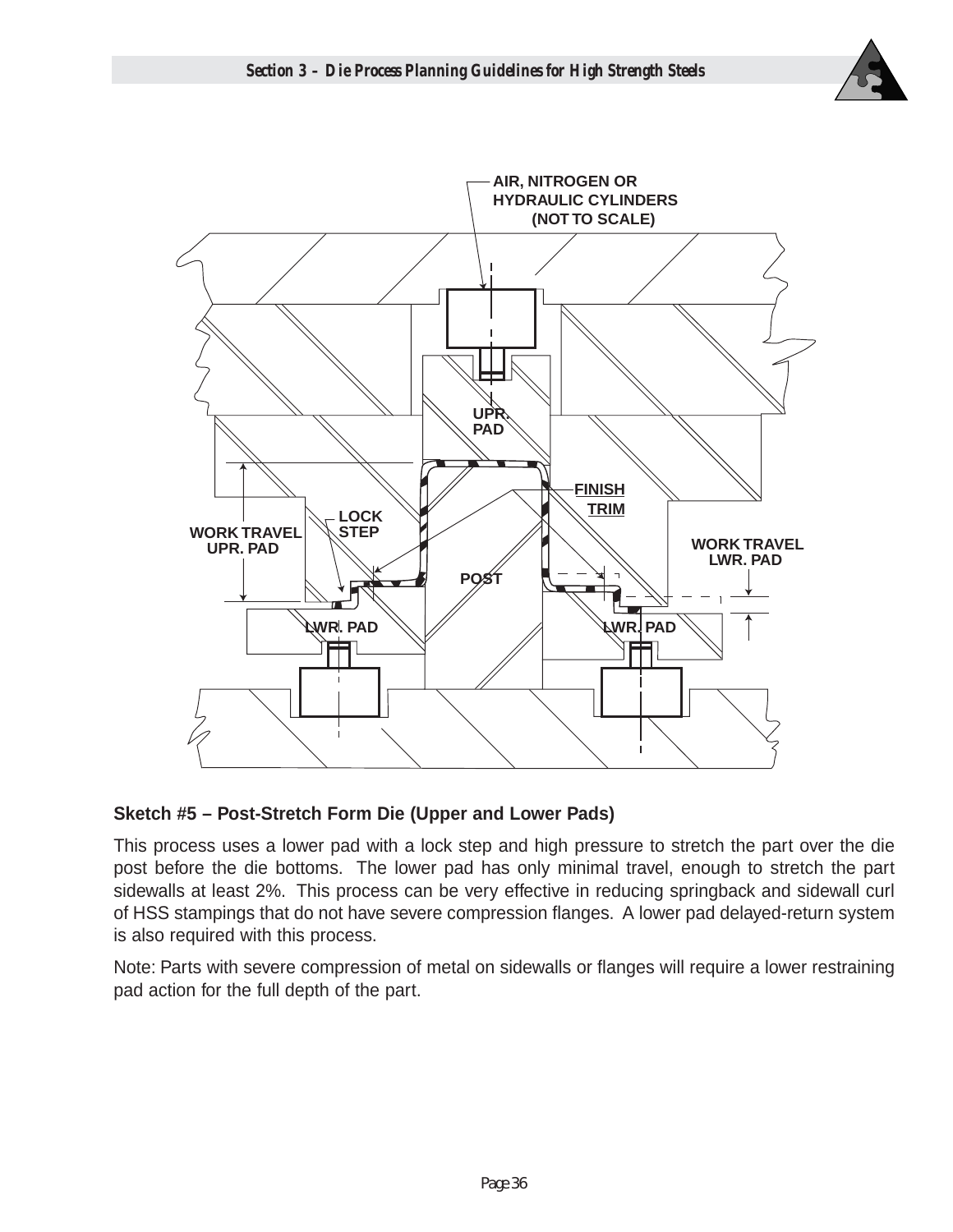**Sketch #5 – Post-Stretch Form Die (Upper and Lower Pads)**

This process uses a lower pad with a lock step and high pressure to stretch the part over the die post before the die bottoms. The lower pad has only minimal travel, enough to stretch the part sidewalls at least 2%. This process can be very effective in reducing springback and sidewall curl of HSS stampings that do not have severe compression flanges. A lower pad delayed-return system is also required with this process.

Note: Parts with severe compression of metal on sidewalls or flanges will require a lower restraining pad action for the full depth of the part.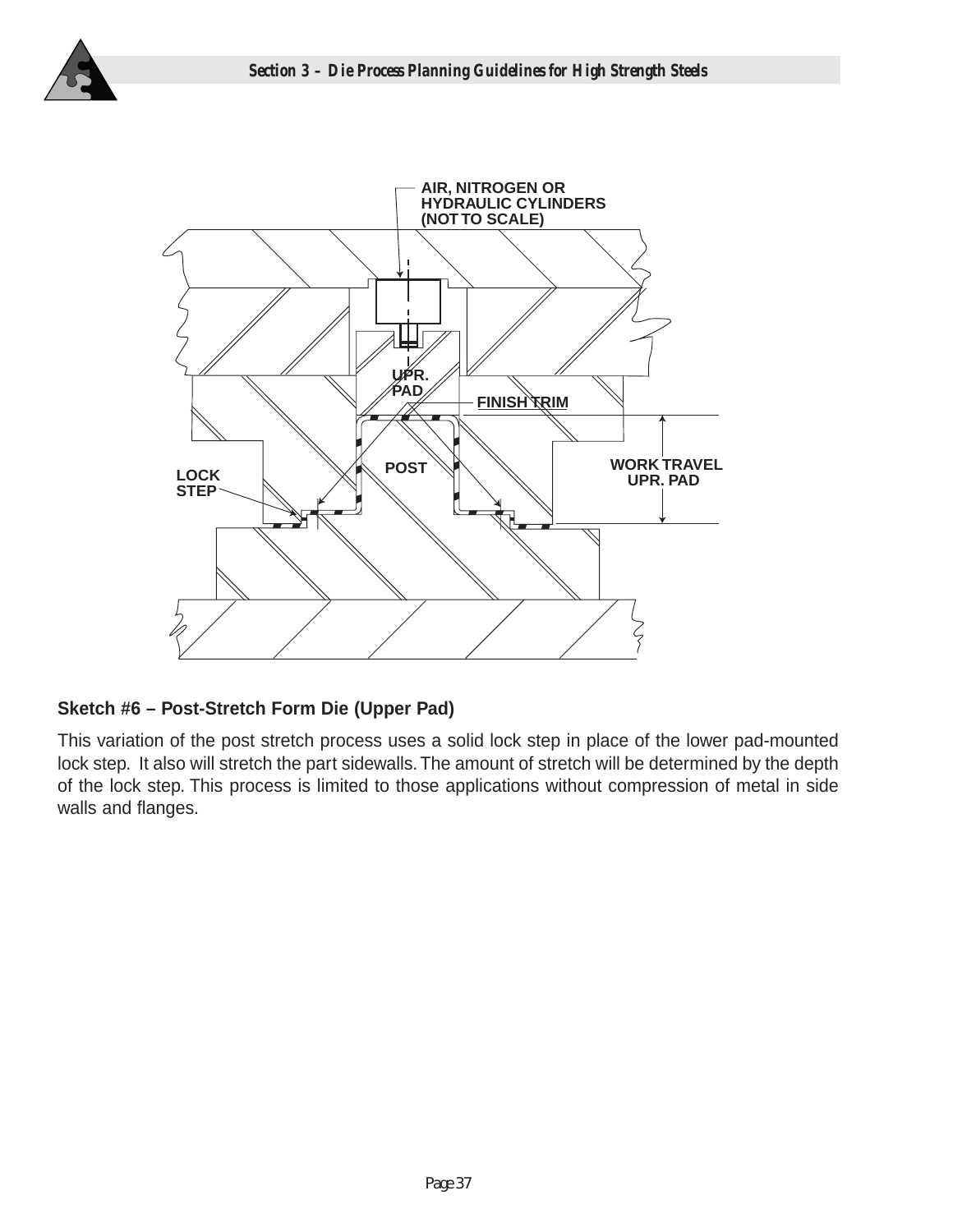**Sketch #6 – Post-Stretch Form Die (Upper Pad)**

This variation of the post stretch process uses a solid lock step in place of the lower pad-mounted lock step. It also will stretch the part sidewalls. The amount of stretch will be determined by the depth of the lock step. This process is limited to those applications without compression of metal in side walls and flanges.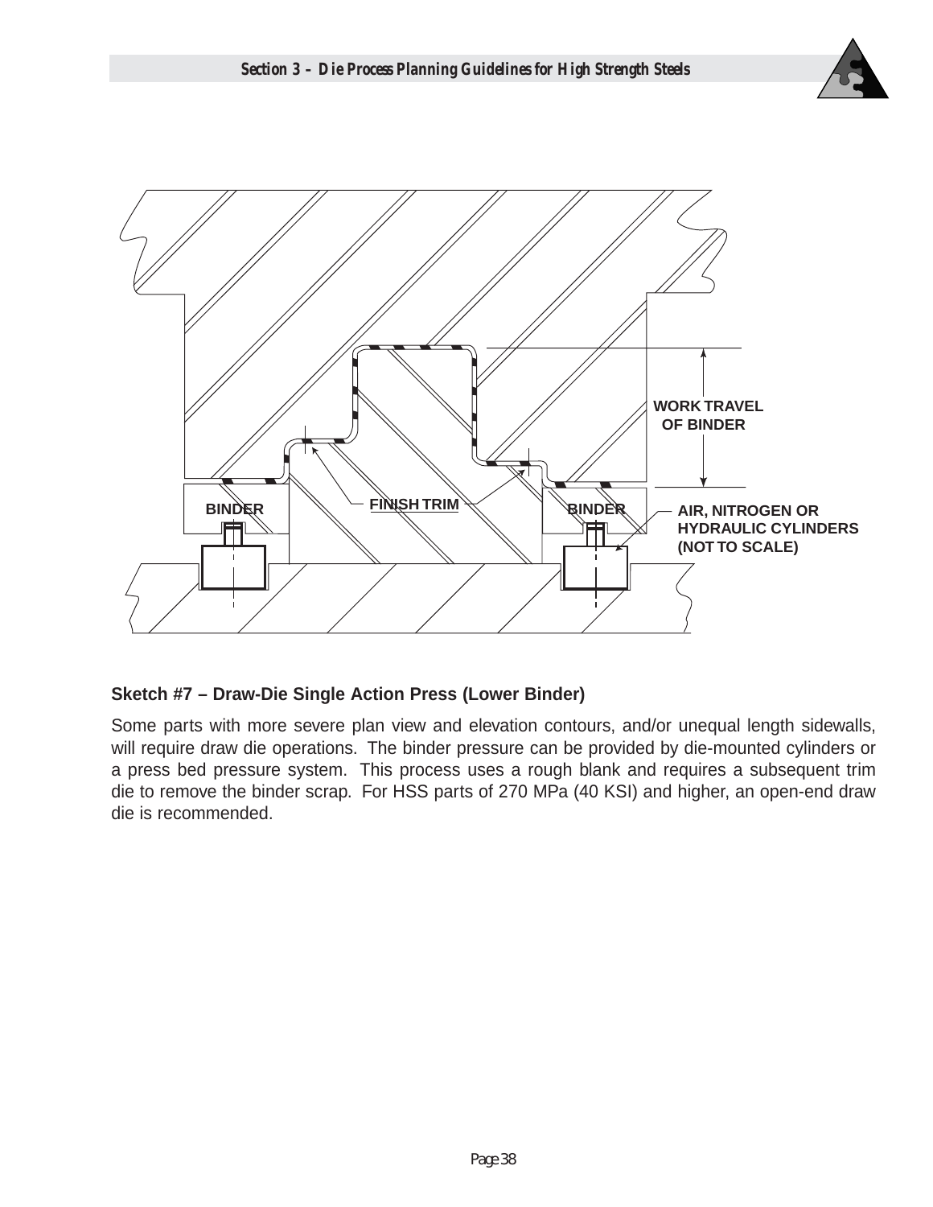BINDER

FINISH TRIM

BINDER

WORK TRAVEL OF BINDER

AIR, NITROGEN OR HYDRAULIC CYLINDERS (NOT TO SCALE)

**Sketch #7 – Draw-Die Single Action Press (Lower Binder)**

Some parts with more severe plan view and elevation contours, and/or unequal length sidewalls, will require draw die operations. The binder pressure can be provided by die-mounted cylinders or a press bed pressure system. This process uses a rough blank and requires a subsequent trim die to remove the binder scrap. For HSS parts of 270 MPa (40 KSI) and higher, an open-end draw die is recommended.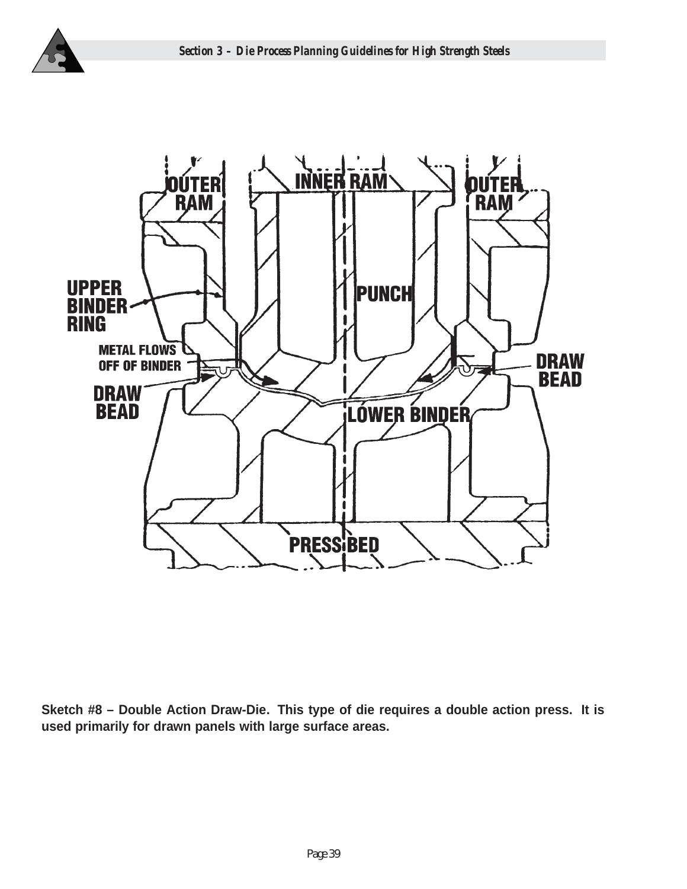**Sketch #8 – Double Action Draw-Die. This type of die requires a double action press. It is used primarily for drawn panels with large surface areas.**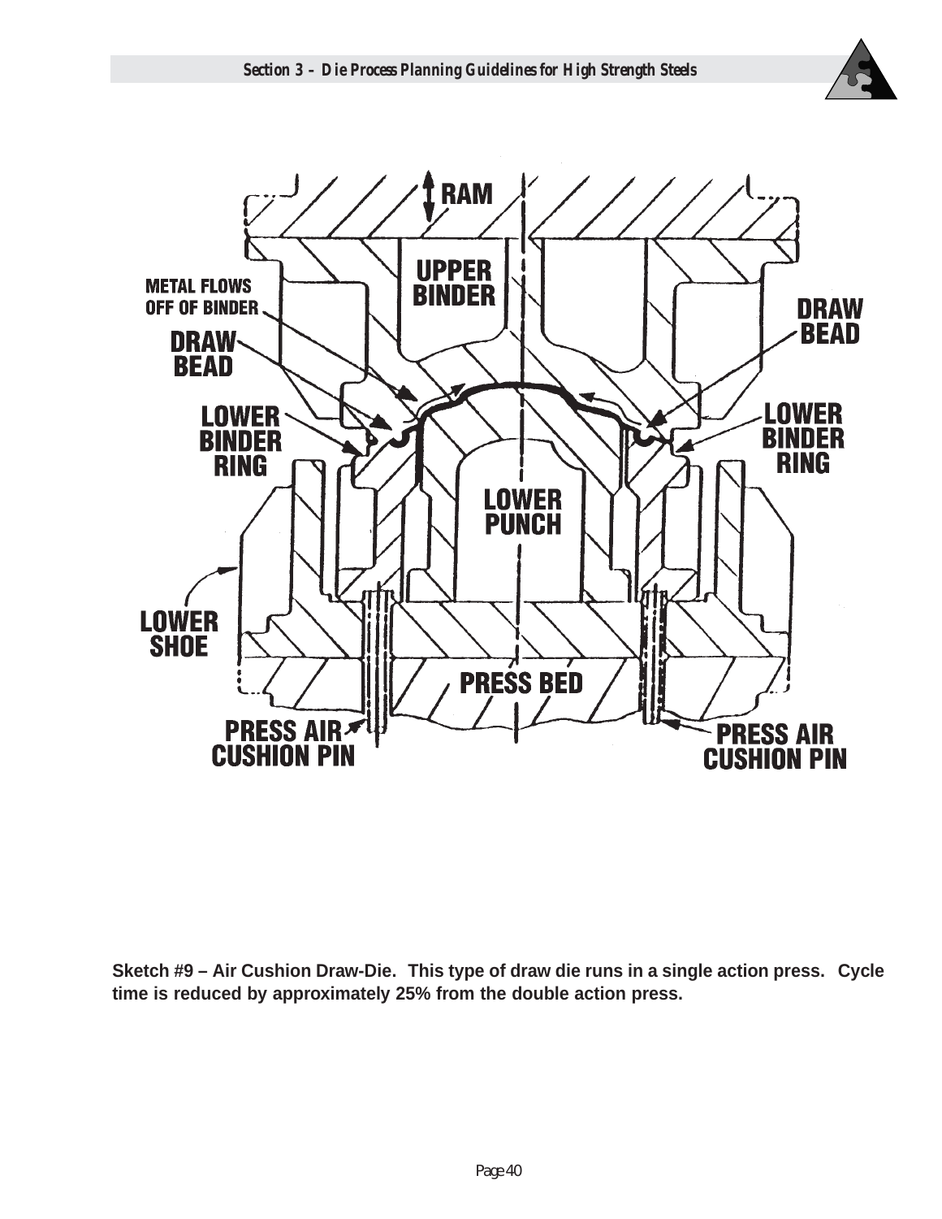RAM

UPPER BINDER

METAL FLOWS OFF OF BINDER

DRAW BEAD

DRAW BEAD

LOWER BINDER RING

LOWER BINDER RING

LOWER PUNCH

LOWER SHOE

PRESS BED

PRESS AIR CUSHION PIN

PRESS AIR CUSHION PIN

**Sketch #9 – Air Cushion Draw-Die. This type of draw die runs in a single action press. Cycle time is reduced by approximately 25% from the double action press.**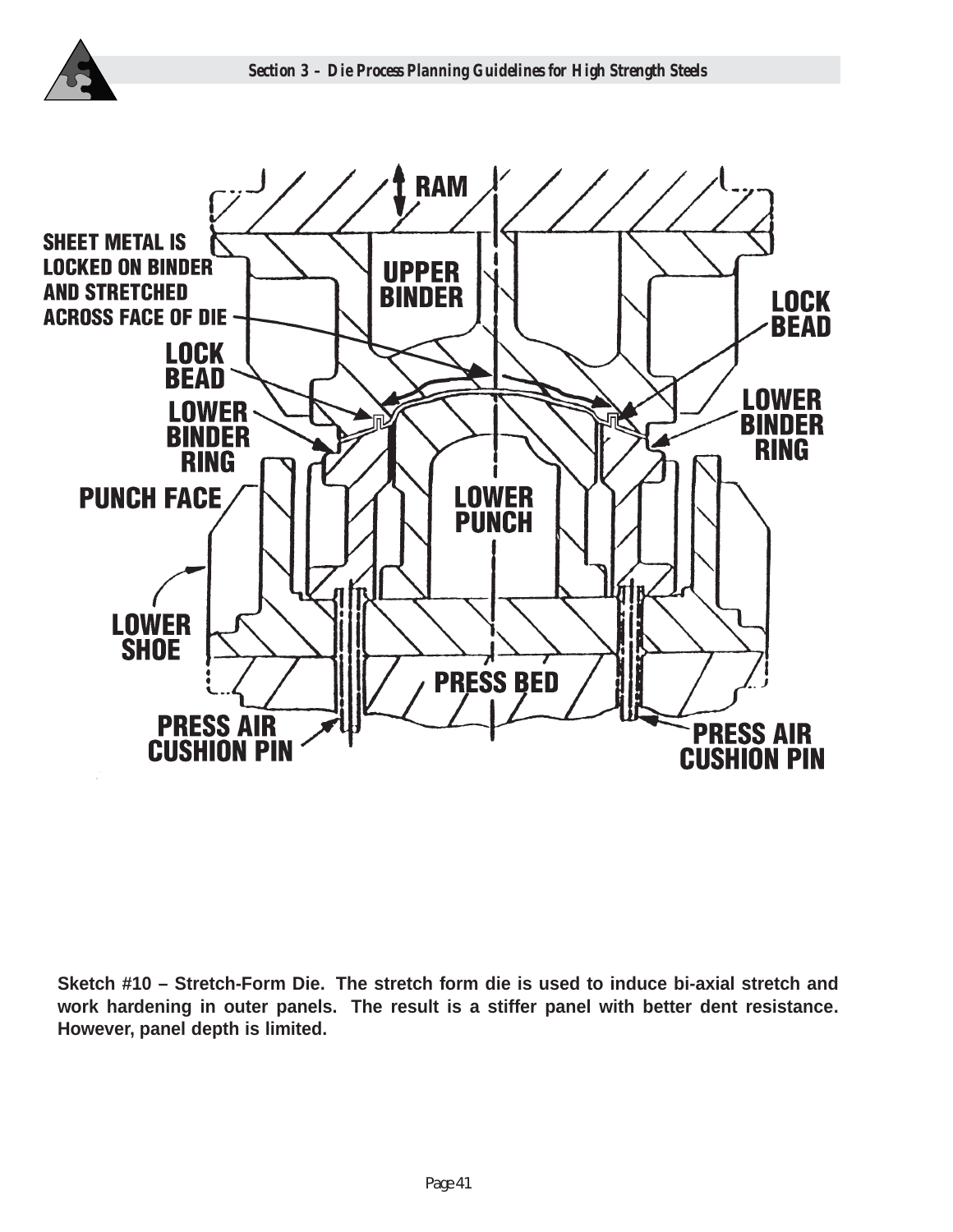**Sketch #10 – Stretch-Form Die. The stretch form die is used to induce bi-axial stretch and work hardening in outer panels. The result is a stiffer panel with better dent resistance. However, panel depth is limited.**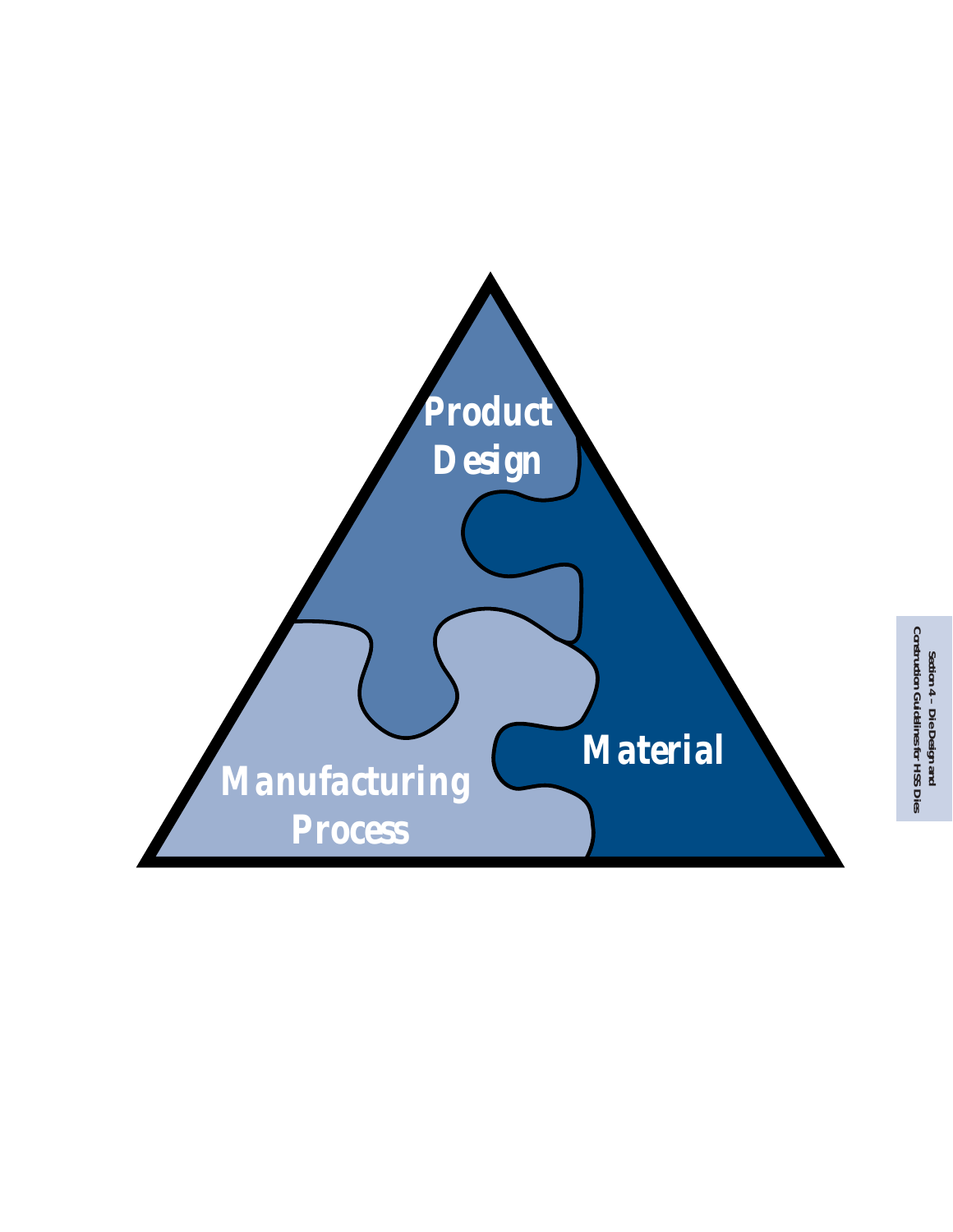Product Design

Material

Manufacturing Process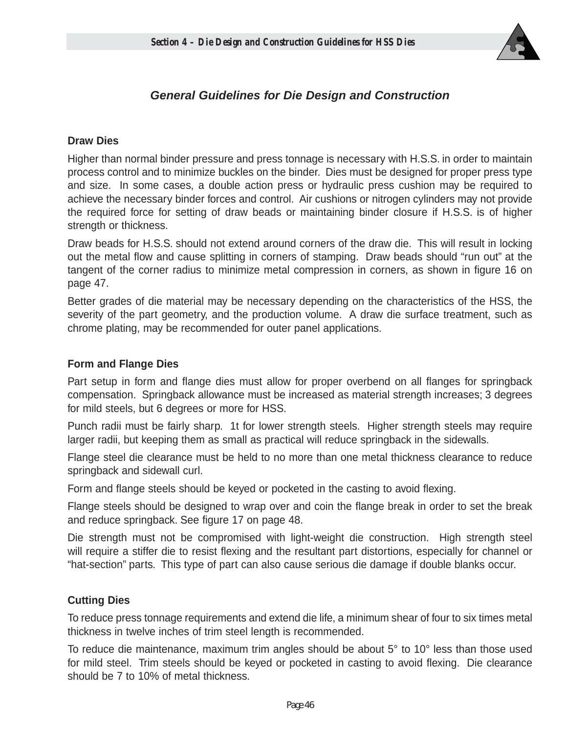## General Guidelines for Die Design and Construction

### Draw Dies

Higher than normal binder pressure and press tonnage is necessary with H.S.S. in order to maintain process control and to minimize buckles on the binder. Dies must be designed for proper press type and size. In some cases, a double action press or hydraulic press cushion may be required to achieve the necessary binder forces and control. Air cushions or nitrogen cylinders may not provide the required force for setting of draw beads or maintaining binder closure if H.S.S. is of higher strength or thickness.

Draw beads for H.S.S. should not extend around corners of the draw die. This will result in locking out the metal flow and cause splitting in corners of stamping. Draw beads should "run out" at the tangent of the corner radius to minimize metal compression in corners, as shown in figure 16 on page 47.

Better grades of die material may be necessary depending on the characteristics of the HSS, the severity of the part geometry, and the production volume. A draw die surface treatment, such as chrome plating, may be recommended for outer panel applications.

### Form and Flange Dies

Part setup in form and flange dies must allow for proper overbend on all flanges for springback compensation. Springback allowance must be increased as material strength increases; 3 degrees for mild steels, but 6 degrees or more for HSS.

Punch radii must be fairly sharp. 1t for lower strength steels. Higher strength steels may require larger radii, but keeping them as small as practical will reduce springback in the sidewalls.

Flange steel die clearance must be held to no more than one metal thickness clearance to reduce springback and sidewall curl.

Form and flange steels should be keyed or pocketed in the casting to avoid flexing.

Flange steels should be designed to wrap over and coin the flange break in order to set the break and reduce springback. See figure 17 on page 48.

Die strength must not be compromised with light-weight die construction. High strength steel will require a stiffer die to resist flexing and the resultant part distortions, especially for channel or "hat-section" parts. This type of part can also cause serious die damage if double blanks occur.

### Cutting Dies

To reduce press tonnage requirements and extend die life, a minimum shear of four to six times metal thickness in twelve inches of trim steel length is recommended.

To reduce die maintenance, maximum trim angles should be about 5° to 10° less than those used for mild steel. Trim steels should be keyed or pocketed in casting to avoid flexing. Die clearance should be 7 to 10% of metal thickness.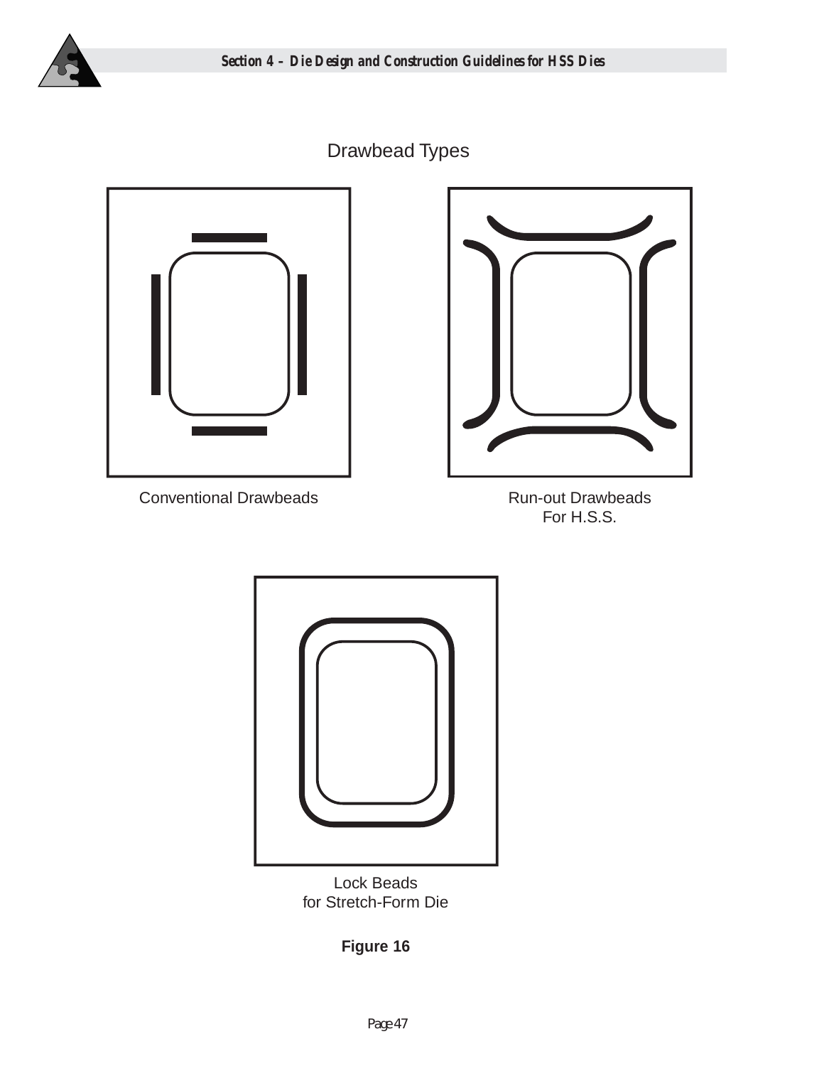Drawbead Types

Conventional Drawbeads

Run-out Drawbeads
For H.S.S.

Lock Beads
for Stretch-Form Die

**Figure 16**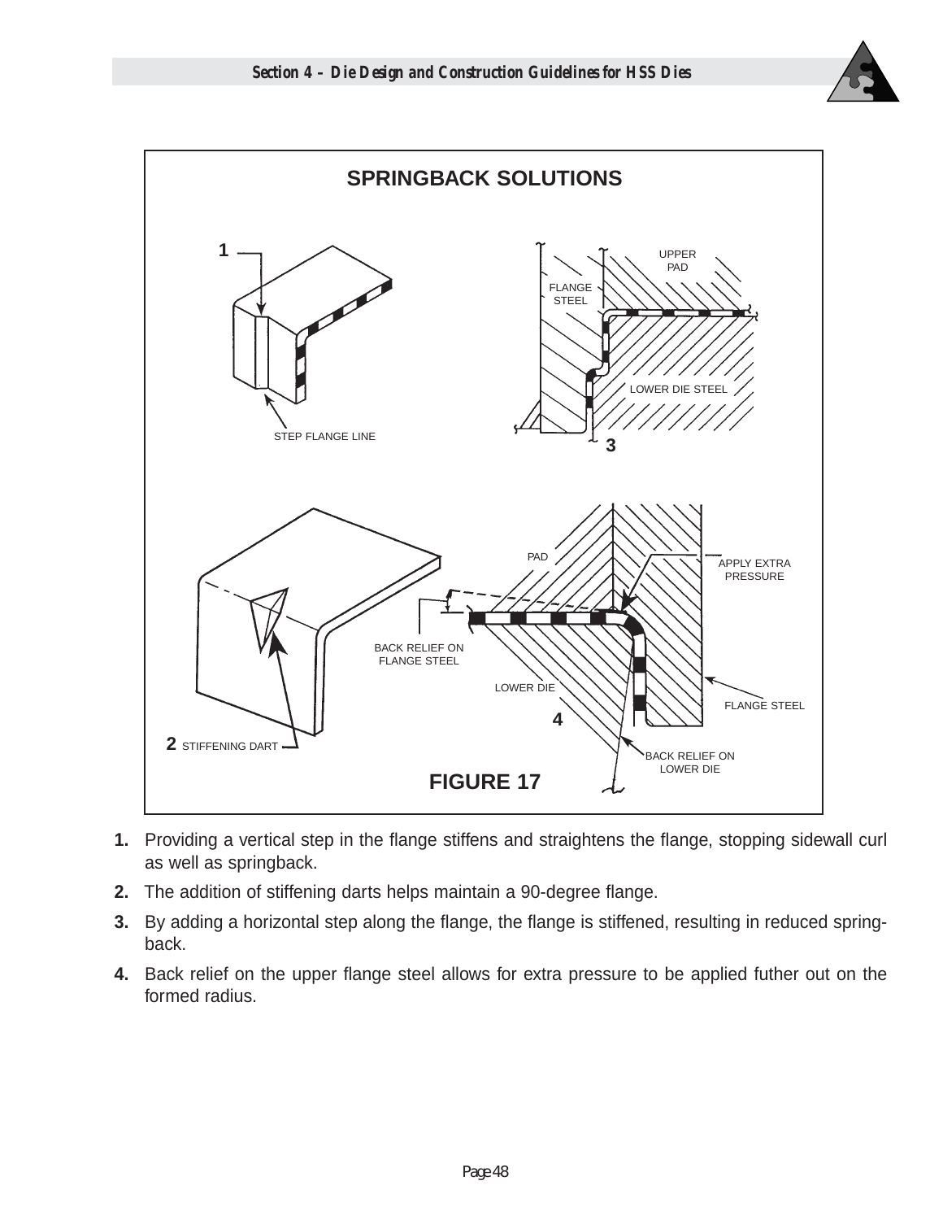SPRINGBACK SOLUTIONS

1 STEP FLANGE LINE

UPPER PAD

FLANGE STEEL

LOWER DIE STEEL

3

PAD

APPLY EXTRA PRESSURE

BACK RELIEF ON FLANGE STEEL

LOWER DIE

FLANGE STEEL

4

2 STIFFENING DART

BACK RELIEF ON LOWER DIE

**FIGURE 17**

1. Providing a vertical step in the flange stiffens and straightens the flange, stopping sidewall curl as well as springback.
2. The addition of stiffening darts helps maintain a 90-degree flange.
3. By adding a horizontal step along the flange, the flange is stiffened, resulting in reduced spring-back.
4. Back relief on the upper flange steel allows for extra pressure to be applied futher out on the formed radius.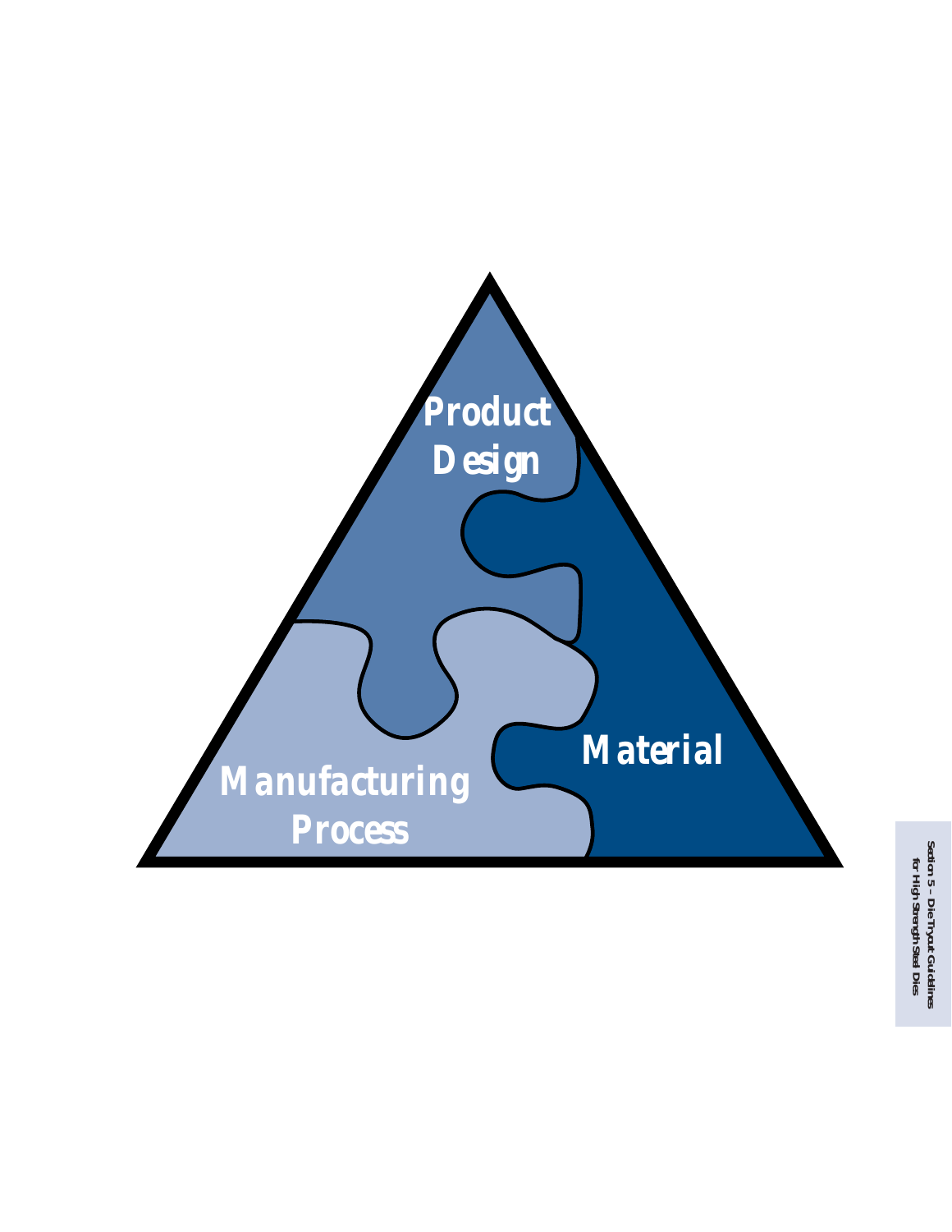Product Design

Material

Manufacturing Process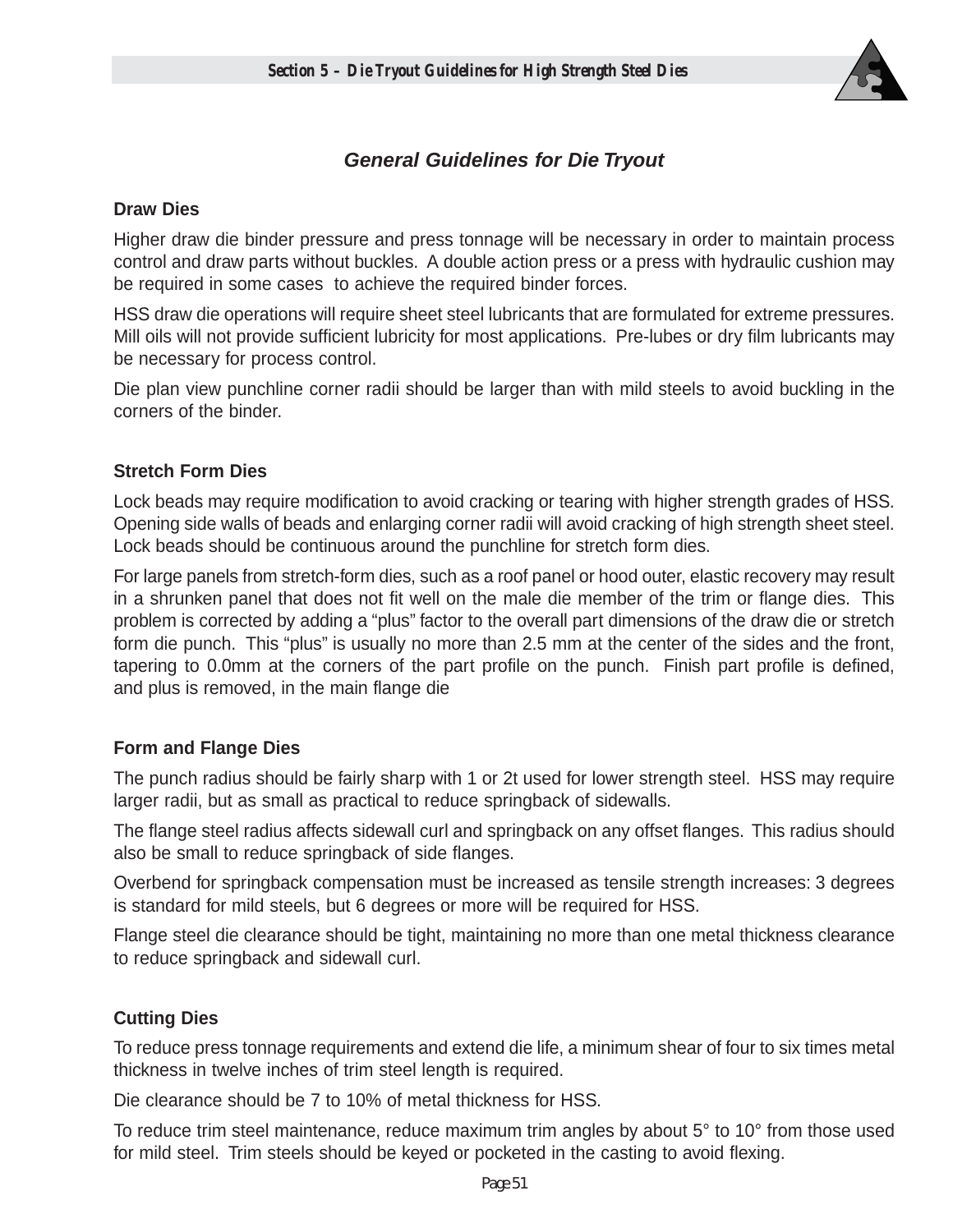## General Guidelines for Die Tryout

### Draw Dies

Higher draw die binder pressure and press tonnage will be necessary in order to maintain process control and draw parts without buckles. A double action press or a press with hydraulic cushion may be required in some cases to achieve the required binder forces.

HSS draw die operations will require sheet steel lubricants that are formulated for extreme pressures. Mill oils will not provide sufficient lubricity for most applications. Pre-lubes or dry film lubricants may be necessary for process control.

Die plan view punchline corner radii should be larger than with mild steels to avoid buckling in the corners of the binder.

### Stretch Form Dies

Lock beads may require modification to avoid cracking or tearing with higher strength grades of HSS. Opening side walls of beads and enlarging corner radii will avoid cracking of high strength sheet steel. Lock beads should be continuous around the punchline for stretch form dies.

For large panels from stretch-form dies, such as a roof panel or hood outer, elastic recovery may result in a shrunken panel that does not fit well on the male die member of the trim or flange dies. This problem is corrected by adding a “plus” factor to the overall part dimensions of the draw die or stretch form die punch. This “plus” is usually no more than 2.5 mm at the center of the sides and the front, tapering to 0.0mm at the corners of the part profile on the punch. Finish part profile is defined, and plus is removed, in the main flange die

### Form and Flange Dies

The punch radius should be fairly sharp with 1 or 2t used for lower strength steel. HSS may require larger radii, but as small as practical to reduce springback of sidewalls.

The flange steel radius affects sidewall curl and springback on any offset flanges. This radius should also be small to reduce springback of side flanges.

Overbend for springback compensation must be increased as tensile strength increases: 3 degrees is standard for mild steels, but 6 degrees or more will be required for HSS.

Flange steel die clearance should be tight, maintaining no more than one metal thickness clearance to reduce springback and sidewall curl.

### Cutting Dies

To reduce press tonnage requirements and extend die life, a minimum shear of four to six times metal thickness in twelve inches of trim steel length is required.

Die clearance should be 7 to 10% of metal thickness for HSS.

To reduce trim steel maintenance, reduce maximum trim angles by about 5° to 10° from those used for mild steel. Trim steels should be keyed or pocketed in the casting to avoid flexing.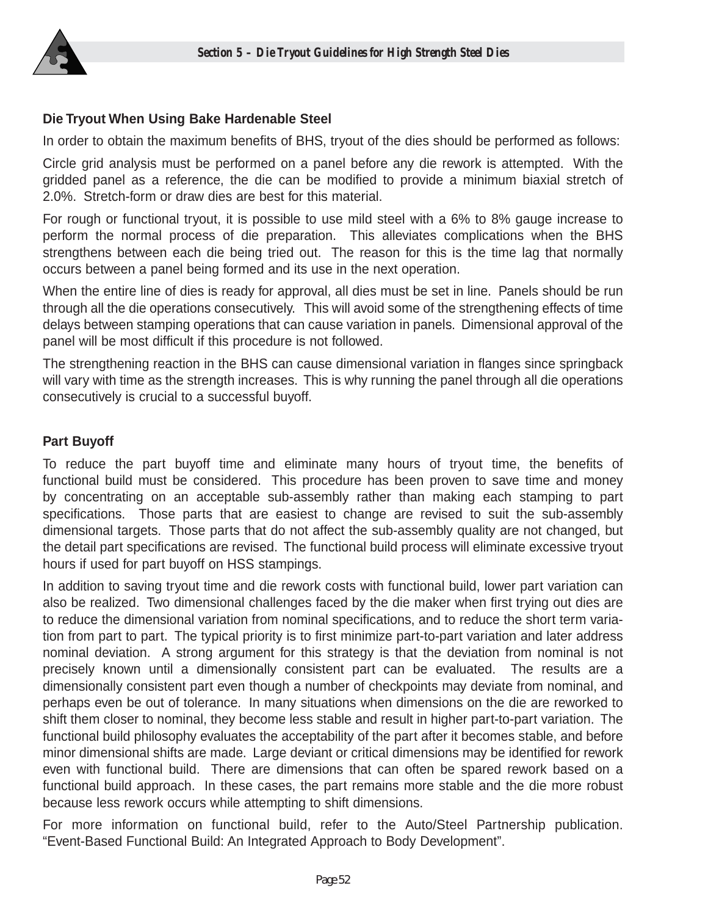## Die Tryout When Using Bake Hardenable Steel

In order to obtain the maximum benefits of BHS, tryout of the dies should be performed as follows:

Circle grid analysis must be performed on a panel before any die rework is attempted. With the gridded panel as a reference, the die can be modified to provide a minimum biaxial stretch of 2.0%. Stretch-form or draw dies are best for this material.

For rough or functional tryout, it is possible to use mild steel with a 6% to 8% gauge increase to perform the normal process of die preparation. This alleviates complications when the BHS strengthens between each die being tried out. The reason for this is the time lag that normally occurs between a panel being formed and its use in the next operation.

When the entire line of dies is ready for approval, all dies must be set in line. Panels should be run through all the die operations consecutively. This will avoid some of the strengthening effects of time delays between stamping operations that can cause variation in panels. Dimensional approval of the panel will be most difficult if this procedure is not followed.

The strengthening reaction in the BHS can cause dimensional variation in flanges since springback will vary with time as the strength increases. This is why running the panel through all die operations consecutively is crucial to a successful buyoff.

## Part Buyoff

To reduce the part buyoff time and eliminate many hours of tryout time, the benefits of functional build must be considered. This procedure has been proven to save time and money by concentrating on an acceptable sub-assembly rather than making each stamping to part specifications. Those parts that are easiest to change are revised to suit the sub-assembly dimensional targets. Those parts that do not affect the sub-assembly quality are not changed, but the detail part specifications are revised. The functional build process will eliminate excessive tryout hours if used for part buyoff on HSS stampings.

In addition to saving tryout time and die rework costs with functional build, lower part variation can also be realized. Two dimensional challenges faced by the die maker when first trying out dies are to reduce the dimensional variation from nominal specifications, and to reduce the short term variation from part to part. The typical priority is to first minimize part-to-part variation and later address nominal deviation. A strong argument for this strategy is that the deviation from nominal is not precisely known until a dimensionally consistent part can be evaluated. The results are a dimensionally consistent part even though a number of checkpoints may deviate from nominal, and perhaps even be out of tolerance. In many situations when dimensions on the die are reworked to shift them closer to nominal, they become less stable and result in higher part-to-part variation. The functional build philosophy evaluates the acceptability of the part after it becomes stable, and before minor dimensional shifts are made. Large deviant or critical dimensions may be identified for rework even with functional build. There are dimensions that can often be spared rework based on a functional build approach. In these cases, the part remains more stable and the die more robust because less rework occurs while attempting to shift dimensions.

For more information on functional build, refer to the Auto/Steel Partnership publication. "Event-Based Functional Build: An Integrated Approach to Body Development".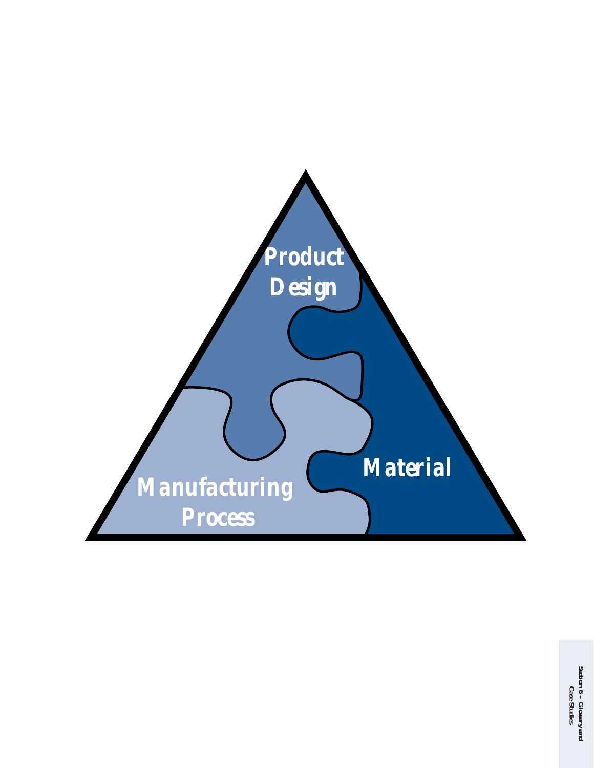Product Design

Material

Manufacturing Process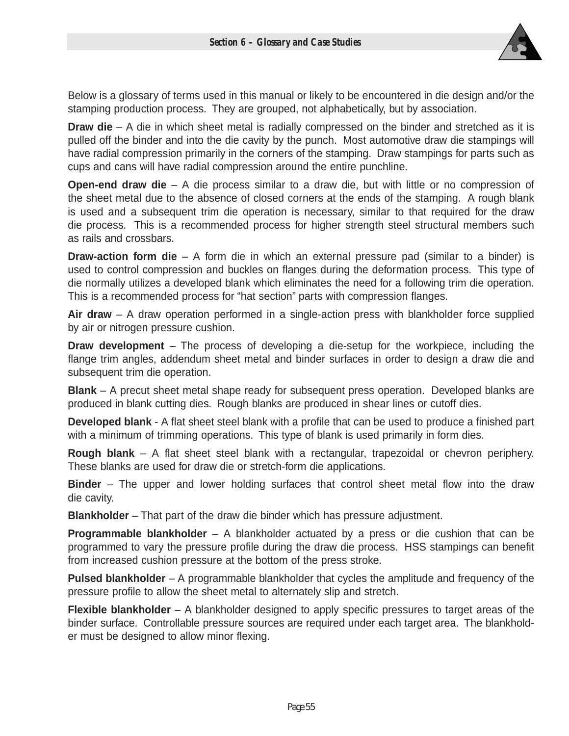Below is a glossary of terms used in this manual or likely to be encountered in die design and/or the stamping production process. They are grouped, not alphabetically, but by association.

**Draw die** – A die in which sheet metal is radially compressed on the binder and stretched as it is pulled off the binder and into the die cavity by the punch. Most automotive draw die stampings will have radial compression primarily in the corners of the stamping. Draw stampings for parts such as cups and cans will have radial compression around the entire punchline.

**Open-end draw die** – A die process similar to a draw die, but with little or no compression of the sheet metal due to the absence of closed corners at the ends of the stamping. A rough blank is used and a subsequent trim die operation is necessary, similar to that required for the draw die process. This is a recommended process for higher strength steel structural members such as rails and crossbars.

**Draw-action form die** – A form die in which an external pressure pad (similar to a binder) is used to control compression and buckles on flanges during the deformation process. This type of die normally utilizes a developed blank which eliminates the need for a following trim die operation. This is a recommended process for "hat section" parts with compression flanges.

**Air draw** – A draw operation performed in a single-action press with blankholder force supplied by air or nitrogen pressure cushion.

**Draw development** – The process of developing a die-setup for the workpiece, including the flange trim angles, addendum sheet metal and binder surfaces in order to design a draw die and subsequent trim die operation.

**Blank** – A precut sheet metal shape ready for subsequent press operation. Developed blanks are produced in blank cutting dies. Rough blanks are produced in shear lines or cutoff dies.

**Developed blank** - A flat sheet steel blank with a profile that can be used to produce a finished part with a minimum of trimming operations. This type of blank is used primarily in form dies.

**Rough blank** – A flat sheet steel blank with a rectangular, trapezoidal or chevron periphery. These blanks are used for draw die or stretch-form die applications.

**Binder** – The upper and lower holding surfaces that control sheet metal flow into the draw die cavity.

**Blankholder** – That part of the draw die binder which has pressure adjustment.

**Programmable blankholder** – A blankholder actuated by a press or die cushion that can be programmed to vary the pressure profile during the draw die process. HSS stampings can benefit from increased cushion pressure at the bottom of the press stroke.

**Pulsed blankholder** – A programmable blankholder that cycles the amplitude and frequency of the pressure profile to allow the sheet metal to alternately slip and stretch.

**Flexible blankholder** – A blankholder designed to apply specific pressures to target areas of the binder surface. Controllable pressure sources are required under each target area. The blankholder must be designed to allow minor flexing.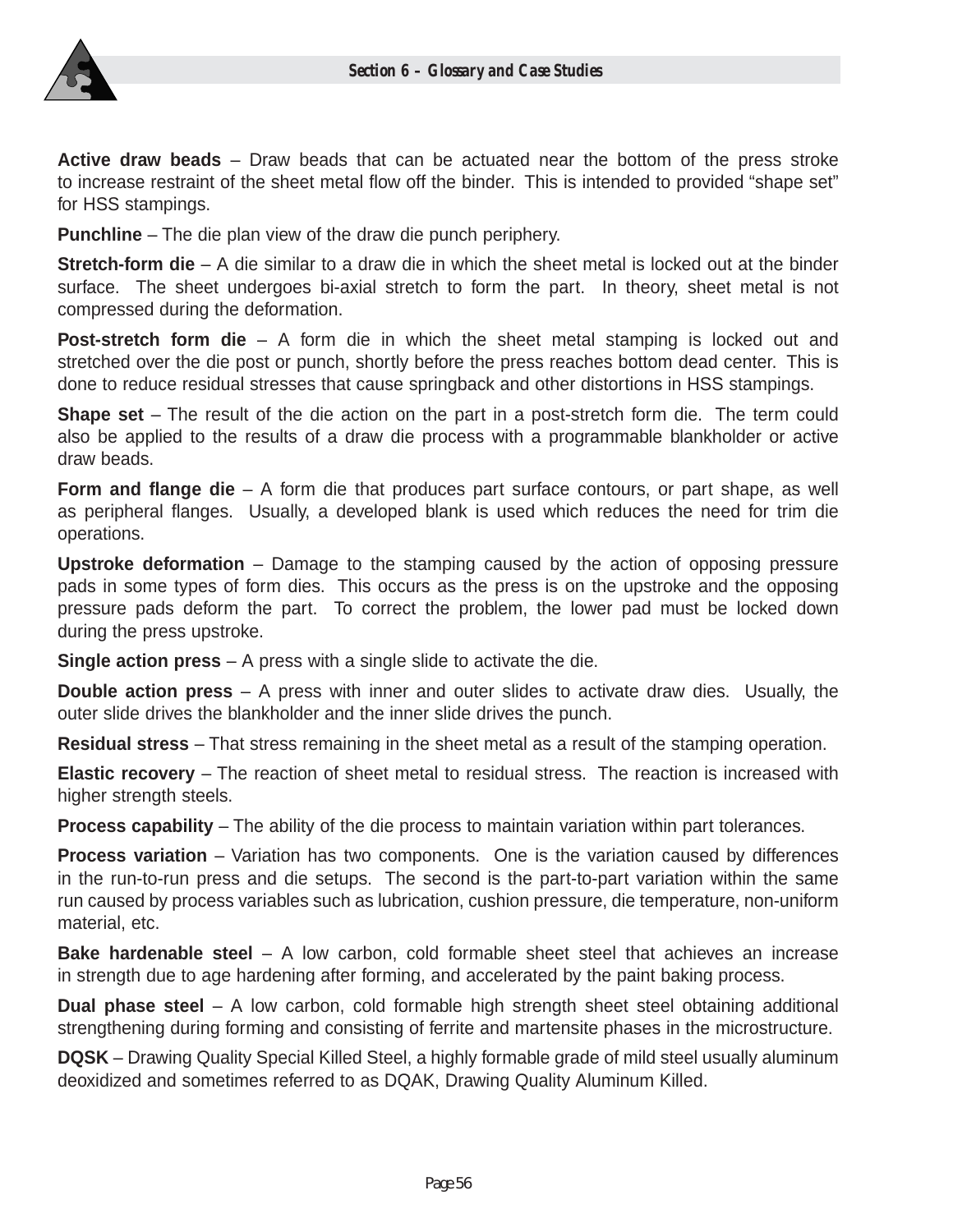**Active draw beads** – Draw beads that can be actuated near the bottom of the press stroke to increase restraint of the sheet metal flow off the binder. This is intended to provided "shape set" for HSS stampings.

**Punchline** – The die plan view of the draw die punch periphery.

**Stretch-form die** – A die similar to a draw die in which the sheet metal is locked out at the binder surface. The sheet undergoes bi-axial stretch to form the part. In theory, sheet metal is not compressed during the deformation.

**Post-stretch form die** – A form die in which the sheet metal stamping is locked out and stretched over the die post or punch, shortly before the press reaches bottom dead center. This is done to reduce residual stresses that cause springback and other distortions in HSS stampings.

**Shape set** – The result of the die action on the part in a post-stretch form die. The term could also be applied to the results of a draw die process with a programmable blankholder or active draw beads.

**Form and flange die** – A form die that produces part surface contours, or part shape, as well as peripheral flanges. Usually, a developed blank is used which reduces the need for trim die operations.

**Upstroke deformation** – Damage to the stamping caused by the action of opposing pressure pads in some types of form dies. This occurs as the press is on the upstroke and the opposing pressure pads deform the part. To correct the problem, the lower pad must be locked down during the press upstroke.

**Single action press** – A press with a single slide to activate the die.

**Double action press** – A press with inner and outer slides to activate draw dies. Usually, the outer slide drives the blankholder and the inner slide drives the punch.

**Residual stress** – That stress remaining in the sheet metal as a result of the stamping operation.

**Elastic recovery** – The reaction of sheet metal to residual stress. The reaction is increased with higher strength steels.

**Process capability** – The ability of the die process to maintain variation within part tolerances.

**Process variation** – Variation has two components. One is the variation caused by differences in the run-to-run press and die setups. The second is the part-to-part variation within the same run caused by process variables such as lubrication, cushion pressure, die temperature, non-uniform material, etc.

**Bake hardenable steel** – A low carbon, cold formable sheet steel that achieves an increase in strength due to age hardening after forming, and accelerated by the paint baking process.

**Dual phase steel** – A low carbon, cold formable high strength sheet steel obtaining additional strengthening during forming and consisting of ferrite and martensite phases in the microstructure.

**DQSK** – Drawing Quality Special Killed Steel, a highly formable grade of mild steel usually aluminum deoxidized and sometimes referred to as DQAK, Drawing Quality Aluminum Killed.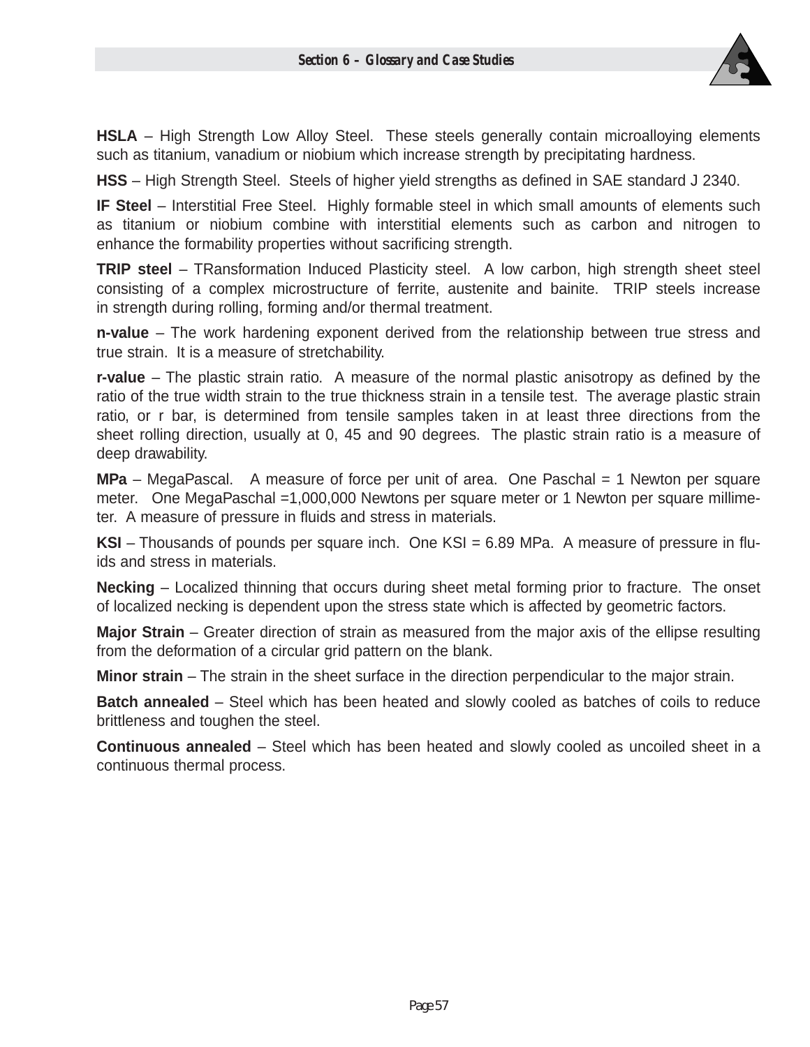**HSLA** – High Strength Low Alloy Steel. These steels generally contain microalloying elements such as titanium, vanadium or niobium which increase strength by precipitating hardness.

**HSS** – High Strength Steel. Steels of higher yield strengths as defined in SAE standard J 2340.

**IF Steel** – Interstitial Free Steel. Highly formable steel in which small amounts of elements such as titanium or niobium combine with interstitial elements such as carbon and nitrogen to enhance the formability properties without sacrificing strength.

**TRIP steel** – TRansformation Induced Plasticity steel. A low carbon, high strength sheet steel consisting of a complex microstructure of ferrite, austenite and bainite. TRIP steels increase in strength during rolling, forming and/or thermal treatment.

**n-value** – The work hardening exponent derived from the relationship between true stress and true strain. It is a measure of stretchability.

**r-value** – The plastic strain ratio. A measure of the normal plastic anisotropy as defined by the ratio of the true width strain to the true thickness strain in a tensile test. The average plastic strain ratio, or r bar, is determined from tensile samples taken in at least three directions from the sheet rolling direction, usually at 0, 45 and 90 degrees. The plastic strain ratio is a measure of deep drawability.

**MPa** – MegaPascal. A measure of force per unit of area. One Paschal = 1 Newton per square meter. One MegaPaschal =1,000,000 Newtons per square meter or 1 Newton per square millimeter. A measure of pressure in fluids and stress in materials.

**KSI** – Thousands of pounds per square inch. One KSI = 6.89 MPa. A measure of pressure in fluids and stress in materials.

**Necking** – Localized thinning that occurs during sheet metal forming prior to fracture. The onset of localized necking is dependent upon the stress state which is affected by geometric factors.

**Major Strain** – Greater direction of strain as measured from the major axis of the ellipse resulting from the deformation of a circular grid pattern on the blank.

**Minor strain** – The strain in the sheet surface in the direction perpendicular to the major strain.

**Batch annealed** – Steel which has been heated and slowly cooled as batches of coils to reduce brittleness and toughen the steel.

**Continuous annealed** – Steel which has been heated and slowly cooled as uncoiled sheet in a continuous thermal process.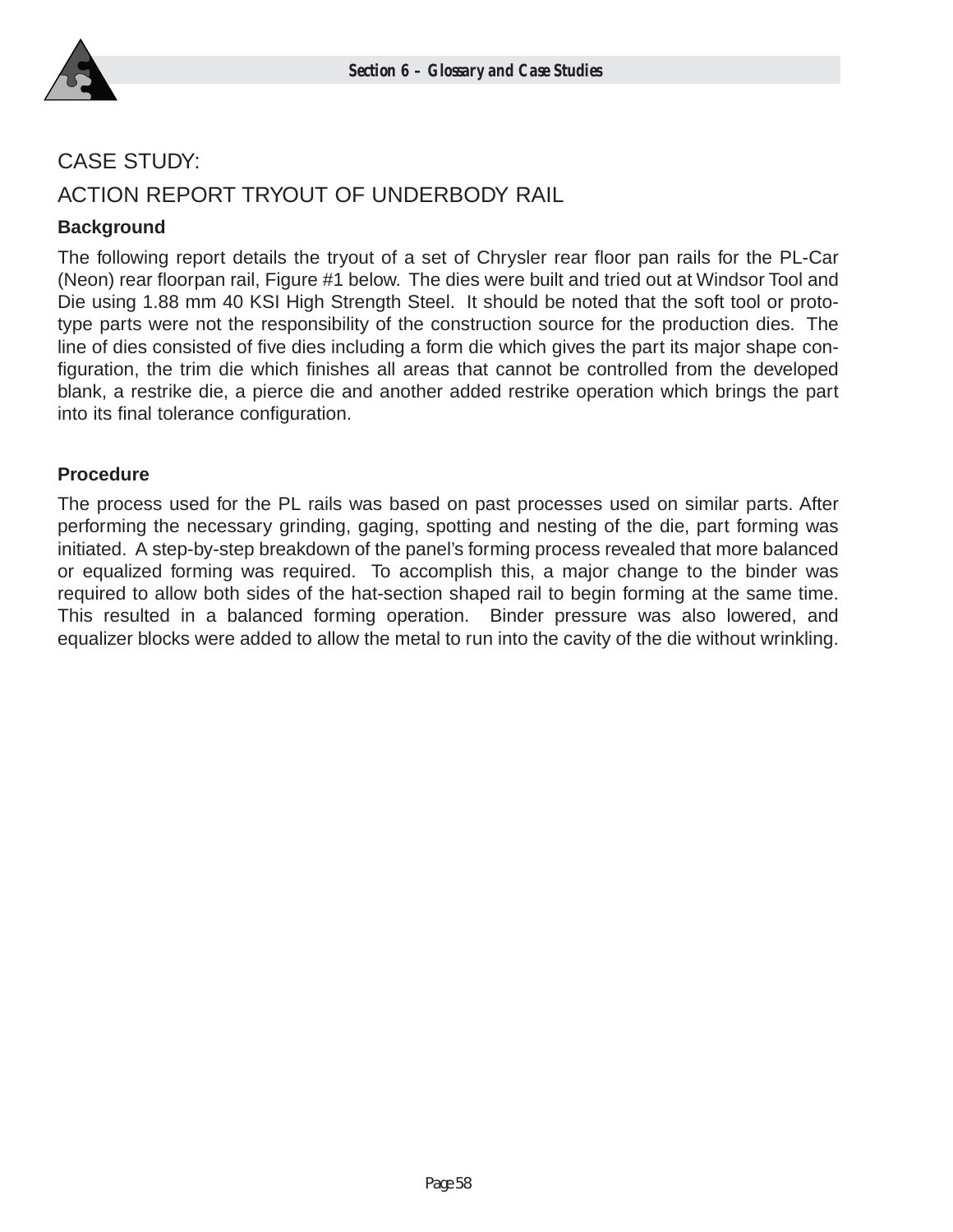# CASE STUDY:

# ACTION REPORT TRYOUT OF UNDERBODY RAIL

### Background

The following report details the tryout of a set of Chrysler rear floor pan rails for the PL-Car (Neon) rear floorpan rail, Figure #1 below. The dies were built and tried out at Windsor Tool and Die using 1.88 mm 40 KSI High Strength Steel. It should be noted that the soft tool or prototype parts were not the responsibility of the construction source for the production dies. The line of dies consisted of five dies including a form die which gives the part its major shape configuration, the trim die which finishes all areas that cannot be controlled from the developed blank, a restrike die, a pierce die and another added restrike operation which brings the part into its final tolerance configuration.

### Procedure

The process used for the PL rails was based on past processes used on similar parts. After performing the necessary grinding, gaging, spotting and nesting of the die, part forming was initiated. A step-by-step breakdown of the panel's forming process revealed that more balanced or equalized forming was required. To accomplish this, a major change to the binder was required to allow both sides of the hat-section shaped rail to begin forming at the same time. This resulted in a balanced forming operation. Binder pressure was also lowered, and equalizer blocks were added to allow the metal to run into the cavity of the die without wrinkling.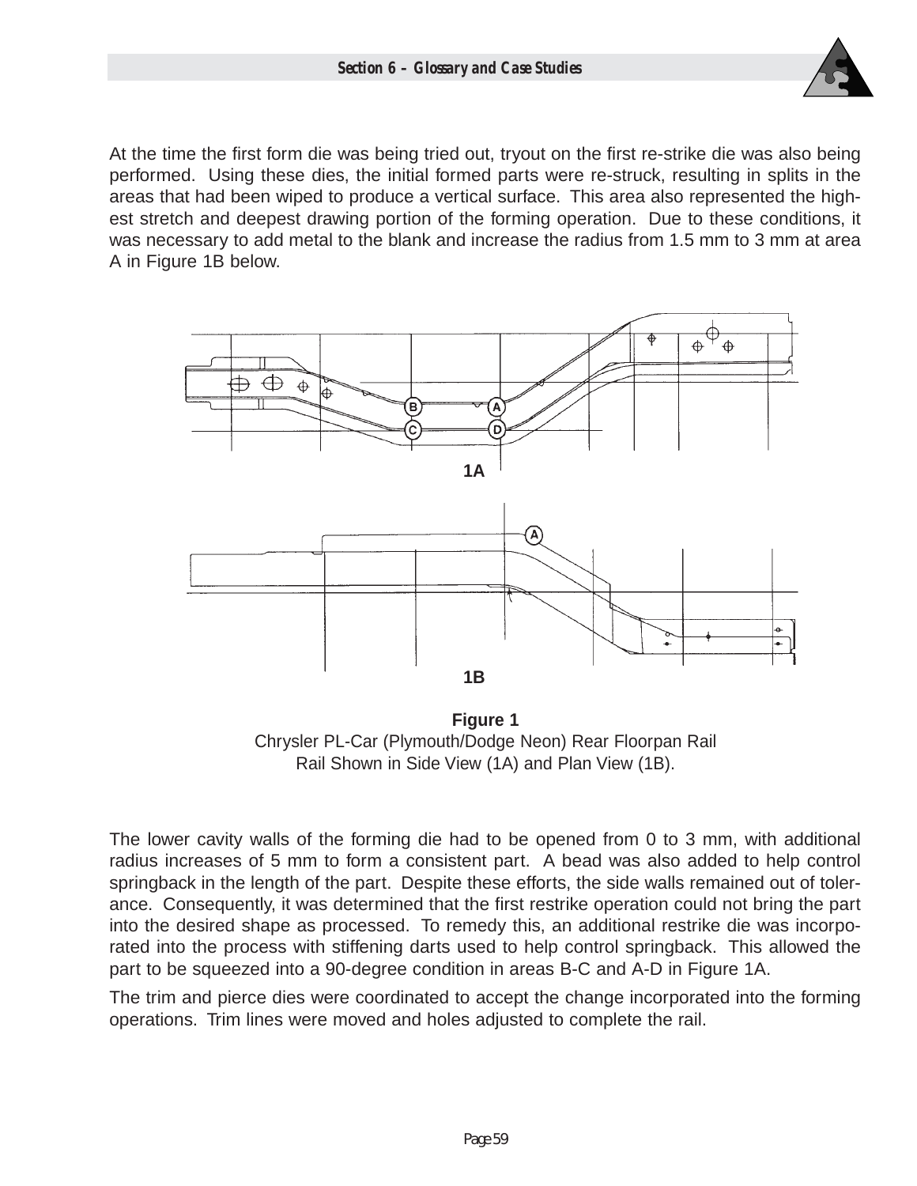At the time the first form die was being tried out, tryout on the first re-strike die was also being performed. Using these dies, the initial formed parts were re-struck, resulting in splits in the areas that had been wiped to produce a vertical surface. This area also represented the highest stretch and deepest drawing portion of the forming operation. Due to these conditions, it was necessary to add metal to the blank and increase the radius from 1.5 mm to 3 mm at area A in Figure 1B below.

**Figure 1**

Chrysler PL-Car (Plymouth/Dodge Neon) Rear Floorpan Rail
Rail Shown in Side View (1A) and Plan View (1B).

The lower cavity walls of the forming die had to be opened from 0 to 3 mm, with additional radius increases of 5 mm to form a consistent part. A bead was also added to help control springback in the length of the part. Despite these efforts, the side walls remained out of tolerance. Consequently, it was determined that the first restrike operation could not bring the part into the desired shape as processed. To remedy this, an additional restrike die was incorporated into the process with stiffening darts used to help control springback. This allowed the part to be squeezed into a 90-degree condition in areas B-C and A-D in Figure 1A.

The trim and pierce dies were coordinated to accept the change incorporated into the forming operations. Trim lines were moved and holes adjusted to complete the rail.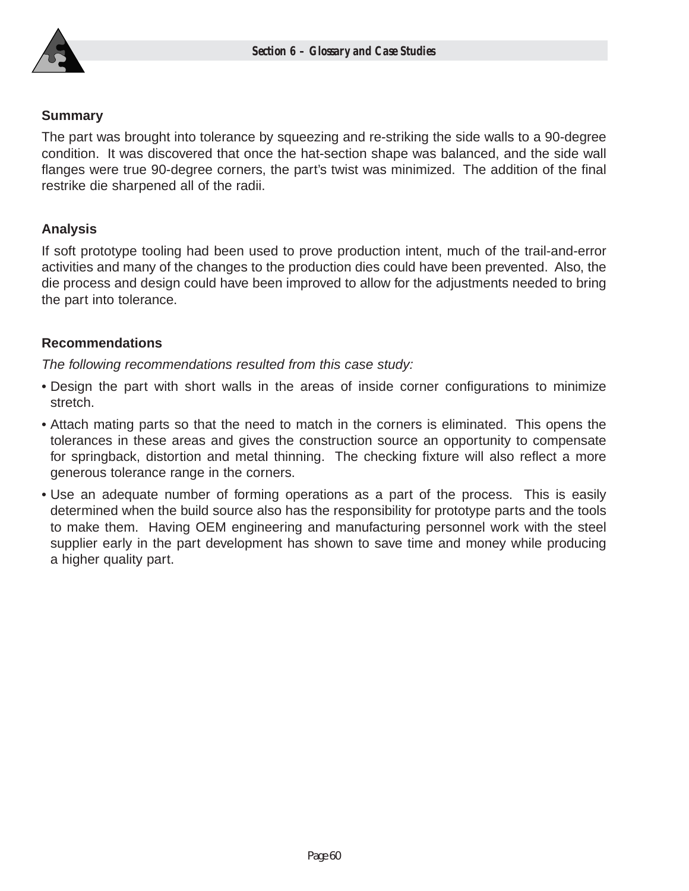### Summary

The part was brought into tolerance by squeezing and re-striking the side walls to a 90-degree condition. It was discovered that once the hat-section shape was balanced, and the side wall flanges were true 90-degree corners, the part's twist was minimized. The addition of the final restrike die sharpened all of the radii.

### Analysis

If soft prototype tooling had been used to prove production intent, much of the trail-and-error activities and many of the changes to the production dies could have been prevented. Also, the die process and design could have been improved to allow for the adjustments needed to bring the part into tolerance.

### Recommendations

*The following recommendations resulted from this case study:*

- Design the part with short walls in the areas of inside corner configurations to minimize stretch.
- Attach mating parts so that the need to match in the corners is eliminated. This opens the tolerances in these areas and gives the construction source an opportunity to compensate for springback, distortion and metal thinning. The checking fixture will also reflect a more generous tolerance range in the corners.
- Use an adequate number of forming operations as a part of the process. This is easily determined when the build source also has the responsibility for prototype parts and the tools to make them. Having OEM engineering and manufacturing personnel work with the steel supplier early in the part development has shown to save time and money while producing a higher quality part.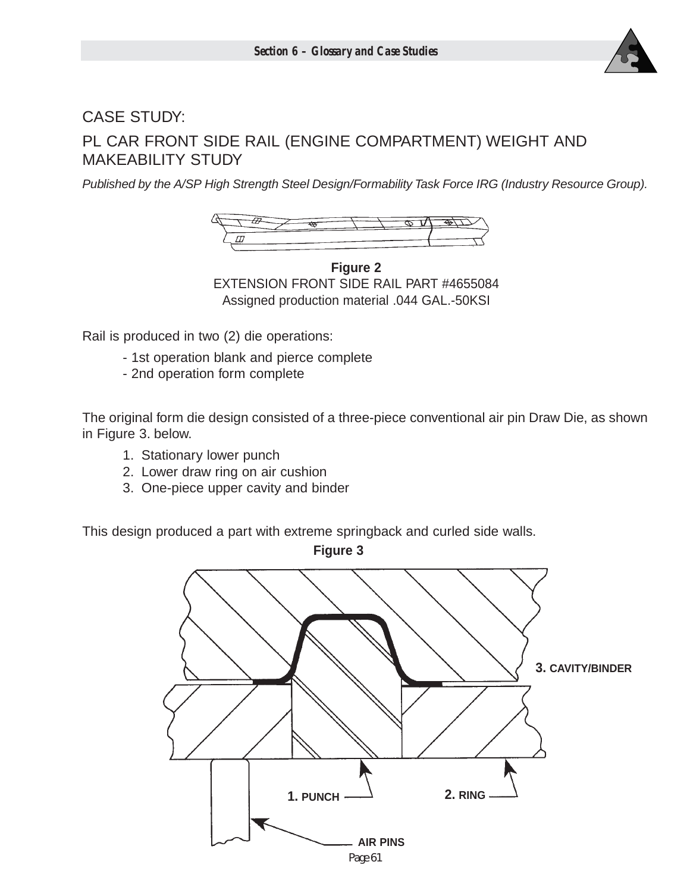# CASE STUDY:

## PL CAR FRONT SIDE RAIL (ENGINE COMPARTMENT) WEIGHT AND MAKEABILITY STUDY

*Published by the A/SP High Strength Steel Design/Formability Task Force IRG (Industry Resource Group).*

**Figure 2**
EXTENSION FRONT SIDE RAIL PART #4655084
Assigned production material .044 GAL.-50KSI

Rail is produced in two (2) die operations:

- 1st operation blank and pierce complete
- 2nd operation form complete

The original form die design consisted of a three-piece conventional air pin Draw Die, as shown in Figure 3. below.

1. Stationary lower punch
2. Lower draw ring on air cushion
3. One-piece upper cavity and binder

This design produced a part with extreme springback and curled side walls.

**Figure 3**

3. CAVITY/BINDER

1. PUNCH

2. RING

AIR PINS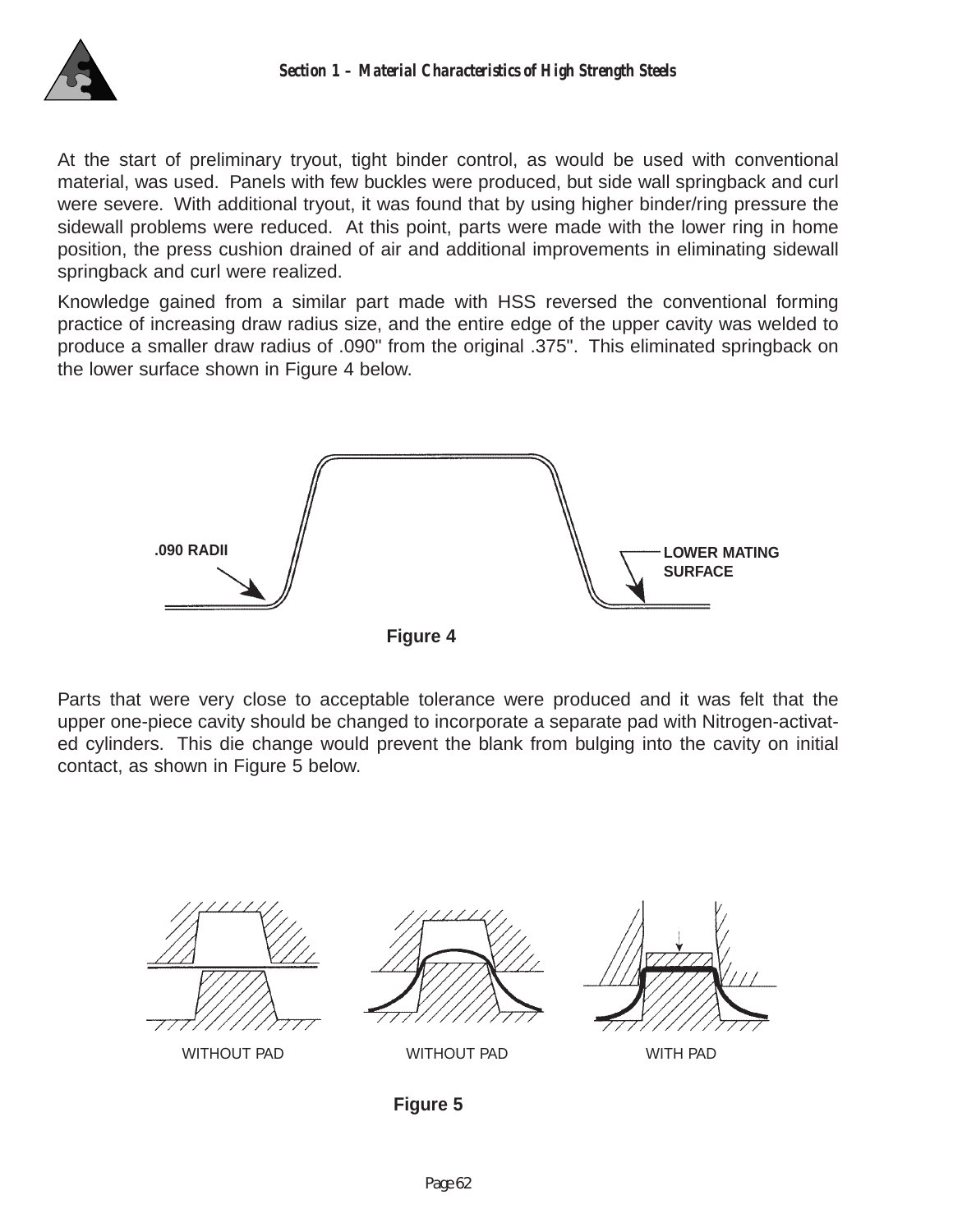At the start of preliminary tryout, tight binder control, as would be used with conventional material, was used. Panels with few buckles were produced, but side wall springback and curl were severe. With additional tryout, it was found that by using higher binder/ring pressure the sidewall problems were reduced. At this point, parts were made with the lower ring in home position, the press cushion drained of air and additional improvements in eliminating sidewall springback and curl were realized.

Knowledge gained from a similar part made with HSS reversed the conventional forming practice of increasing draw radius size, and the entire edge of the upper cavity was welded to produce a smaller draw radius of .090" from the original .375". This eliminated springback on the lower surface shown in Figure 4 below.

.090 RADII

LOWER MATING SURFACE

**Figure 4**

Parts that were very close to acceptable tolerance were produced and it was felt that the upper one-piece cavity should be changed to incorporate a separate pad with Nitrogen-activated cylinders. This die change would prevent the blank from bulging into the cavity on initial contact, as shown in Figure 5 below.

WITHOUT PAD | WITHOUT PAD | WITH PAD

**Figure 5**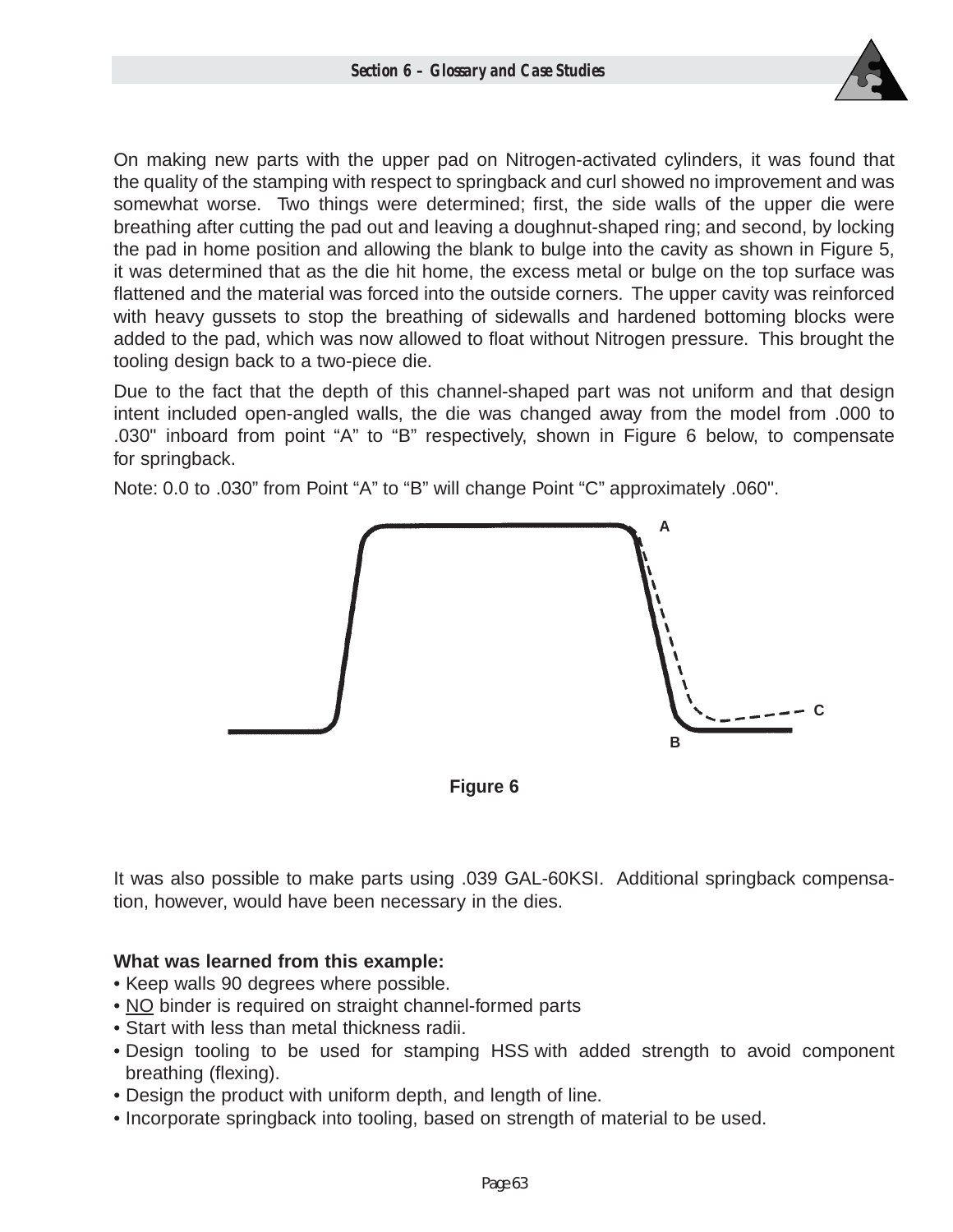On making new parts with the upper pad on Nitrogen-activated cylinders, it was found that the quality of the stamping with respect to springback and curl showed no improvement and was somewhat worse. Two things were determined; first, the side walls of the upper die were breathing after cutting the pad out and leaving a doughnut-shaped ring; and second, by locking the pad in home position and allowing the blank to bulge into the cavity as shown in Figure 5, it was determined that as the die hit home, the excess metal or bulge on the top surface was flattened and the material was forced into the outside corners. The upper cavity was reinforced with heavy gussets to stop the breathing of sidewalls and hardened bottoming blocks were added to the pad, which was now allowed to float without Nitrogen pressure. This brought the tooling design back to a two-piece die.

Due to the fact that the depth of this channel-shaped part was not uniform and that design intent included open-angled walls, the die was changed away from the model from .000 to .030" inboard from point “A” to “B” respectively, shown in Figure 6 below, to compensate for springback.

Note: 0.0 to .030” from Point “A” to “B” will change Point “C” approximately .060".

Figure 6

It was also possible to make parts using .039 GAL-60KSI. Additional springback compensation, however, would have been necessary in the dies.

**What was learned from this example:**

- Keep walls 90 degrees where possible.
- <u>NO</u> binder is required on straight channel-formed parts
- Start with less than metal thickness radii.
- Design tooling to be used for stamping HSS with added strength to avoid component breathing (flexing).
- Design the product with uniform depth, and length of line.
- Incorporate springback into tooling, based on strength of material to be used.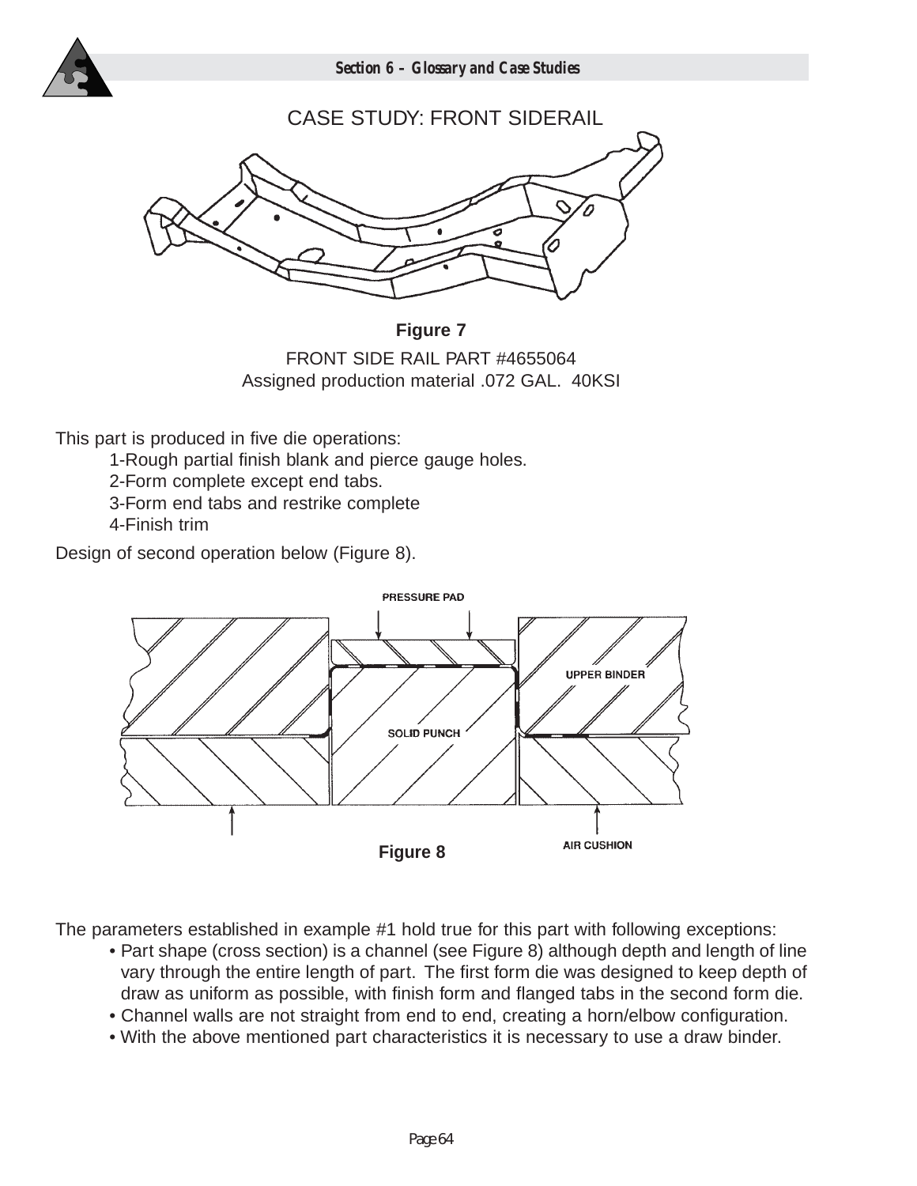## CASE STUDY: FRONT SIDERAIL

**Figure 7**

FRONT SIDE RAIL PART #4655064
Assigned production material .072 GAL. 40KSI

This part is produced in five die operations:

1-Rough partial finish blank and pierce gauge holes.
2-Form complete except end tabs.
3-Form end tabs and restrike complete
4-Finish trim

Design of second operation below (Figure 8).

PRESSURE PAD

UPPER BINDER

SOLID PUNCH

AIR CUSHION

**Figure 8**

The parameters established in example #1 hold true for this part with following exceptions:

- Part shape (cross section) is a channel (see Figure 8) although depth and length of line vary through the entire length of part. The first form die was designed to keep depth of draw as uniform as possible, with finish form and flanged tabs in the second form die.
- Channel walls are not straight from end to end, creating a horn/elbow configuration.
- With the above mentioned part characteristics it is necessary to use a draw binder.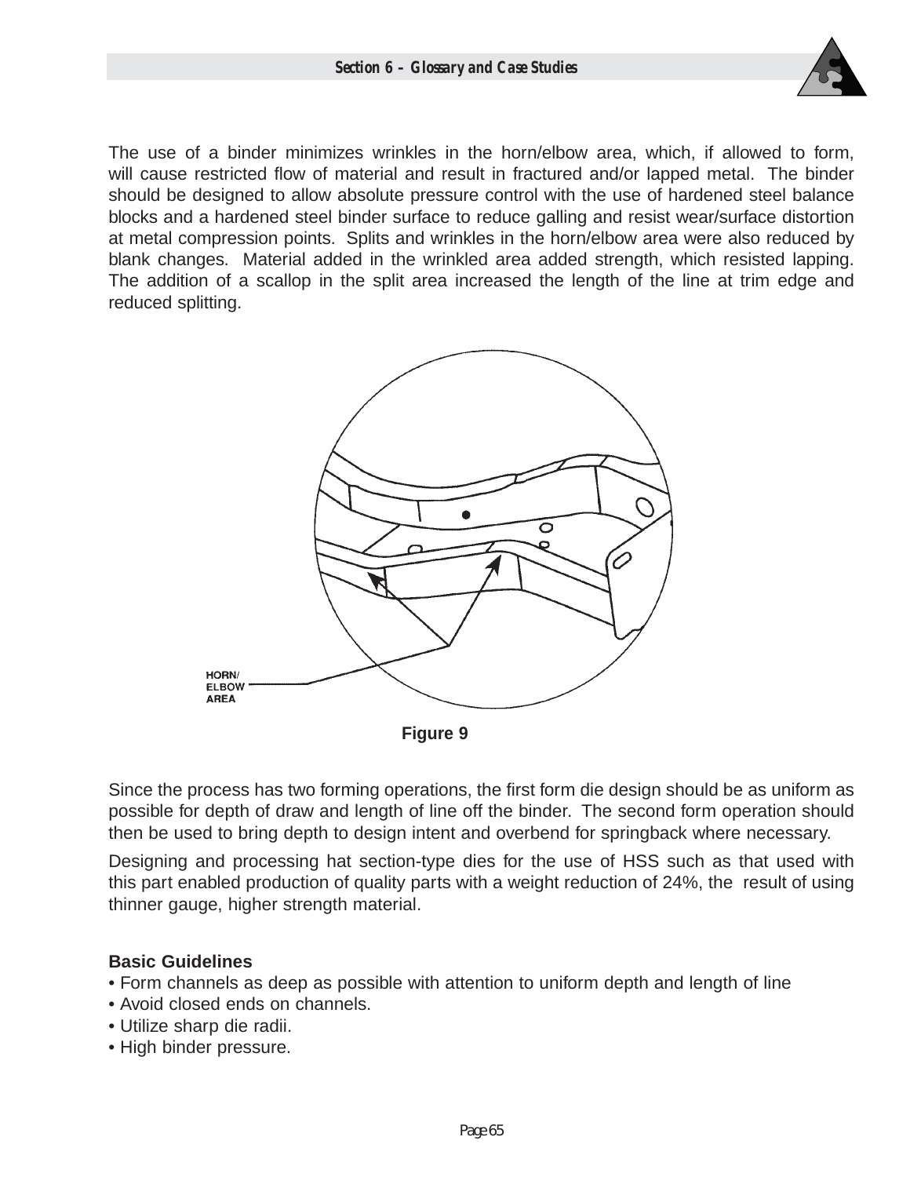The use of a binder minimizes wrinkles in the horn/elbow area, which, if allowed to form, will cause restricted flow of material and result in fractured and/or lapped metal. The binder should be designed to allow absolute pressure control with the use of hardened steel balance blocks and a hardened steel binder surface to reduce galling and resist wear/surface distortion at metal compression points. Splits and wrinkles in the horn/elbow area were also reduced by blank changes. Material added in the wrinkled area added strength, which resisted lapping. The addition of a scallop in the split area increased the length of the line at trim edge and reduced splitting.

HORN/ ELBOW AREA

**Figure 9**

Since the process has two forming operations, the first form die design should be as uniform as possible for depth of draw and length of line off the binder. The second form operation should then be used to bring depth to design intent and overbend for springback where necessary.

Designing and processing hat section-type dies for the use of HSS such as that used with this part enabled production of quality parts with a weight reduction of 24%, the result of using thinner gauge, higher strength material.

**Basic Guidelines**

- Form channels as deep as possible with attention to uniform depth and length of line
- Avoid closed ends on channels.
- Utilize sharp die radii.
- High binder pressure.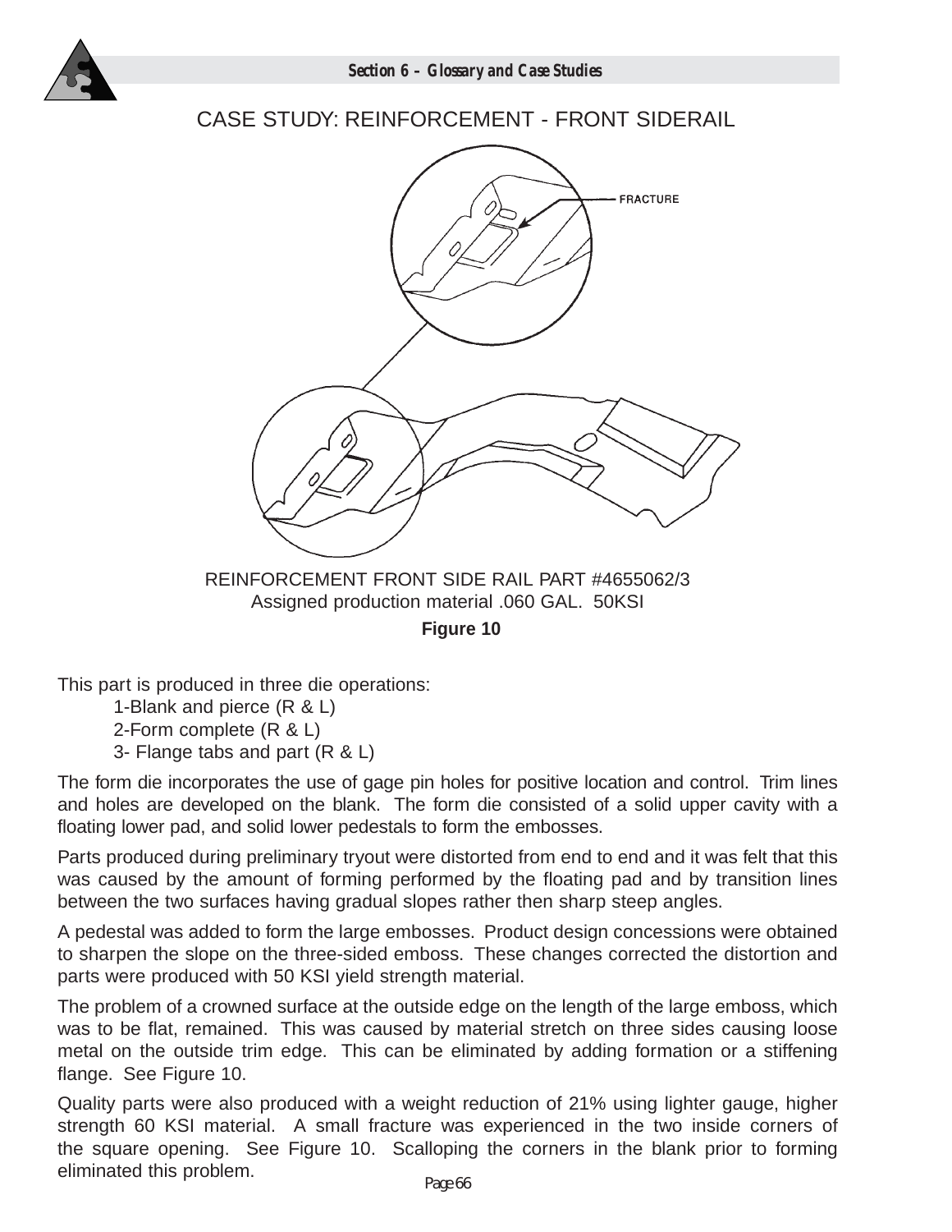# CASE STUDY: REINFORCEMENT - FRONT SIDERAIL

FRACTURE

REINFORCEMENT FRONT SIDE RAIL PART #4655062/3
Assigned production material .060 GAL. 50KSI

**Figure 10**

This part is produced in three die operations:

1-Blank and pierce (R & L)
2-Form complete (R & L)
3- Flange tabs and part (R & L)

The form die incorporates the use of gage pin holes for positive location and control. Trim lines and holes are developed on the blank. The form die consisted of a solid upper cavity with a floating lower pad, and solid lower pedestals to form the embosses.

Parts produced during preliminary tryout were distorted from end to end and it was felt that this was caused by the amount of forming performed by the floating pad and by transition lines between the two surfaces having gradual slopes rather then sharp steep angles.

A pedestal was added to form the large embosses. Product design concessions were obtained to sharpen the slope on the three-sided emboss. These changes corrected the distortion and parts were produced with 50 KSI yield strength material.

The problem of a crowned surface at the outside edge on the length of the large emboss, which was to be flat, remained. This was caused by material stretch on three sides causing loose metal on the outside trim edge. This can be eliminated by adding formation or a stiffening flange. See Figure 10.

Quality parts were also produced with a weight reduction of 21% using lighter gauge, higher strength 60 KSI material. A small fracture was experienced in the two inside corners of the square opening. See Figure 10. Scalloping the corners in the blank prior to forming eliminated this problem.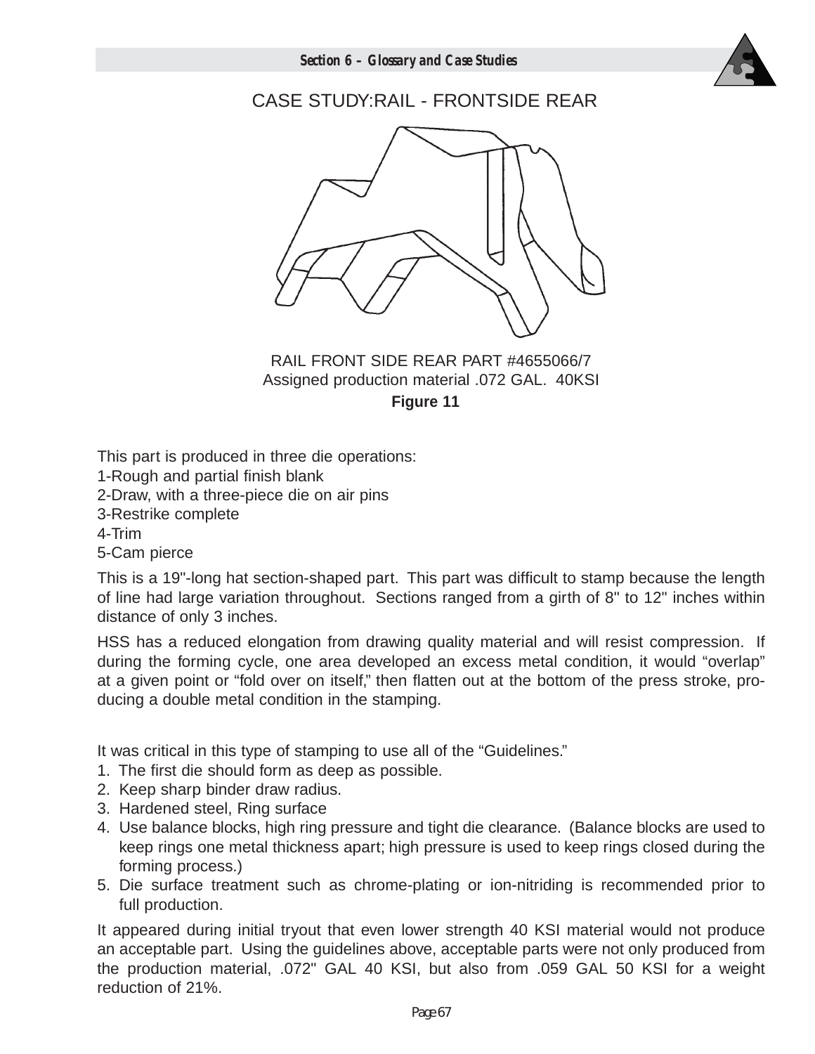# CASE STUDY:RAIL - FRONTSIDE REAR

RAIL FRONT SIDE REAR PART #4655066/7
Assigned production material .072 GAL. 40KSI

**Figure 11**

This part is produced in three die operations:
1-Rough and partial finish blank
2-Draw, with a three-piece die on air pins
3-Restrike complete
4-Trim
5-Cam pierce

This is a 19"-long hat section-shaped part. This part was difficult to stamp because the length of line had large variation throughout. Sections ranged from a girth of 8" to 12" inches within distance of only 3 inches.

HSS has a reduced elongation from drawing quality material and will resist compression. If during the forming cycle, one area developed an excess metal condition, it would "overlap" at a given point or "fold over on itself," then flatten out at the bottom of the press stroke, producing a double metal condition in the stamping.

It was critical in this type of stamping to use all of the "Guidelines."

1. The first die should form as deep as possible.
2. Keep sharp binder draw radius.
3. Hardened steel, Ring surface
4. Use balance blocks, high ring pressure and tight die clearance. (Balance blocks are used to keep rings one metal thickness apart; high pressure is used to keep rings closed during the forming process.)
5. Die surface treatment such as chrome-plating or ion-nitriding is recommended prior to full production.

It appeared during initial tryout that even lower strength 40 KSI material would not produce an acceptable part. Using the guidelines above, acceptable parts were not only produced from the production material, .072" GAL 40 KSI, but also from .059 GAL 50 KSI for a weight reduction of 21%.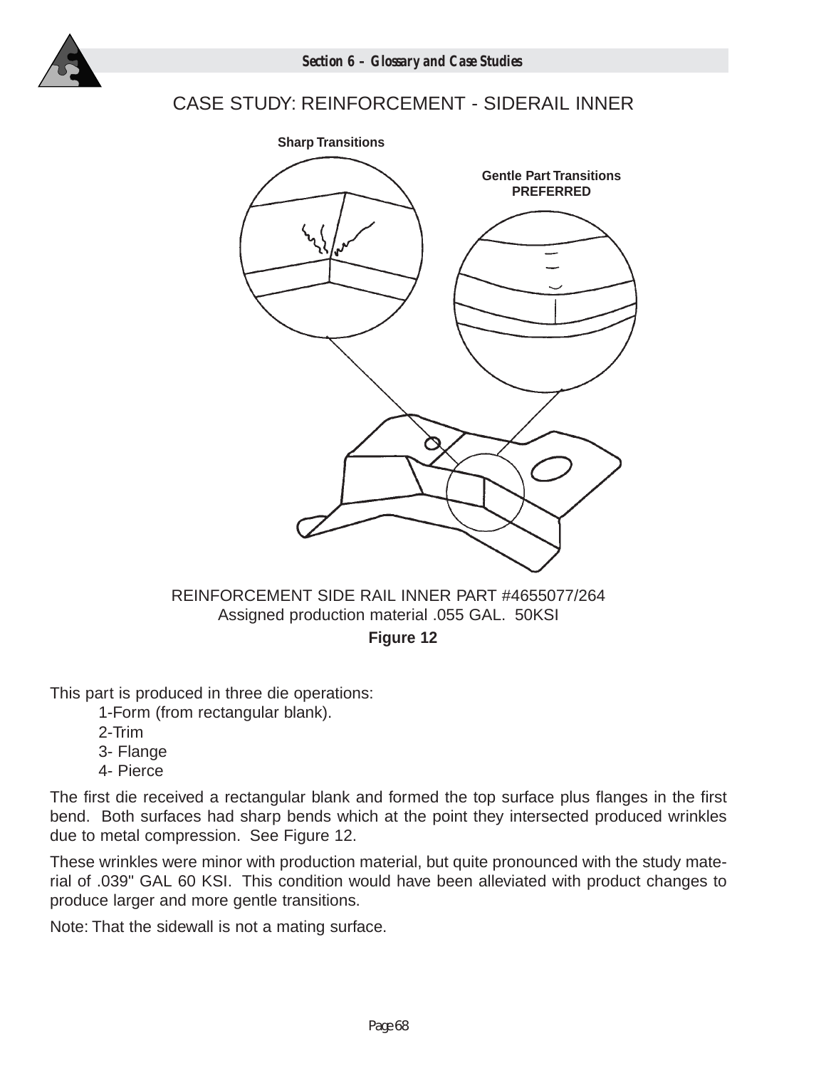# CASE STUDY: REINFORCEMENT - SIDERAIL INNER

Sharp Transitions

Gentle Part Transitions
PREFERRED

REINFORCEMENT SIDE RAIL INNER PART #4655077/264
Assigned production material .055 GAL. 50KSI

**Figure 12**

This part is produced in three die operations:

1-Form (from rectangular blank).
2-Trim
3- Flange
4- Pierce

The first die received a rectangular blank and formed the top surface plus flanges in the first bend. Both surfaces had sharp bends which at the point they intersected produced wrinkles due to metal compression. See Figure 12.

These wrinkles were minor with production material, but quite pronounced with the study material of .039" GAL 60 KSI. This condition would have been alleviated with product changes to produce larger and more gentle transitions.

Note: That the sidewall is not a mating surface.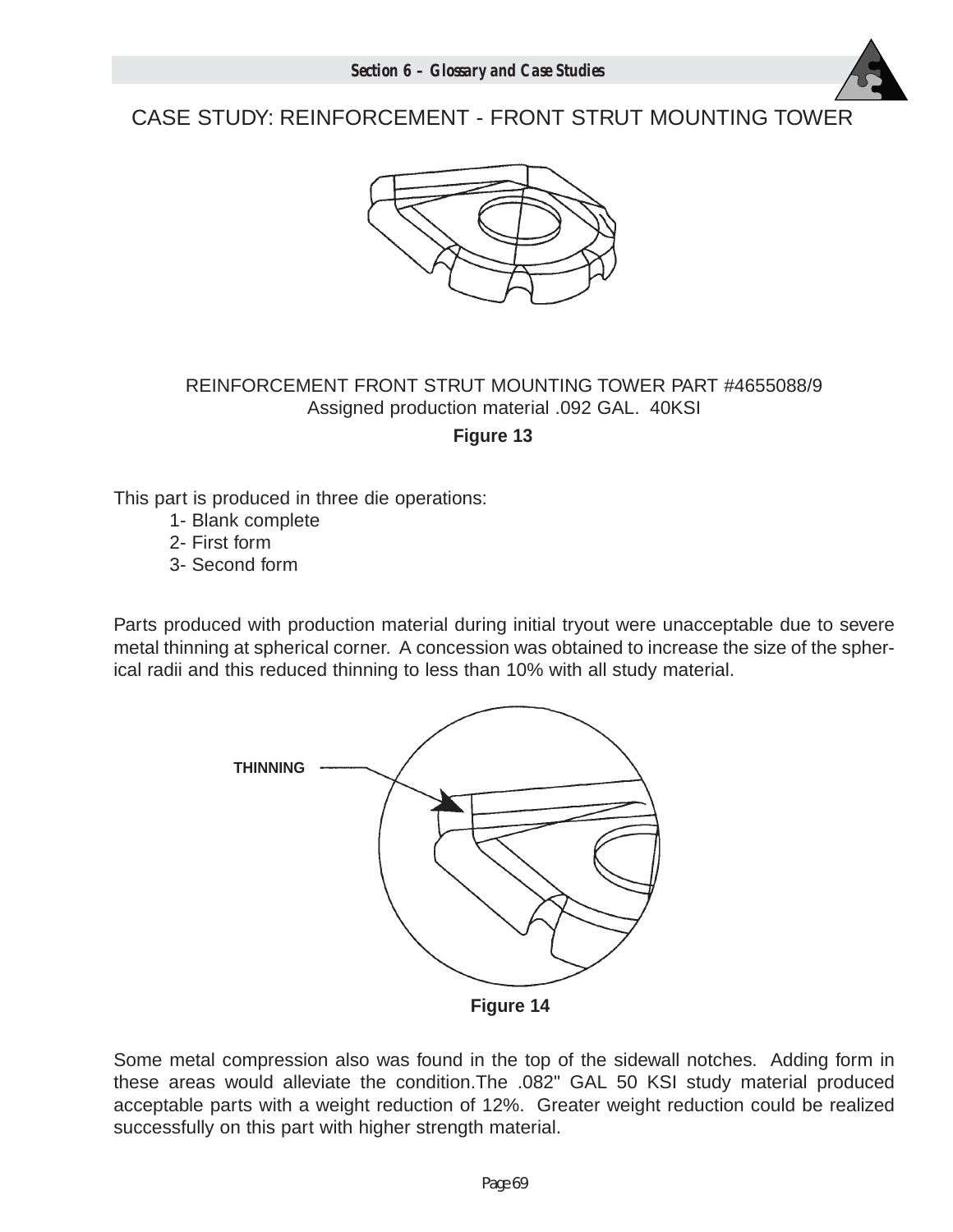# CASE STUDY: REINFORCEMENT - FRONT STRUT MOUNTING TOWER

REINFORCEMENT FRONT STRUT MOUNTING TOWER PART #4655088/9
Assigned production material .092 GAL. 40KSI

**Figure 13**

This part is produced in three die operations:

1- Blank complete
2- First form
3- Second form

Parts produced with production material during initial tryout were unacceptable due to severe metal thinning at spherical corner. A concession was obtained to increase the size of the spherical radii and this reduced thinning to less than 10% with all study material.

THINNING

**Figure 14**

Some metal compression also was found in the top of the sidewall notches. Adding form in these areas would alleviate the condition.The .082" GAL 50 KSI study material produced acceptable parts with a weight reduction of 12%. Greater weight reduction could be realized successfully on this part with higher strength material.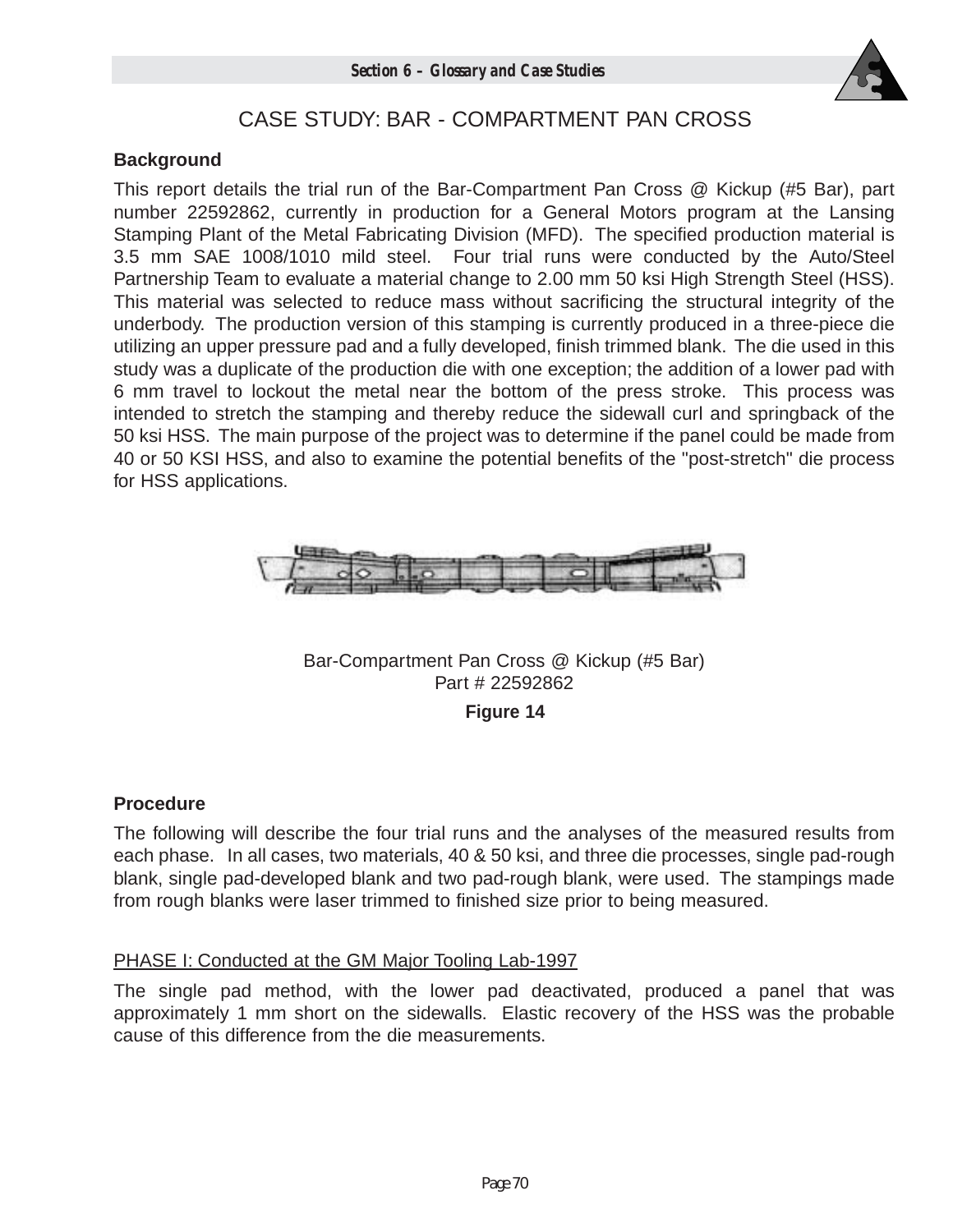# CASE STUDY: BAR - COMPARTMENT PAN CROSS

**Background**

This report details the trial run of the Bar-Compartment Pan Cross @ Kickup (#5 Bar), part number 22592862, currently in production for a General Motors program at the Lansing Stamping Plant of the Metal Fabricating Division (MFD). The specified production material is 3.5 mm SAE 1008/1010 mild steel. Four trial runs were conducted by the Auto/Steel Partnership Team to evaluate a material change to 2.00 mm 50 ksi High Strength Steel (HSS). This material was selected to reduce mass without sacrificing the structural integrity of the underbody. The production version of this stamping is currently produced in a three-piece die utilizing an upper pressure pad and a fully developed, finish trimmed blank. The die used in this study was a duplicate of the production die with one exception; the addition of a lower pad with 6 mm travel to lockout the metal near the bottom of the press stroke. This process was intended to stretch the stamping and thereby reduce the sidewall curl and springback of the 50 ksi HSS. The main purpose of the project was to determine if the panel could be made from 40 or 50 KSI HSS, and also to examine the potential benefits of the "post-stretch" die process for HSS applications.

Bar-Compartment Pan Cross @ Kickup (#5 Bar)
Part # 22592862

**Figure 14**

**Procedure**

The following will describe the four trial runs and the analyses of the measured results from each phase. In all cases, two materials, 40 & 50 ksi, and three die processes, single pad-rough blank, single pad-developed blank and two pad-rough blank, were used. The stampings made from rough blanks were laser trimmed to finished size prior to being measured.

PHASE I: Conducted at the GM Major Tooling Lab-1997

The single pad method, with the lower pad deactivated, produced a panel that was approximately 1 mm short on the sidewalls. Elastic recovery of the HSS was the probable cause of this difference from the die measurements.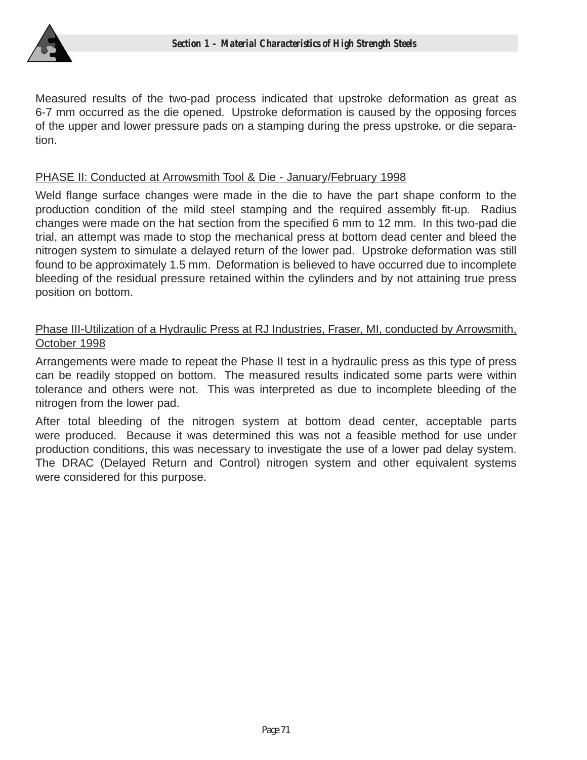Measured results of the two-pad process indicated that upstroke deformation as great as 6-7 mm occurred as the die opened. Upstroke deformation is caused by the opposing forces of the upper and lower pressure pads on a stamping during the press upstroke, or die separation.

<u>PHASE II: Conducted at Arrowsmith Tool & Die - January/February 1998</u>

Weld flange surface changes were made in the die to have the part shape conform to the production condition of the mild steel stamping and the required assembly fit-up. Radius changes were made on the hat section from the specified 6 mm to 12 mm. In this two-pad die trial, an attempt was made to stop the mechanical press at bottom dead center and bleed the nitrogen system to simulate a delayed return of the lower pad. Upstroke deformation was still found to be approximately 1.5 mm. Deformation is believed to have occurred due to incomplete bleeding of the residual pressure retained within the cylinders and by not attaining true press position on bottom.

<u>Phase III-Utilization of a Hydraulic Press at RJ Industries, Fraser, MI, conducted by Arrowsmith, October 1998</u>

Arrangements were made to repeat the Phase II test in a hydraulic press as this type of press can be readily stopped on bottom. The measured results indicated some parts were within tolerance and others were not. This was interpreted as due to incomplete bleeding of the nitrogen from the lower pad.

After total bleeding of the nitrogen system at bottom dead center, acceptable parts were produced. Because it was determined this was not a feasible method for use under production conditions, this was necessary to investigate the use of a lower pad delay system. The DRAC (Delayed Return and Control) nitrogen system and other equivalent systems were considered for this purpose.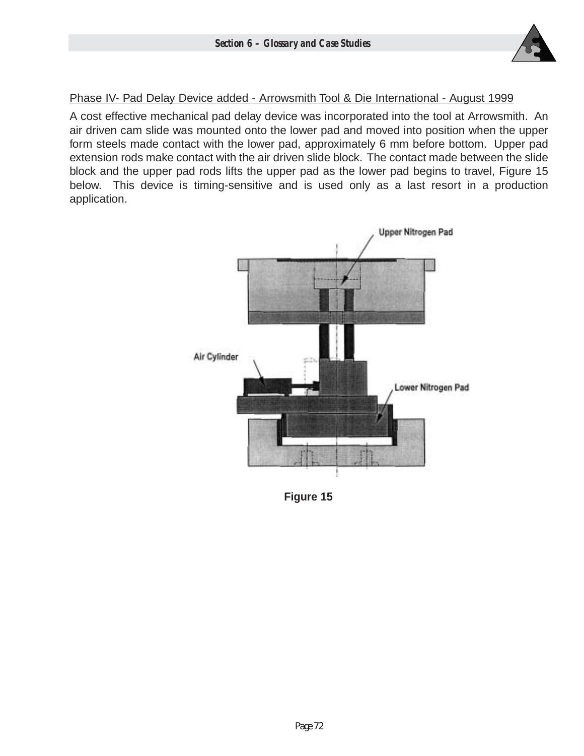Phase IV- Pad Delay Device added - Arrowsmith Tool & Die International - August 1999

A cost effective mechanical pad delay device was incorporated into the tool at Arrowsmith. An air driven cam slide was mounted onto the lower pad and moved into position when the upper form steels made contact with the lower pad, approximately 6 mm before bottom. Upper pad extension rods make contact with the air driven slide block. The contact made between the slide block and the upper pad rods lifts the upper pad as the lower pad begins to travel, Figure 15 below. This device is timing-sensitive and is used only as a last resort in a production application.

**Figure 15**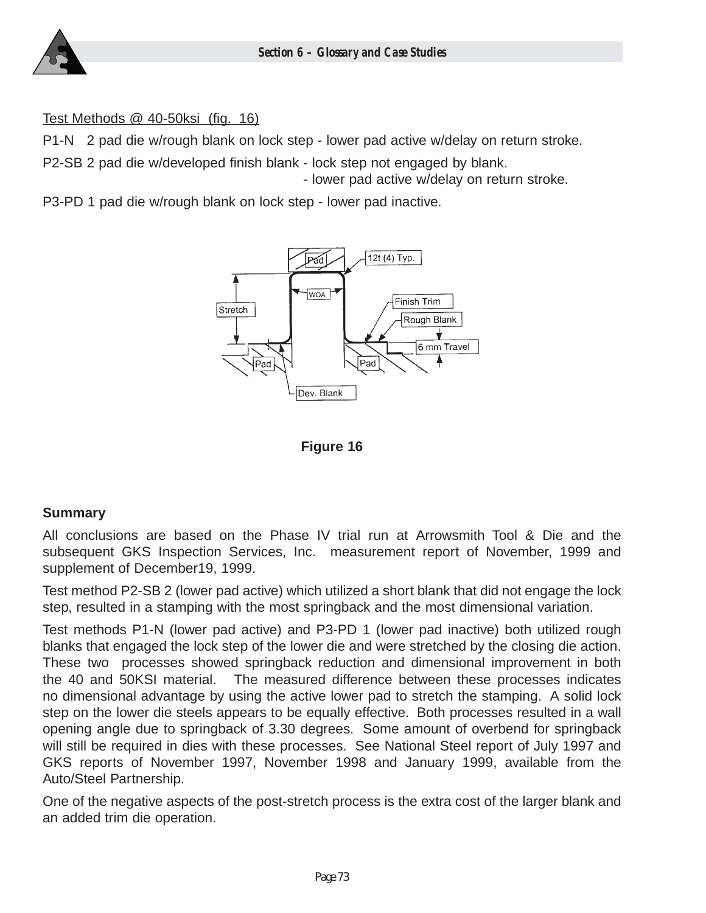Test Methods @ 40-50ksi (fig. 16)

P1-N 2 pad die w/rough blank on lock step - lower pad active w/delay on return stroke.

P2-SB 2 pad die w/developed finish blank - lock step not engaged by blank.
- lower pad active w/delay on return stroke.

P3-PD 1 pad die w/rough blank on lock step - lower pad inactive.

**Figure 16**

**Summary**

All conclusions are based on the Phase IV trial run at Arrowsmith Tool & Die and the subsequent GKS Inspection Services, Inc. measurement report of November, 1999 and supplement of December19, 1999.

Test method P2-SB 2 (lower pad active) which utilized a short blank that did not engage the lock step, resulted in a stamping with the most springback and the most dimensional variation.

Test methods P1-N (lower pad active) and P3-PD 1 (lower pad inactive) both utilized rough blanks that engaged the lock step of the lower die and were stretched by the closing die action. These two processes showed springback reduction and dimensional improvement in both the 40 and 50KSI material. The measured difference between these processes indicates no dimensional advantage by using the active lower pad to stretch the stamping. A solid lock step on the lower die steels appears to be equally effective. Both processes resulted in a wall opening angle due to springback of 3.30 degrees. Some amount of overbend for springback will still be required in dies with these processes. See National Steel report of July 1997 and GKS reports of November 1997, November 1998 and January 1999, available from the Auto/Steel Partnership.

One of the negative aspects of the post-stretch process is the extra cost of the larger blank and an added trim die operation.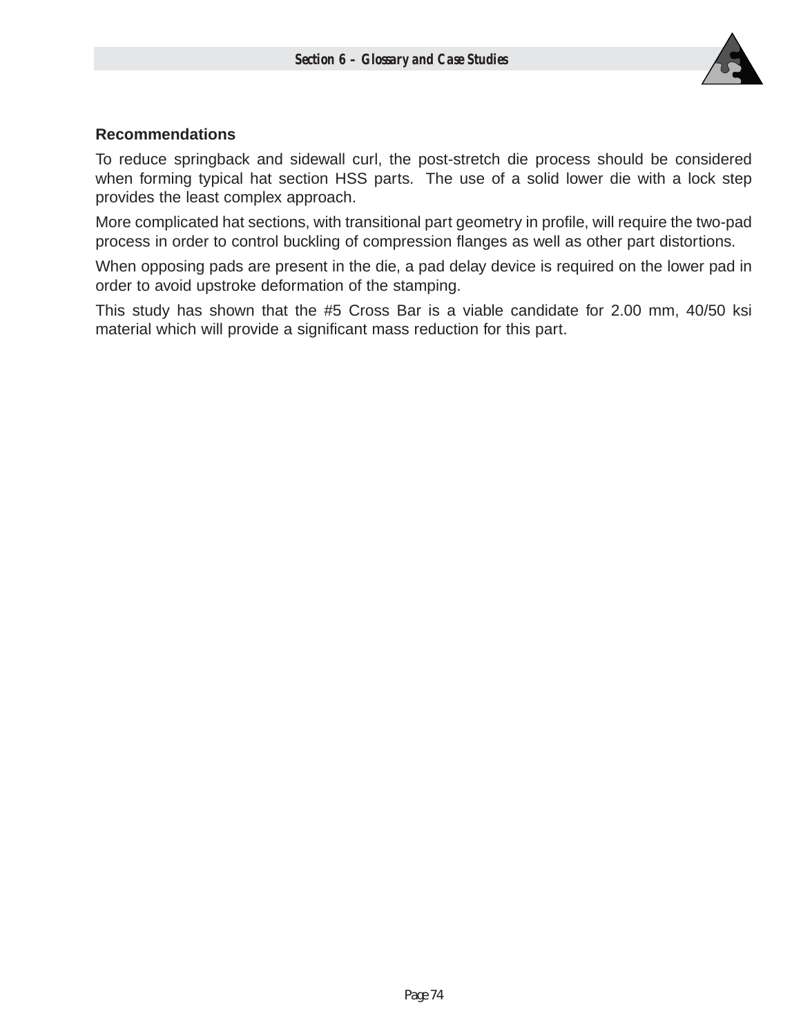**Recommendations**

To reduce springback and sidewall curl, the post-stretch die process should be considered when forming typical hat section HSS parts. The use of a solid lower die with a lock step provides the least complex approach.

More complicated hat sections, with transitional part geometry in profile, will require the two-pad process in order to control buckling of compression flanges as well as other part distortions.

When opposing pads are present in the die, a pad delay device is required on the lower pad in order to avoid upstroke deformation of the stamping.

This study has shown that the #5 Cross Bar is a viable candidate for 2.00 mm, 40/50 ksi material which will provide a significant mass reduction for this part.